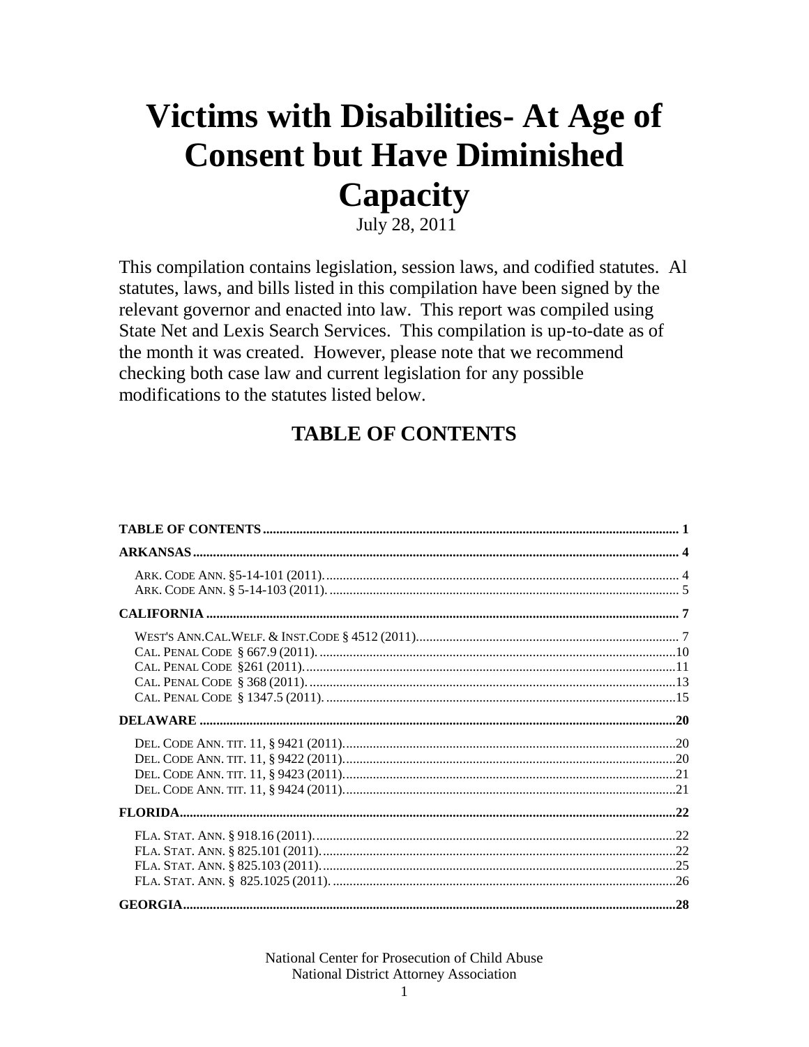# Victims with Disabilities- At Age of Consent but Have Diminished Capacity

July 28, 2011

This compilation contains legislation, session laws, and codified statutes. Al statutes, laws, and bills listed in this compilation have been signed by the relevant governor and enacted into law. This report was compiled using State Net and Lexis Search Services. This compilation is up-to-date as of the month it was created. However, please note that we recommend checking both case law and current legislation for any possible modifications to the statutes listed below.

## TABLE OF CONTENTS

**TABLE OF CONTENTS** ........................................................................ 1

**ARKANSAS** ........................................................................ 4

- ARK. CODE ANN. §5-14-101 (2011). ........................................................................ 4
- ARK. CODE ANN. § 5-14-103 (2011). ........................................................................ 5

**CALIFORNIA** ........................................................................ 7

- WEST'S ANN.CAL.WELF. & INST.CODE § 4512 (2011). ........................................................................ 7
- CAL. PENAL CODE § 667.9 (2011). ........................................................................ 10
- CAL. PENAL CODE §261 (2011). ........................................................................ 11
- CAL. PENAL CODE § 368 (2011). ........................................................................ 13
- CAL. PENAL CODE § 1347.5 (2011). ........................................................................ 15

**DELAWARE** ........................................................................ 20

- DEL. CODE ANN. TIT. 11, § 9421 (2011). ........................................................................ 20
- DEL. CODE ANN. TIT. 11, § 9422 (2011). ........................................................................ 20
- DEL. CODE ANN. TIT. 11, § 9423 (2011). ........................................................................ 21
- DEL. CODE ANN. TIT. 11, § 9424 (2011). ........................................................................ 21

**FLORIDA** ........................................................................ 22

- FLA. STAT. ANN. § 918.16 (2011). ........................................................................ 22
- FLA. STAT. ANN. § 825.101 (2011). ........................................................................ 22
- FLA. STAT. ANN. § 825.103 (2011). ........................................................................ 25
- FLA. STAT. ANN. § 825.1025 (2011). ........................................................................ 26

**GEORGIA** ........................................................................ 28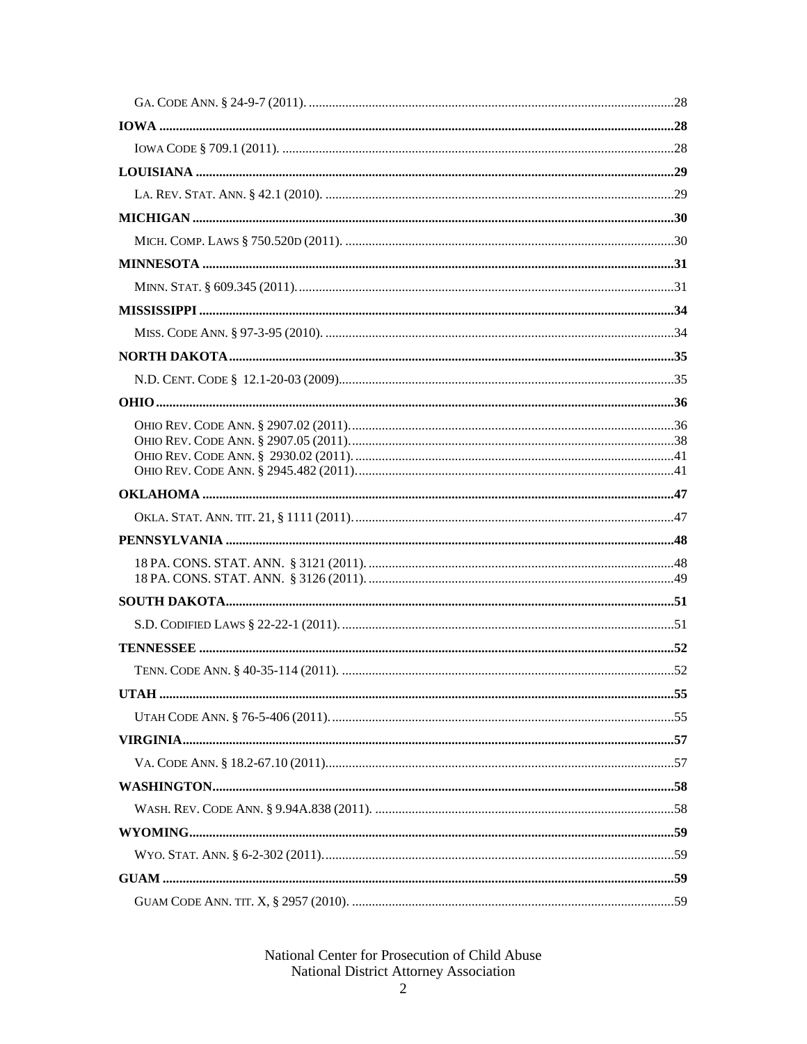GA. CODE ANN. § 24-9-7 (2011). ....................................................................................................28

**IOWA** ....................................................................................................................................28

IOWA CODE § 709.1 (2011). ........................................................................................................28

**LOUISIANA** ............................................................................................................................29

LA. REV. STAT. ANN. § 42.1 (2010). ...........................................................................................29

**MICHIGAN** .............................................................................................................................30

MICH. COMP. LAWS § 750.520D (2011). ....................................................................................30

**MINNESOTA** ..........................................................................................................................31

MINN. STAT. § 609.345 (2011). ..................................................................................................31

**MISSISSIPPI** ...........................................................................................................................34

MISS. CODE ANN. § 97-3-95 (2010). ...........................................................................................34

**NORTH DAKOTA** ..................................................................................................................35

N.D. CENT. CODE § 12.1-20-03 (2009). .....................................................................................35

**OHIO** ........................................................................................................................................36

OHIO REV. CODE ANN. § 2907.02 (2011). ..................................................................................36
OHIO REV. CODE ANN. § 2907.05 (2011). ..................................................................................38
OHIO REV. CODE ANN. § 2930.02 (2011). ..................................................................................41
OHIO REV. CODE ANN. § 2945.482 (2011). ................................................................................41

**OKLAHOMA** ...........................................................................................................................47

OKLA. STAT. ANN. TIT. 21, § 1111 (2011). .................................................................................47

**PENNSYLVANIA** ....................................................................................................................48

18 PA. CONS. STAT. ANN. § 3121 (2011). ...................................................................................48
18 PA. CONS. STAT. ANN. § 3126 (2011). ...................................................................................49

**SOUTH DAKOTA** ....................................................................................................................51

S.D. CODIFIED LAWS § 22-22-1 (2011). .....................................................................................51

**TENNESSEE** ............................................................................................................................52

TENN. CODE ANN. § 40-35-114 (2011). ......................................................................................52

**UTAH** .......................................................................................................................................55

UTAH CODE ANN. § 76-5-406 (2011). ........................................................................................55

**VIRGINIA** ................................................................................................................................57

VA. CODE ANN. § 18.2-67.10 (2011). ..........................................................................................57

**WASHINGTON** .......................................................................................................................58

WASH. REV. CODE ANN. § 9.94A.838 (2011). .............................................................................58

**WYOMING** ..............................................................................................................................59

WYO. STAT. ANN. § 6-2-302 (2011). ...........................................................................................59

**GUAM** ......................................................................................................................................59

GUAM CODE ANN. TIT. X, § 2957 (2010). ...................................................................................59

National Center for Prosecution of Child Abuse
National District Attorney Association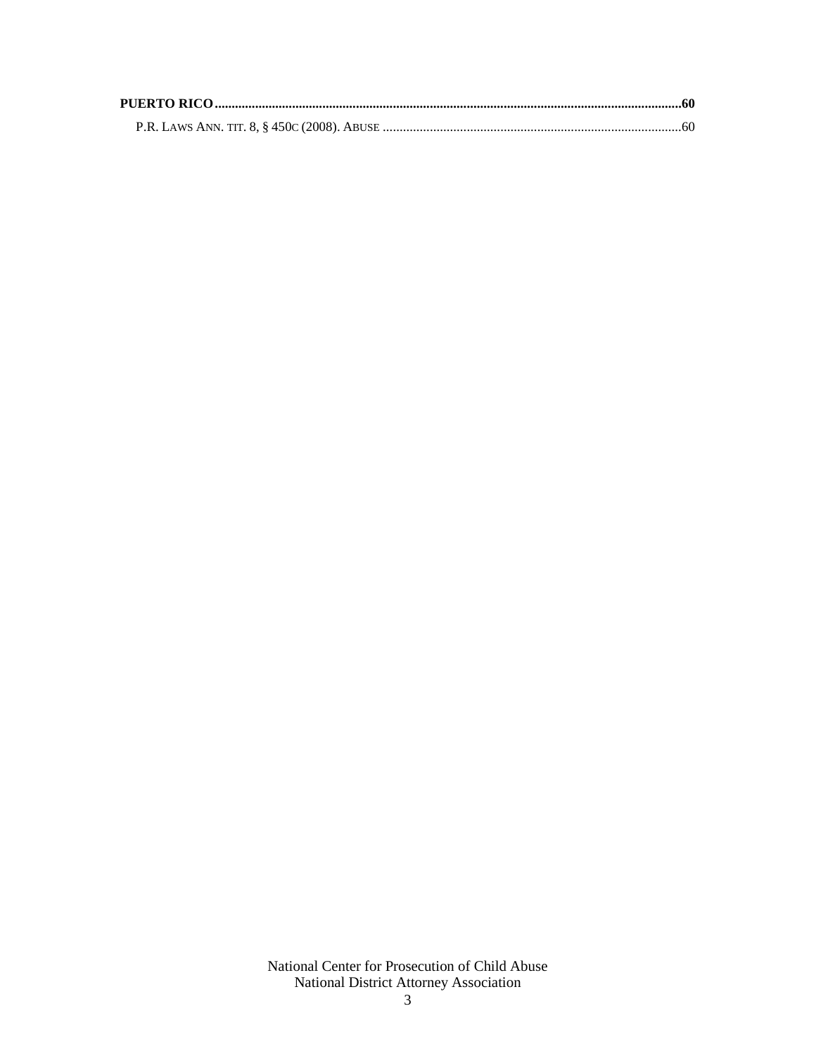**PUERTO RICO**..........................................................................................................................................60

P.R. LAWS ANN. TIT. 8, § 450C (2008). ABUSE ........................................................................................60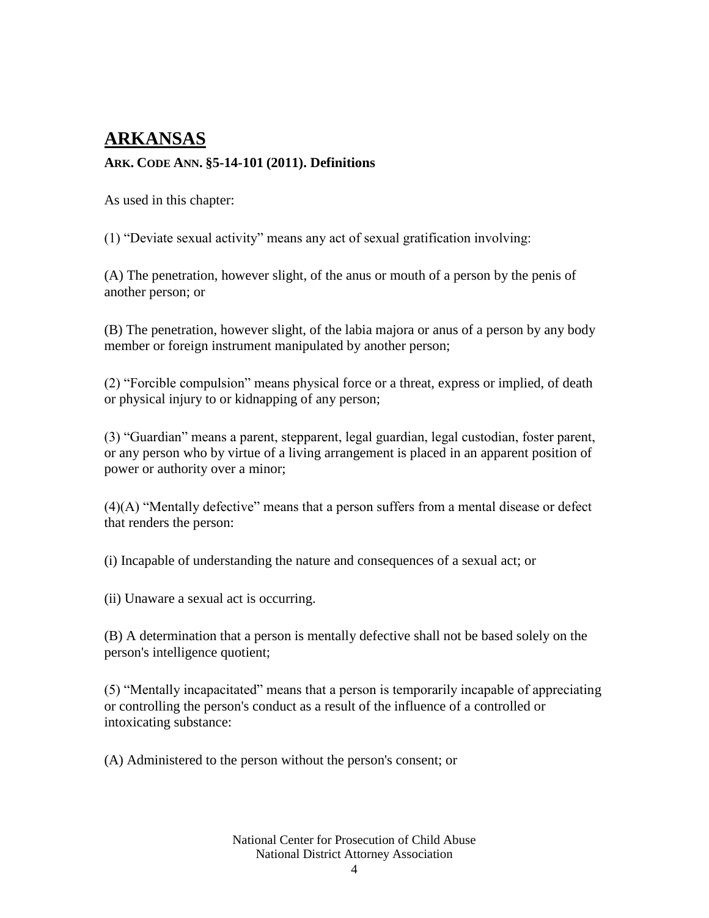## ARKANSAS

**ARK. CODE ANN. §5-14-101 (2011). Definitions**

As used in this chapter:

(1) "Deviate sexual activity" means any act of sexual gratification involving:

(A) The penetration, however slight, of the anus or mouth of a person by the penis of another person; or

(B) The penetration, however slight, of the labia majora or anus of a person by any body member or foreign instrument manipulated by another person;

(2) "Forcible compulsion" means physical force or a threat, express or implied, of death or physical injury to or kidnapping of any person;

(3) "Guardian" means a parent, stepparent, legal guardian, legal custodian, foster parent, or any person who by virtue of a living arrangement is placed in an apparent position of power or authority over a minor;

(4)(A) "Mentally defective" means that a person suffers from a mental disease or defect that renders the person:

(i) Incapable of understanding the nature and consequences of a sexual act; or

(ii) Unaware a sexual act is occurring.

(B) A determination that a person is mentally defective shall not be based solely on the person's intelligence quotient;

(5) "Mentally incapacitated" means that a person is temporarily incapable of appreciating or controlling the person's conduct as a result of the influence of a controlled or intoxicating substance:

(A) Administered to the person without the person's consent; or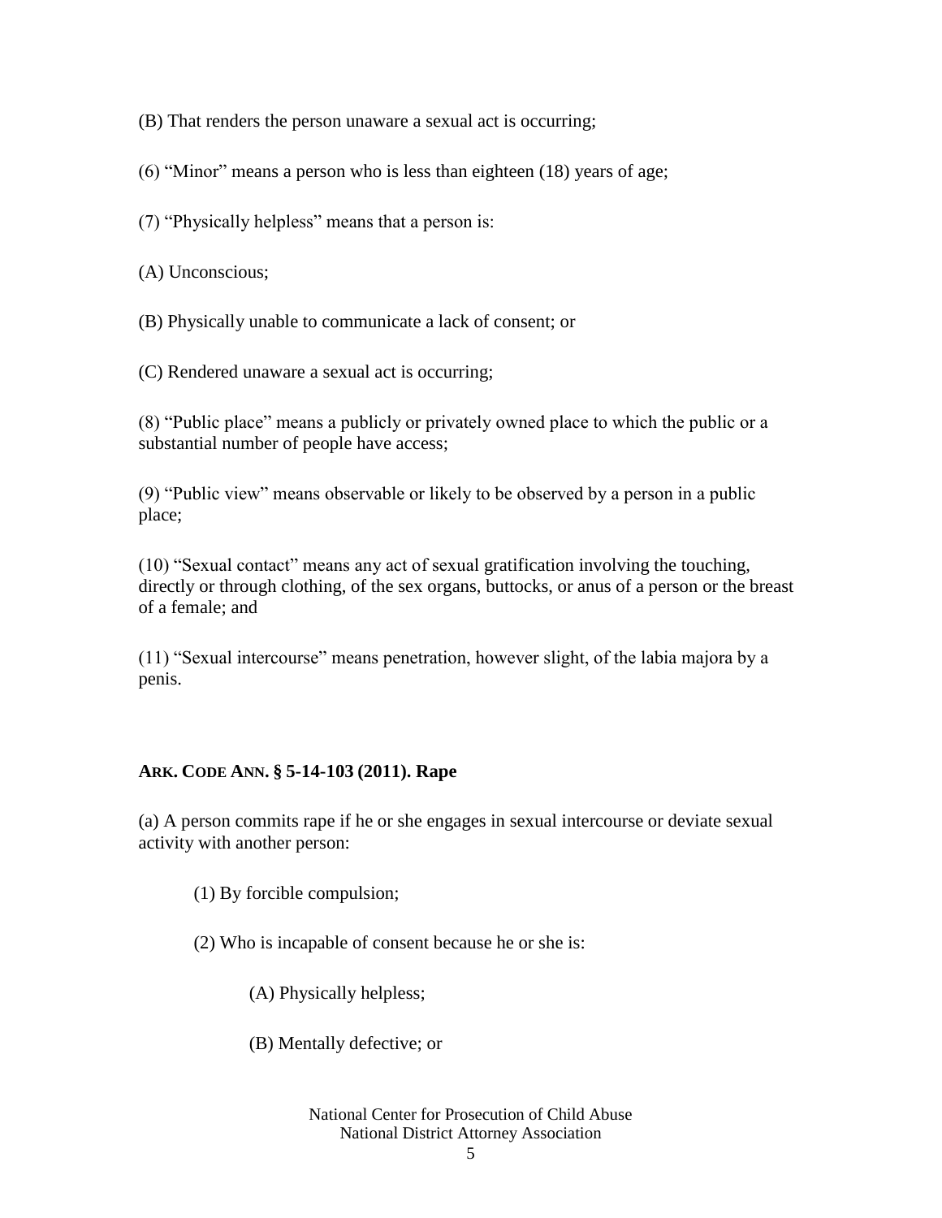(B) That renders the person unaware a sexual act is occurring;

(6) "Minor" means a person who is less than eighteen (18) years of age;

(7) "Physically helpless" means that a person is:

(A) Unconscious;

(B) Physically unable to communicate a lack of consent; or

(C) Rendered unaware a sexual act is occurring;

(8) "Public place" means a publicly or privately owned place to which the public or a substantial number of people have access;

(9) "Public view" means observable or likely to be observed by a person in a public place;

(10) "Sexual contact" means any act of sexual gratification involving the touching, directly or through clothing, of the sex organs, buttocks, or anus of a person or the breast of a female; and

(11) "Sexual intercourse" means penetration, however slight, of the labia majora by a penis.

**ARK. CODE ANN. § 5-14-103 (2011). Rape**

(a) A person commits rape if he or she engages in sexual intercourse or deviate sexual activity with another person:

(1) By forcible compulsion;

(2) Who is incapable of consent because he or she is:

(A) Physically helpless;

(B) Mentally defective; or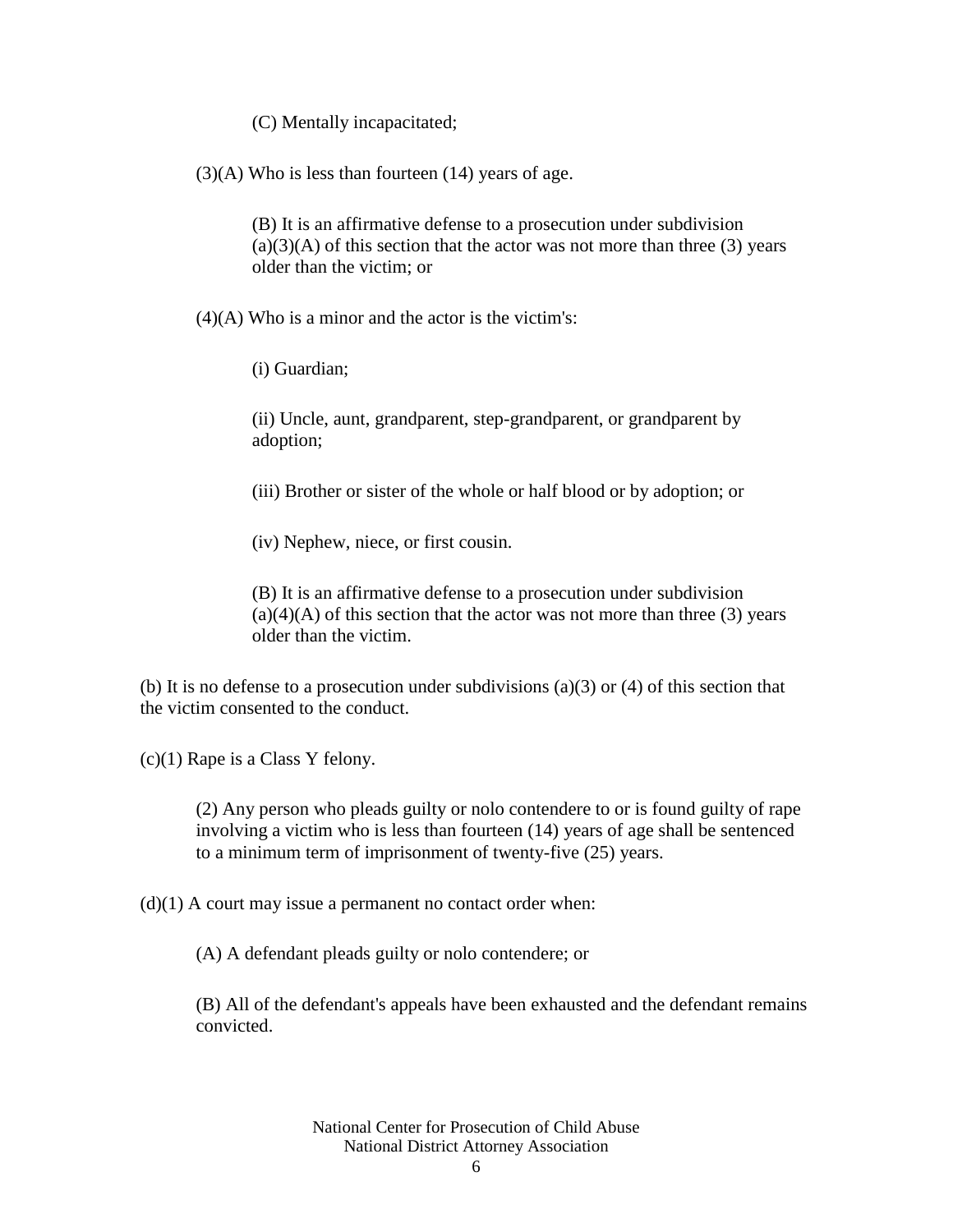(C) Mentally incapacitated;

(3)(A) Who is less than fourteen (14) years of age.

(B) It is an affirmative defense to a prosecution under subdivision (a)(3)(A) of this section that the actor was not more than three (3) years older than the victim; or

(4)(A) Who is a minor and the actor is the victim's:

(i) Guardian;

(ii) Uncle, aunt, grandparent, step-grandparent, or grandparent by adoption;

(iii) Brother or sister of the whole or half blood or by adoption; or

(iv) Nephew, niece, or first cousin.

(B) It is an affirmative defense to a prosecution under subdivision (a)(4)(A) of this section that the actor was not more than three (3) years older than the victim.

(b) It is no defense to a prosecution under subdivisions (a)(3) or (4) of this section that the victim consented to the conduct.

(c)(1) Rape is a Class Y felony.

(2) Any person who pleads guilty or nolo contendere to or is found guilty of rape involving a victim who is less than fourteen (14) years of age shall be sentenced to a minimum term of imprisonment of twenty-five (25) years.

(d)(1) A court may issue a permanent no contact order when:

(A) A defendant pleads guilty or nolo contendere; or

(B) All of the defendant's appeals have been exhausted and the defendant remains convicted.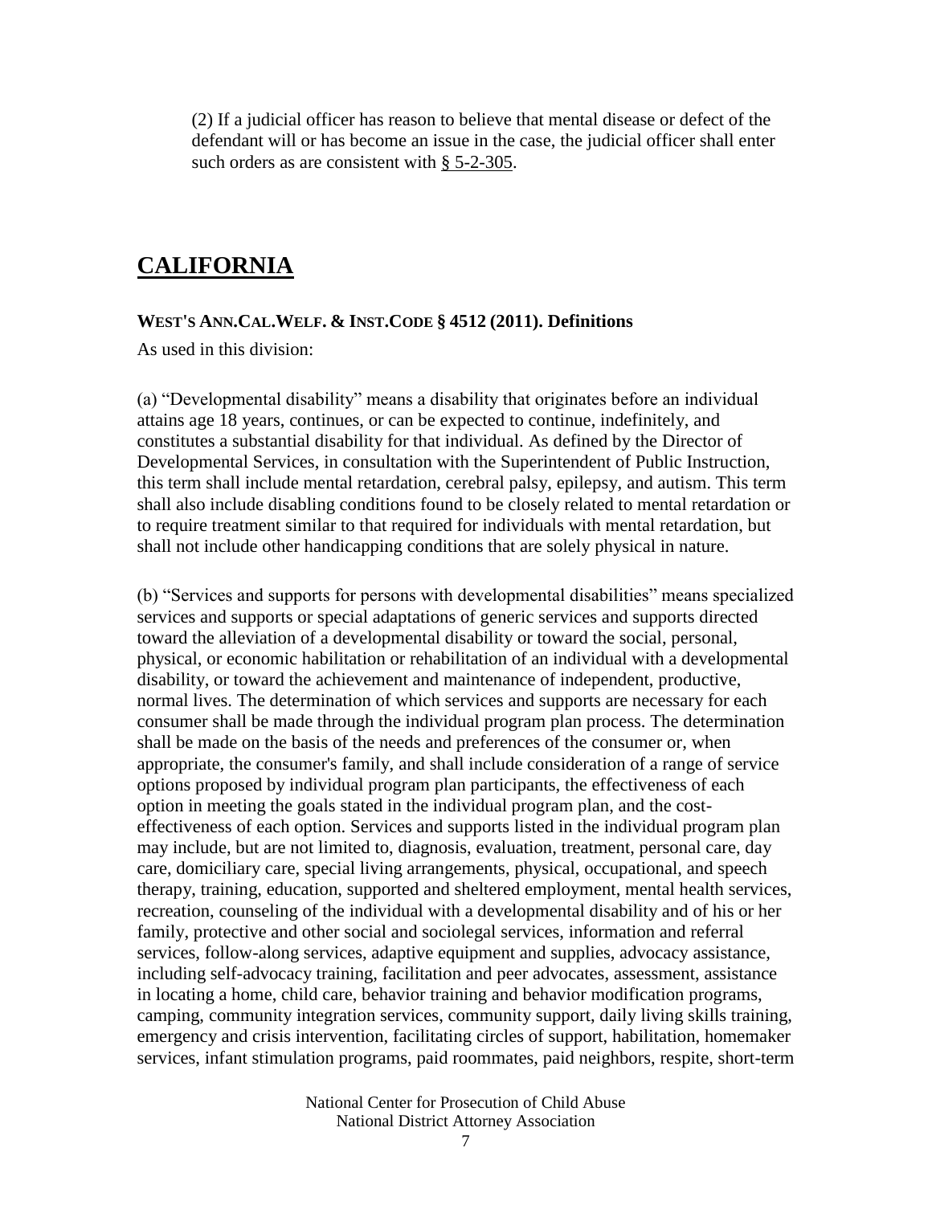(2) If a judicial officer has reason to believe that mental disease or defect of the defendant will or has become an issue in the case, the judicial officer shall enter such orders as are consistent with § 5-2-305.

## CALIFORNIA

**WEST'S ANN.CAL.WELF. & INST.CODE § 4512 (2011). Definitions**

As used in this division:

(a) "Developmental disability" means a disability that originates before an individual attains age 18 years, continues, or can be expected to continue, indefinitely, and constitutes a substantial disability for that individual. As defined by the Director of Developmental Services, in consultation with the Superintendent of Public Instruction, this term shall include mental retardation, cerebral palsy, epilepsy, and autism. This term shall also include disabling conditions found to be closely related to mental retardation or to require treatment similar to that required for individuals with mental retardation, but shall not include other handicapping conditions that are solely physical in nature.

(b) "Services and supports for persons with developmental disabilities" means specialized services and supports or special adaptations of generic services and supports directed toward the alleviation of a developmental disability or toward the social, personal, physical, or economic habilitation or rehabilitation of an individual with a developmental disability, or toward the achievement and maintenance of independent, productive, normal lives. The determination of which services and supports are necessary for each consumer shall be made through the individual program plan process. The determination shall be made on the basis of the needs and preferences of the consumer or, when appropriate, the consumer's family, and shall include consideration of a range of service options proposed by individual program plan participants, the effectiveness of each option in meeting the goals stated in the individual program plan, and the cost-effectiveness of each option. Services and supports listed in the individual program plan may include, but are not limited to, diagnosis, evaluation, treatment, personal care, day care, domiciliary care, special living arrangements, physical, occupational, and speech therapy, training, education, supported and sheltered employment, mental health services, recreation, counseling of the individual with a developmental disability and of his or her family, protective and other social and sociolegal services, information and referral services, follow-along services, adaptive equipment and supplies, advocacy assistance, including self-advocacy training, facilitation and peer advocates, assessment, assistance in locating a home, child care, behavior training and behavior modification programs, camping, community integration services, community support, daily living skills training, emergency and crisis intervention, facilitating circles of support, habilitation, homemaker services, infant stimulation programs, paid roommates, paid neighbors, respite, short-term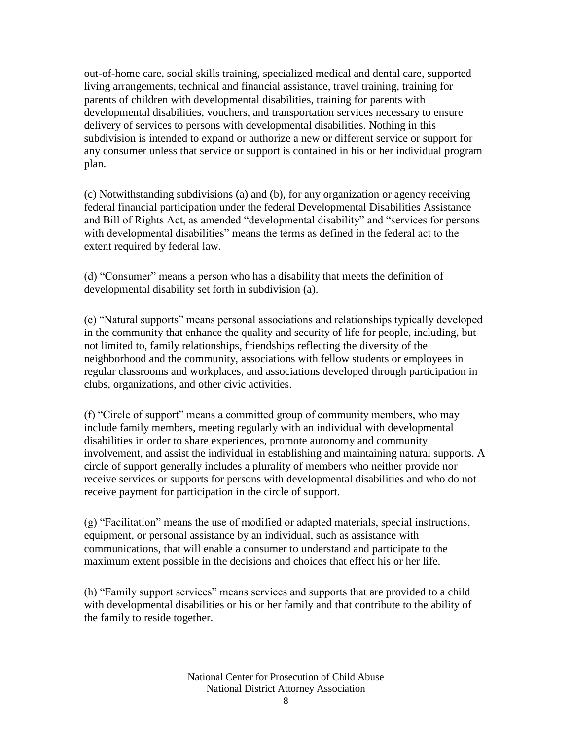out-of-home care, social skills training, specialized medical and dental care, supported living arrangements, technical and financial assistance, travel training, training for parents of children with developmental disabilities, training for parents with developmental disabilities, vouchers, and transportation services necessary to ensure delivery of services to persons with developmental disabilities. Nothing in this subdivision is intended to expand or authorize a new or different service or support for any consumer unless that service or support is contained in his or her individual program plan.

(c) Notwithstanding subdivisions (a) and (b), for any organization or agency receiving federal financial participation under the federal Developmental Disabilities Assistance and Bill of Rights Act, as amended "developmental disability" and "services for persons with developmental disabilities" means the terms as defined in the federal act to the extent required by federal law.

(d) "Consumer" means a person who has a disability that meets the definition of developmental disability set forth in subdivision (a).

(e) "Natural supports" means personal associations and relationships typically developed in the community that enhance the quality and security of life for people, including, but not limited to, family relationships, friendships reflecting the diversity of the neighborhood and the community, associations with fellow students or employees in regular classrooms and workplaces, and associations developed through participation in clubs, organizations, and other civic activities.

(f) "Circle of support" means a committed group of community members, who may include family members, meeting regularly with an individual with developmental disabilities in order to share experiences, promote autonomy and community involvement, and assist the individual in establishing and maintaining natural supports. A circle of support generally includes a plurality of members who neither provide nor receive services or supports for persons with developmental disabilities and who do not receive payment for participation in the circle of support.

(g) "Facilitation" means the use of modified or adapted materials, special instructions, equipment, or personal assistance by an individual, such as assistance with communications, that will enable a consumer to understand and participate to the maximum extent possible in the decisions and choices that effect his or her life.

(h) "Family support services" means services and supports that are provided to a child with developmental disabilities or his or her family and that contribute to the ability of the family to reside together.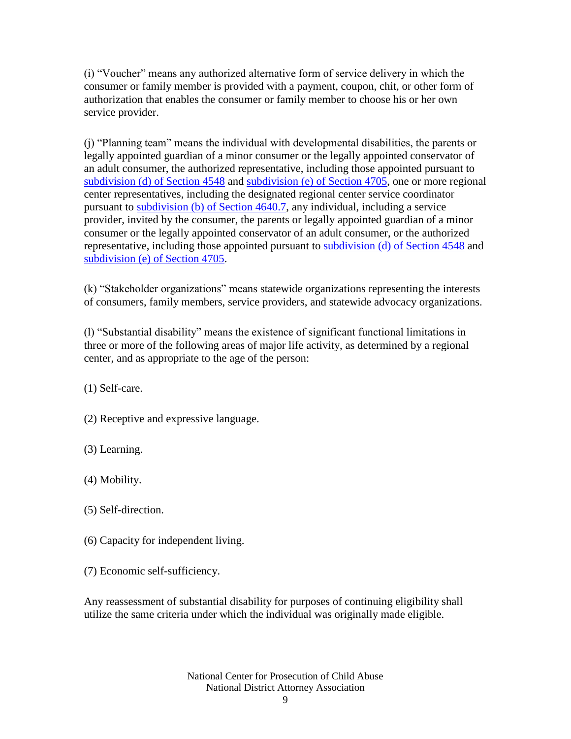(i) "Voucher" means any authorized alternative form of service delivery in which the consumer or family member is provided with a payment, coupon, chit, or other form of authorization that enables the consumer or family member to choose his or her own service provider.

(j) "Planning team" means the individual with developmental disabilities, the parents or legally appointed guardian of a minor consumer or the legally appointed conservator of an adult consumer, the authorized representative, including those appointed pursuant to subdivision (d) of Section 4548 and subdivision (e) of Section 4705, one or more regional center representatives, including the designated regional center service coordinator pursuant to subdivision (b) of Section 4640.7, any individual, including a service provider, invited by the consumer, the parents or legally appointed guardian of a minor consumer or the legally appointed conservator of an adult consumer, or the authorized representative, including those appointed pursuant to subdivision (d) of Section 4548 and subdivision (e) of Section 4705.

(k) "Stakeholder organizations" means statewide organizations representing the interests of consumers, family members, service providers, and statewide advocacy organizations.

(l) "Substantial disability" means the existence of significant functional limitations in three or more of the following areas of major life activity, as determined by a regional center, and as appropriate to the age of the person:

(1) Self-care.

(2) Receptive and expressive language.

(3) Learning.

(4) Mobility.

(5) Self-direction.

(6) Capacity for independent living.

(7) Economic self-sufficiency.

Any reassessment of substantial disability for purposes of continuing eligibility shall utilize the same criteria under which the individual was originally made eligible.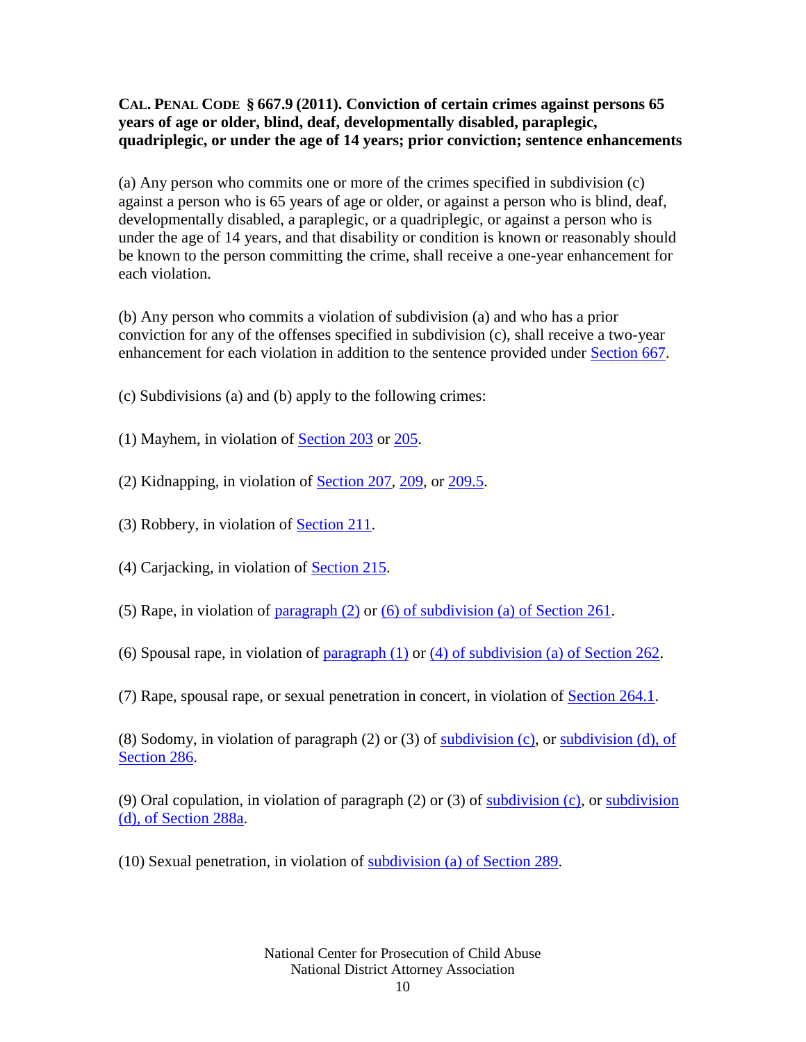**CAL. PENAL CODE § 667.9 (2011). Conviction of certain crimes against persons 65 years of age or older, blind, deaf, developmentally disabled, paraplegic, quadriplegic, or under the age of 14 years; prior conviction; sentence enhancements**

(a) Any person who commits one or more of the crimes specified in subdivision (c) against a person who is 65 years of age or older, or against a person who is blind, deaf, developmentally disabled, a paraplegic, or a quadriplegic, or against a person who is under the age of 14 years, and that disability or condition is known or reasonably should be known to the person committing the crime, shall receive a one-year enhancement for each violation.

(b) Any person who commits a violation of subdivision (a) and who has a prior conviction for any of the offenses specified in subdivision (c), shall receive a two-year enhancement for each violation in addition to the sentence provided under Section 667.

(c) Subdivisions (a) and (b) apply to the following crimes:

(1) Mayhem, in violation of Section 203 or 205.

(2) Kidnapping, in violation of Section 207, 209, or 209.5.

(3) Robbery, in violation of Section 211.

(4) Carjacking, in violation of Section 215.

(5) Rape, in violation of paragraph (2) or (6) of subdivision (a) of Section 261.

(6) Spousal rape, in violation of paragraph (1) or (4) of subdivision (a) of Section 262.

(7) Rape, spousal rape, or sexual penetration in concert, in violation of Section 264.1.

(8) Sodomy, in violation of paragraph (2) or (3) of subdivision (c), or subdivision (d), of Section 286.

(9) Oral copulation, in violation of paragraph (2) or (3) of subdivision (c), or subdivision (d), of Section 288a.

(10) Sexual penetration, in violation of subdivision (a) of Section 289.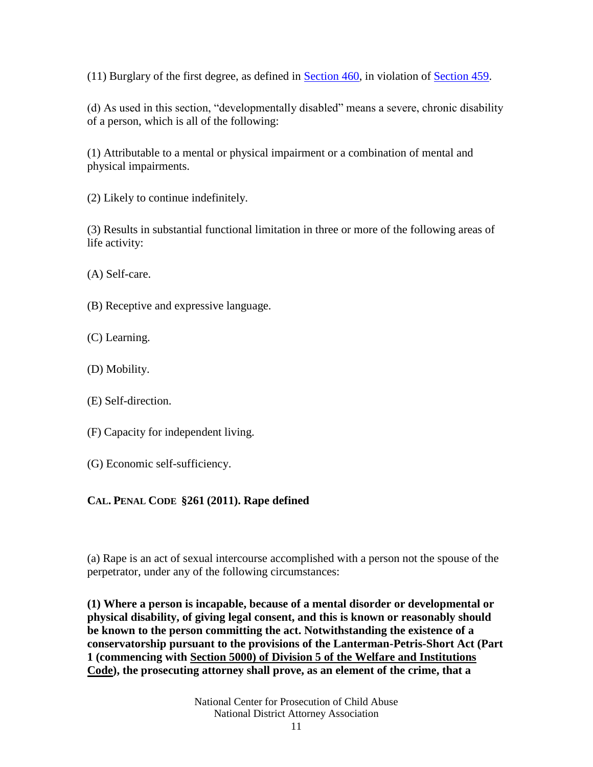(11) Burglary of the first degree, as defined in Section 460, in violation of Section 459.

(d) As used in this section, "developmentally disabled" means a severe, chronic disability of a person, which is all of the following:

(1) Attributable to a mental or physical impairment or a combination of mental and physical impairments.

(2) Likely to continue indefinitely.

(3) Results in substantial functional limitation in three or more of the following areas of life activity:

(A) Self-care.

(B) Receptive and expressive language.

(C) Learning.

(D) Mobility.

(E) Self-direction.

(F) Capacity for independent living.

(G) Economic self-sufficiency.

## CAL. PENAL CODE §261 (2011). Rape defined

(a) Rape is an act of sexual intercourse accomplished with a person not the spouse of the perpetrator, under any of the following circumstances:

**(1) Where a person is incapable, because of a mental disorder or developmental or physical disability, of giving legal consent, and this is known or reasonably should be known to the person committing the act. Notwithstanding the existence of a conservatorship pursuant to the provisions of the Lanterman-Petris-Short Act (Part 1 (commencing with Section 5000) of Division 5 of the Welfare and Institutions Code), the prosecuting attorney shall prove, as an element of the crime, that a**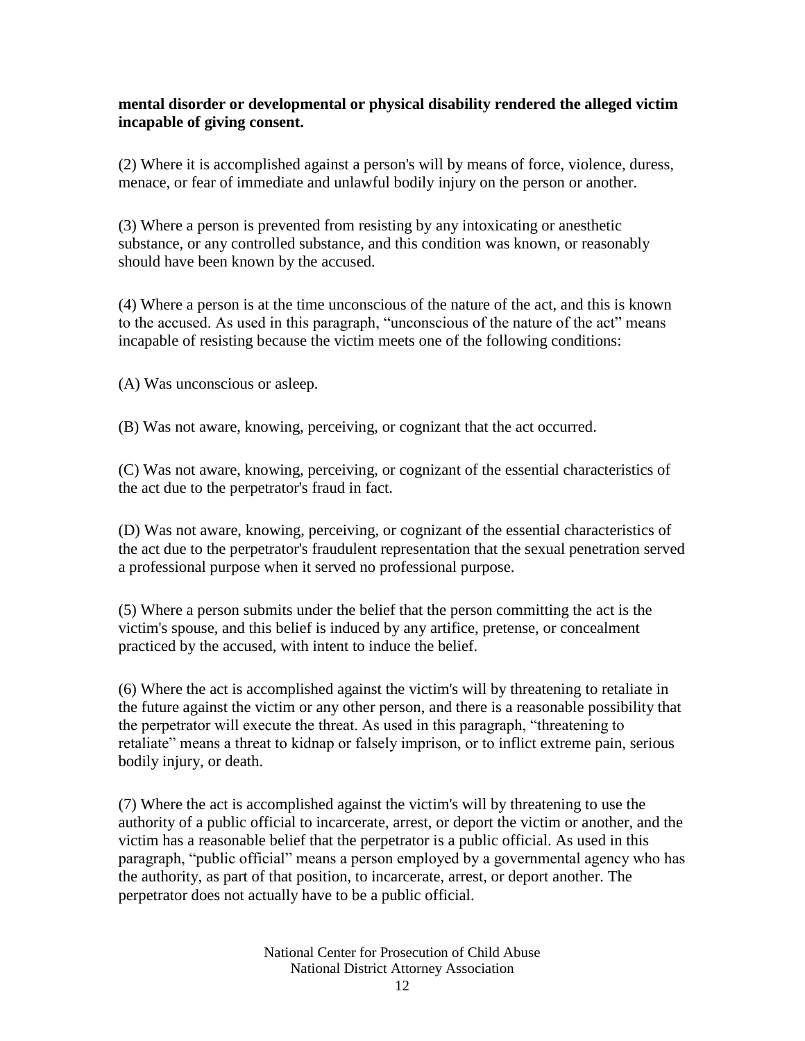**mental disorder or developmental or physical disability rendered the alleged victim incapable of giving consent.**

(2) Where it is accomplished against a person's will by means of force, violence, duress, menace, or fear of immediate and unlawful bodily injury on the person or another.

(3) Where a person is prevented from resisting by any intoxicating or anesthetic substance, or any controlled substance, and this condition was known, or reasonably should have been known by the accused.

(4) Where a person is at the time unconscious of the nature of the act, and this is known to the accused. As used in this paragraph, "unconscious of the nature of the act" means incapable of resisting because the victim meets one of the following conditions:

(A) Was unconscious or asleep.

(B) Was not aware, knowing, perceiving, or cognizant that the act occurred.

(C) Was not aware, knowing, perceiving, or cognizant of the essential characteristics of the act due to the perpetrator's fraud in fact.

(D) Was not aware, knowing, perceiving, or cognizant of the essential characteristics of the act due to the perpetrator's fraudulent representation that the sexual penetration served a professional purpose when it served no professional purpose.

(5) Where a person submits under the belief that the person committing the act is the victim's spouse, and this belief is induced by any artifice, pretense, or concealment practiced by the accused, with intent to induce the belief.

(6) Where the act is accomplished against the victim's will by threatening to retaliate in the future against the victim or any other person, and there is a reasonable possibility that the perpetrator will execute the threat. As used in this paragraph, "threatening to retaliate" means a threat to kidnap or falsely imprison, or to inflict extreme pain, serious bodily injury, or death.

(7) Where the act is accomplished against the victim's will by threatening to use the authority of a public official to incarcerate, arrest, or deport the victim or another, and the victim has a reasonable belief that the perpetrator is a public official. As used in this paragraph, "public official" means a person employed by a governmental agency who has the authority, as part of that position, to incarcerate, arrest, or deport another. The perpetrator does not actually have to be a public official.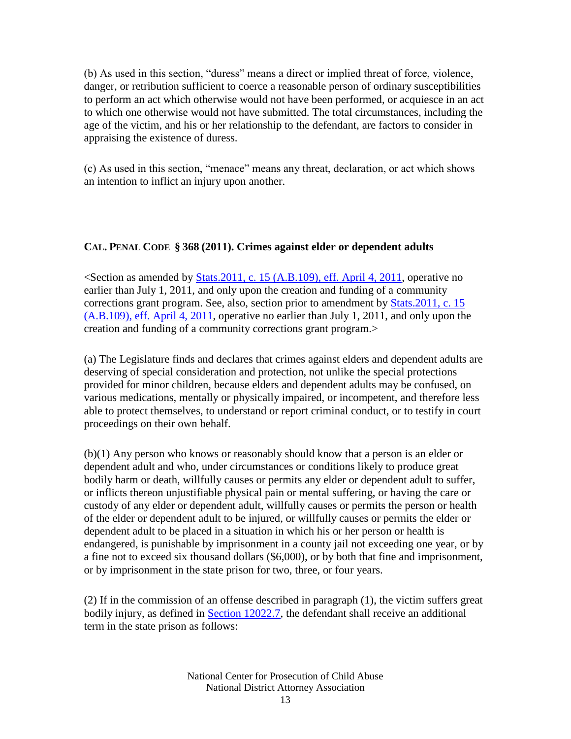(b) As used in this section, "duress" means a direct or implied threat of force, violence, danger, or retribution sufficient to coerce a reasonable person of ordinary susceptibilities to perform an act which otherwise would not have been performed, or acquiesce in an act to which one otherwise would not have submitted. The total circumstances, including the age of the victim, and his or her relationship to the defendant, are factors to consider in appraising the existence of duress.

(c) As used in this section, "menace" means any threat, declaration, or act which shows an intention to inflict an injury upon another.

### CAL. PENAL CODE § 368 (2011). Crimes against elder or dependent adults

<Section as amended by Stats.2011, c. 15 (A.B.109), eff. April 4, 2011, operative no earlier than July 1, 2011, and only upon the creation and funding of a community corrections grant program. See, also, section prior to amendment by Stats.2011, c. 15 (A.B.109), eff. April 4, 2011, operative no earlier than July 1, 2011, and only upon the creation and funding of a community corrections grant program.>

(a) The Legislature finds and declares that crimes against elders and dependent adults are deserving of special consideration and protection, not unlike the special protections provided for minor children, because elders and dependent adults may be confused, on various medications, mentally or physically impaired, or incompetent, and therefore less able to protect themselves, to understand or report criminal conduct, or to testify in court proceedings on their own behalf.

(b)(1) Any person who knows or reasonably should know that a person is an elder or dependent adult and who, under circumstances or conditions likely to produce great bodily harm or death, willfully causes or permits any elder or dependent adult to suffer, or inflicts thereon unjustifiable physical pain or mental suffering, or having the care or custody of any elder or dependent adult, willfully causes or permits the person or health of the elder or dependent adult to be injured, or willfully causes or permits the elder or dependent adult to be placed in a situation in which his or her person or health is endangered, is punishable by imprisonment in a county jail not exceeding one year, or by a fine not to exceed six thousand dollars ($6,000), or by both that fine and imprisonment, or by imprisonment in the state prison for two, three, or four years.

(2) If in the commission of an offense described in paragraph (1), the victim suffers great bodily injury, as defined in Section 12022.7, the defendant shall receive an additional term in the state prison as follows: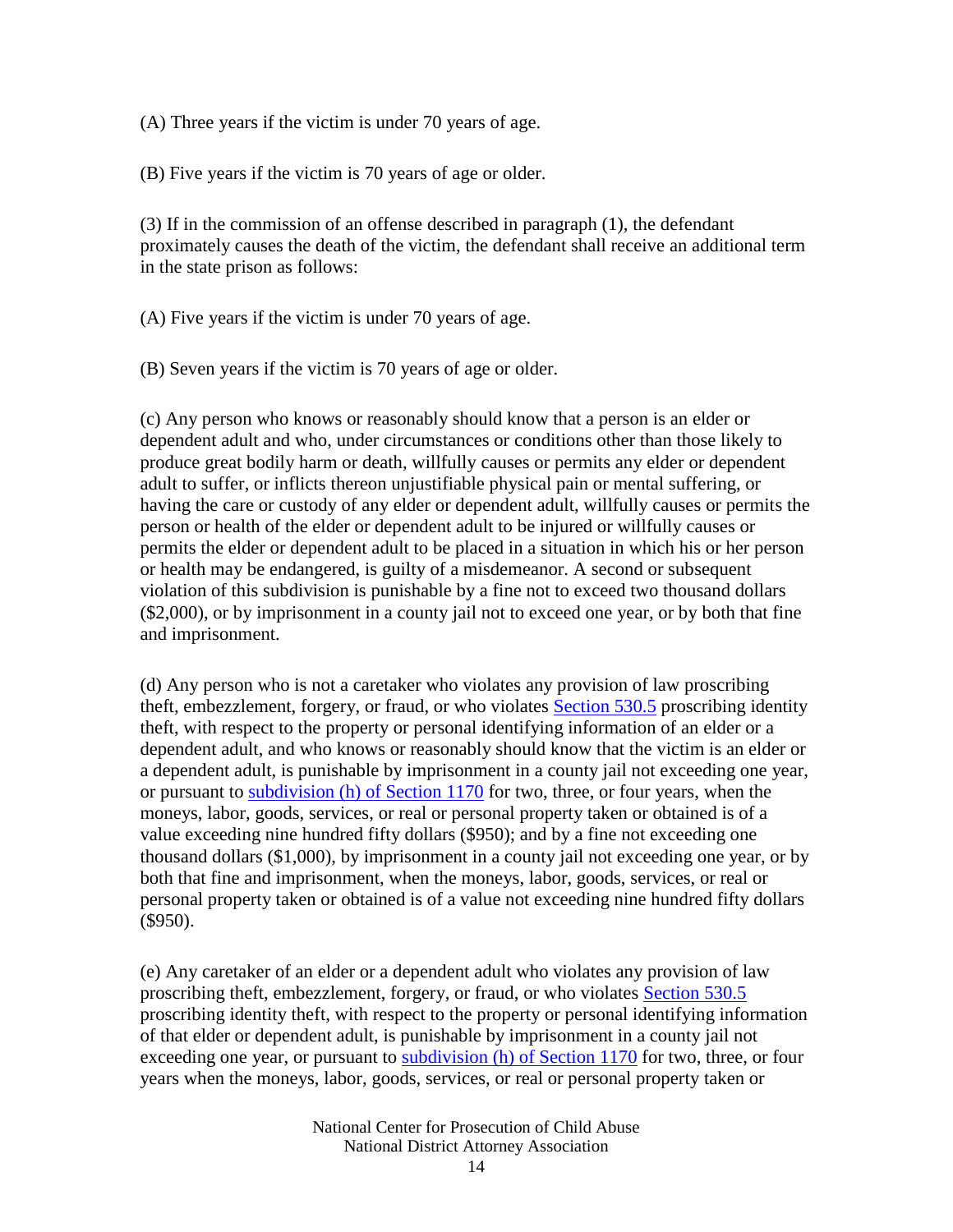(A) Three years if the victim is under 70 years of age.

(B) Five years if the victim is 70 years of age or older.

(3) If in the commission of an offense described in paragraph (1), the defendant proximately causes the death of the victim, the defendant shall receive an additional term in the state prison as follows:

(A) Five years if the victim is under 70 years of age.

(B) Seven years if the victim is 70 years of age or older.

(c) Any person who knows or reasonably should know that a person is an elder or dependent adult and who, under circumstances or conditions other than those likely to produce great bodily harm or death, willfully causes or permits any elder or dependent adult to suffer, or inflicts thereon unjustifiable physical pain or mental suffering, or having the care or custody of any elder or dependent adult, willfully causes or permits the person or health of the elder or dependent adult to be injured or willfully causes or permits the elder or dependent adult to be placed in a situation in which his or her person or health may be endangered, is guilty of a misdemeanor. A second or subsequent violation of this subdivision is punishable by a fine not to exceed two thousand dollars ($2,000), or by imprisonment in a county jail not to exceed one year, or by both that fine and imprisonment.

(d) Any person who is not a caretaker who violates any provision of law proscribing theft, embezzlement, forgery, or fraud, or who violates Section 530.5 proscribing identity theft, with respect to the property or personal identifying information of an elder or a dependent adult, and who knows or reasonably should know that the victim is an elder or a dependent adult, is punishable by imprisonment in a county jail not exceeding one year, or pursuant to subdivision (h) of Section 1170 for two, three, or four years, when the moneys, labor, goods, services, or real or personal property taken or obtained is of a value exceeding nine hundred fifty dollars ($950); and by a fine not exceeding one thousand dollars ($1,000), by imprisonment in a county jail not exceeding one year, or by both that fine and imprisonment, when the moneys, labor, goods, services, or real or personal property taken or obtained is of a value not exceeding nine hundred fifty dollars ($950).

(e) Any caretaker of an elder or a dependent adult who violates any provision of law proscribing theft, embezzlement, forgery, or fraud, or who violates Section 530.5 proscribing identity theft, with respect to the property or personal identifying information of that elder or dependent adult, is punishable by imprisonment in a county jail not exceeding one year, or pursuant to subdivision (h) of Section 1170 for two, three, or four years when the moneys, labor, goods, services, or real or personal property taken or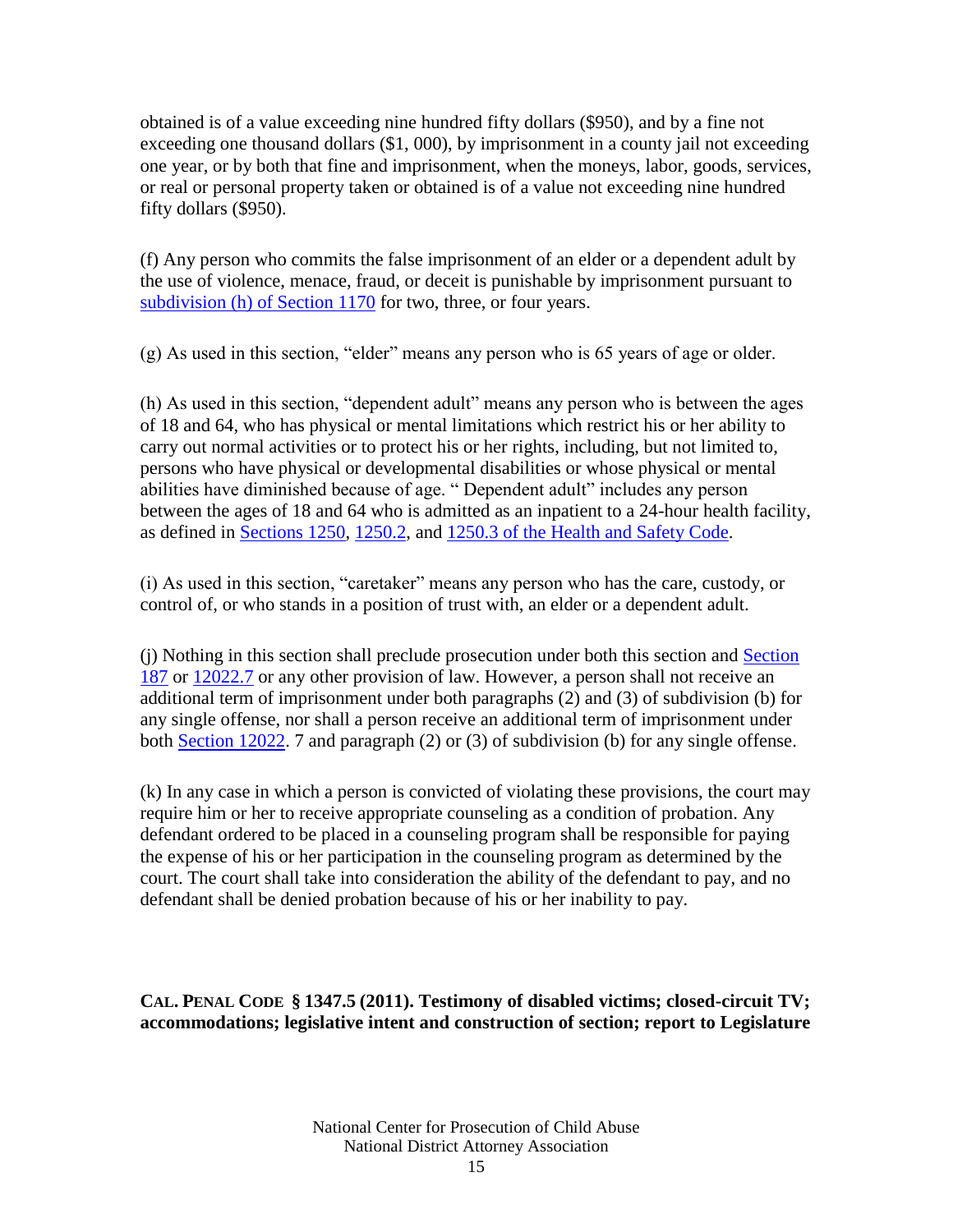obtained is of a value exceeding nine hundred fifty dollars ($950), and by a fine not exceeding one thousand dollars ($1, 000), by imprisonment in a county jail not exceeding one year, or by both that fine and imprisonment, when the moneys, labor, goods, services, or real or personal property taken or obtained is of a value not exceeding nine hundred fifty dollars ($950).

(f) Any person who commits the false imprisonment of an elder or a dependent adult by the use of violence, menace, fraud, or deceit is punishable by imprisonment pursuant to subdivision (h) of Section 1170 for two, three, or four years.

(g) As used in this section, "elder" means any person who is 65 years of age or older.

(h) As used in this section, "dependent adult" means any person who is between the ages of 18 and 64, who has physical or mental limitations which restrict his or her ability to carry out normal activities or to protect his or her rights, including, but not limited to, persons who have physical or developmental disabilities or whose physical or mental abilities have diminished because of age. " Dependent adult" includes any person between the ages of 18 and 64 who is admitted as an inpatient to a 24-hour health facility, as defined in Sections 1250, 1250.2, and 1250.3 of the Health and Safety Code.

(i) As used in this section, "caretaker" means any person who has the care, custody, or control of, or who stands in a position of trust with, an elder or a dependent adult.

(j) Nothing in this section shall preclude prosecution under both this section and Section 187 or 12022.7 or any other provision of law. However, a person shall not receive an additional term of imprisonment under both paragraphs (2) and (3) of subdivision (b) for any single offense, nor shall a person receive an additional term of imprisonment under both Section 12022. 7 and paragraph (2) or (3) of subdivision (b) for any single offense.

(k) In any case in which a person is convicted of violating these provisions, the court may require him or her to receive appropriate counseling as a condition of probation. Any defendant ordered to be placed in a counseling program shall be responsible for paying the expense of his or her participation in the counseling program as determined by the court. The court shall take into consideration the ability of the defendant to pay, and no defendant shall be denied probation because of his or her inability to pay.

**CAL. PENAL CODE § 1347.5 (2011). Testimony of disabled victims; closed-circuit TV; accommodations; legislative intent and construction of section; report to Legislature**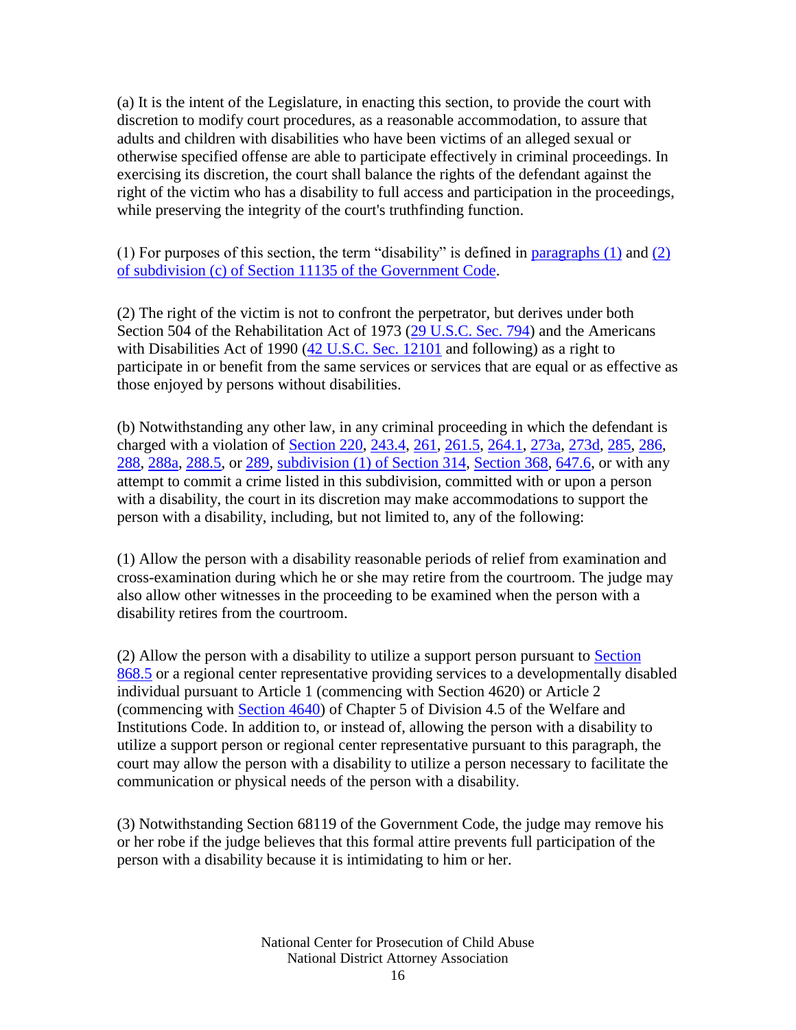(a) It is the intent of the Legislature, in enacting this section, to provide the court with discretion to modify court procedures, as a reasonable accommodation, to assure that adults and children with disabilities who have been victims of an alleged sexual or otherwise specified offense are able to participate effectively in criminal proceedings. In exercising its discretion, the court shall balance the rights of the defendant against the right of the victim who has a disability to full access and participation in the proceedings, while preserving the integrity of the court's truthfinding function.

(1) For purposes of this section, the term "disability" is defined in paragraphs (1) and (2) of subdivision (c) of Section 11135 of the Government Code.

(2) The right of the victim is not to confront the perpetrator, but derives under both Section 504 of the Rehabilitation Act of 1973 (29 U.S.C. Sec. 794) and the Americans with Disabilities Act of 1990 (42 U.S.C. Sec. 12101 and following) as a right to participate in or benefit from the same services or services that are equal or as effective as those enjoyed by persons without disabilities.

(b) Notwithstanding any other law, in any criminal proceeding in which the defendant is charged with a violation of Section 220, 243.4, 261, 261.5, 264.1, 273a, 273d, 285, 286, 288, 288a, 288.5, or 289, subdivision (1) of Section 314, Section 368, 647.6, or with any attempt to commit a crime listed in this subdivision, committed with or upon a person with a disability, the court in its discretion may make accommodations to support the person with a disability, including, but not limited to, any of the following:

(1) Allow the person with a disability reasonable periods of relief from examination and cross-examination during which he or she may retire from the courtroom. The judge may also allow other witnesses in the proceeding to be examined when the person with a disability retires from the courtroom.

(2) Allow the person with a disability to utilize a support person pursuant to Section 868.5 or a regional center representative providing services to a developmentally disabled individual pursuant to Article 1 (commencing with Section 4620) or Article 2 (commencing with Section 4640) of Chapter 5 of Division 4.5 of the Welfare and Institutions Code. In addition to, or instead of, allowing the person with a disability to utilize a support person or regional center representative pursuant to this paragraph, the court may allow the person with a disability to utilize a person necessary to facilitate the communication or physical needs of the person with a disability.

(3) Notwithstanding Section 68119 of the Government Code, the judge may remove his or her robe if the judge believes that this formal attire prevents full participation of the person with a disability because it is intimidating to him or her.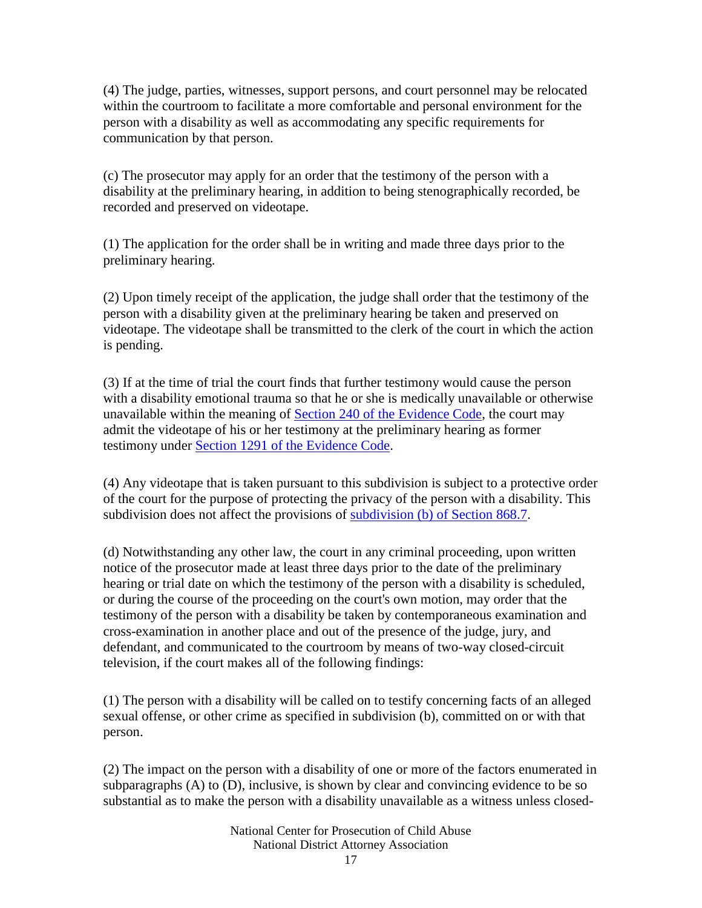(4) The judge, parties, witnesses, support persons, and court personnel may be relocated within the courtroom to facilitate a more comfortable and personal environment for the person with a disability as well as accommodating any specific requirements for communication by that person.

(c) The prosecutor may apply for an order that the testimony of the person with a disability at the preliminary hearing, in addition to being stenographically recorded, be recorded and preserved on videotape.

(1) The application for the order shall be in writing and made three days prior to the preliminary hearing.

(2) Upon timely receipt of the application, the judge shall order that the testimony of the person with a disability given at the preliminary hearing be taken and preserved on videotape. The videotape shall be transmitted to the clerk of the court in which the action is pending.

(3) If at the time of trial the court finds that further testimony would cause the person with a disability emotional trauma so that he or she is medically unavailable or otherwise unavailable within the meaning of Section 240 of the Evidence Code, the court may admit the videotape of his or her testimony at the preliminary hearing as former testimony under Section 1291 of the Evidence Code.

(4) Any videotape that is taken pursuant to this subdivision is subject to a protective order of the court for the purpose of protecting the privacy of the person with a disability. This subdivision does not affect the provisions of subdivision (b) of Section 868.7.

(d) Notwithstanding any other law, the court in any criminal proceeding, upon written notice of the prosecutor made at least three days prior to the date of the preliminary hearing or trial date on which the testimony of the person with a disability is scheduled, or during the course of the proceeding on the court's own motion, may order that the testimony of the person with a disability be taken by contemporaneous examination and cross-examination in another place and out of the presence of the judge, jury, and defendant, and communicated to the courtroom by means of two-way closed-circuit television, if the court makes all of the following findings:

(1) The person with a disability will be called on to testify concerning facts of an alleged sexual offense, or other crime as specified in subdivision (b), committed on or with that person.

(2) The impact on the person with a disability of one or more of the factors enumerated in subparagraphs (A) to (D), inclusive, is shown by clear and convincing evidence to be so substantial as to make the person with a disability unavailable as a witness unless closed-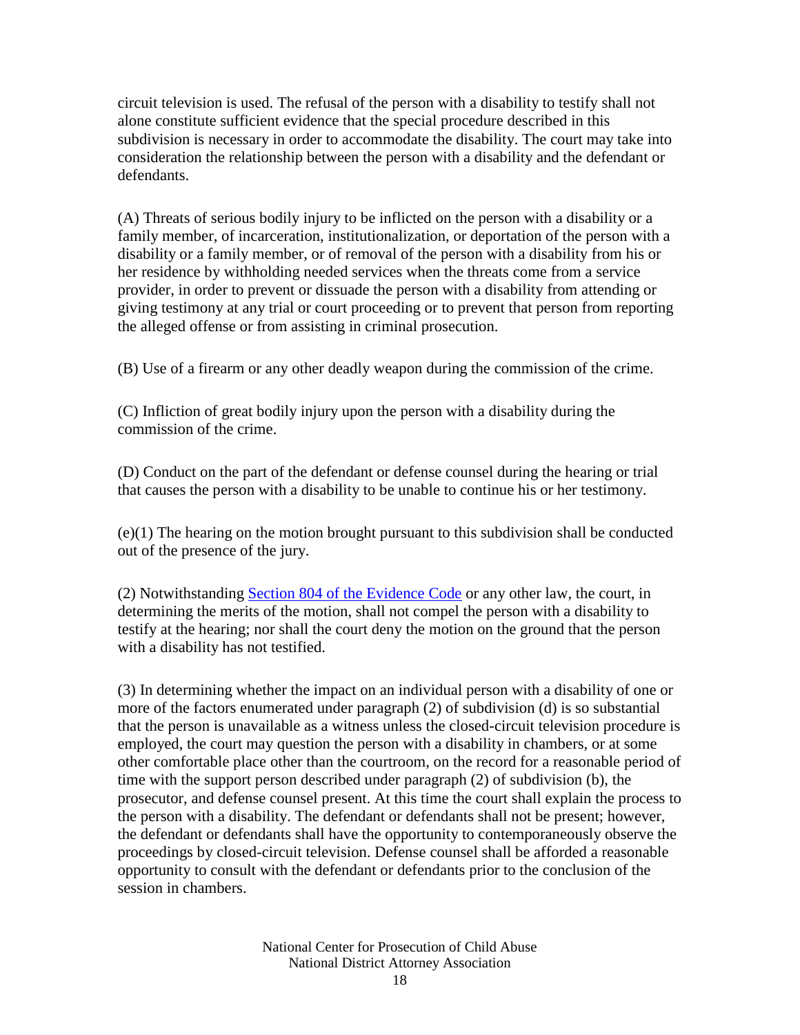circuit television is used. The refusal of the person with a disability to testify shall not alone constitute sufficient evidence that the special procedure described in this subdivision is necessary in order to accommodate the disability. The court may take into consideration the relationship between the person with a disability and the defendant or defendants.

(A) Threats of serious bodily injury to be inflicted on the person with a disability or a family member, of incarceration, institutionalization, or deportation of the person with a disability or a family member, or of removal of the person with a disability from his or her residence by withholding needed services when the threats come from a service provider, in order to prevent or dissuade the person with a disability from attending or giving testimony at any trial or court proceeding or to prevent that person from reporting the alleged offense or from assisting in criminal prosecution.

(B) Use of a firearm or any other deadly weapon during the commission of the crime.

(C) Infliction of great bodily injury upon the person with a disability during the commission of the crime.

(D) Conduct on the part of the defendant or defense counsel during the hearing or trial that causes the person with a disability to be unable to continue his or her testimony.

(e)(1) The hearing on the motion brought pursuant to this subdivision shall be conducted out of the presence of the jury.

(2) Notwithstanding Section 804 of the Evidence Code or any other law, the court, in determining the merits of the motion, shall not compel the person with a disability to testify at the hearing; nor shall the court deny the motion on the ground that the person with a disability has not testified.

(3) In determining whether the impact on an individual person with a disability of one or more of the factors enumerated under paragraph (2) of subdivision (d) is so substantial that the person is unavailable as a witness unless the closed-circuit television procedure is employed, the court may question the person with a disability in chambers, or at some other comfortable place other than the courtroom, on the record for a reasonable period of time with the support person described under paragraph (2) of subdivision (b), the prosecutor, and defense counsel present. At this time the court shall explain the process to the person with a disability. The defendant or defendants shall not be present; however, the defendant or defendants shall have the opportunity to contemporaneously observe the proceedings by closed-circuit television. Defense counsel shall be afforded a reasonable opportunity to consult with the defendant or defendants prior to the conclusion of the session in chambers.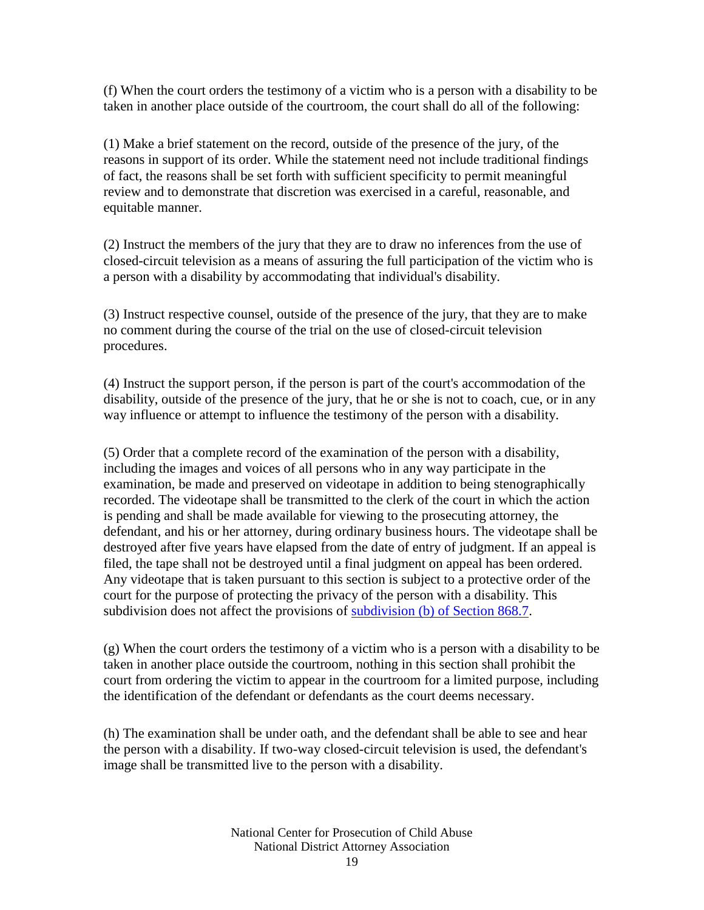(f) When the court orders the testimony of a victim who is a person with a disability to be taken in another place outside of the courtroom, the court shall do all of the following:

(1) Make a brief statement on the record, outside of the presence of the jury, of the reasons in support of its order. While the statement need not include traditional findings of fact, the reasons shall be set forth with sufficient specificity to permit meaningful review and to demonstrate that discretion was exercised in a careful, reasonable, and equitable manner.

(2) Instruct the members of the jury that they are to draw no inferences from the use of closed-circuit television as a means of assuring the full participation of the victim who is a person with a disability by accommodating that individual's disability.

(3) Instruct respective counsel, outside of the presence of the jury, that they are to make no comment during the course of the trial on the use of closed-circuit television procedures.

(4) Instruct the support person, if the person is part of the court's accommodation of the disability, outside of the presence of the jury, that he or she is not to coach, cue, or in any way influence or attempt to influence the testimony of the person with a disability.

(5) Order that a complete record of the examination of the person with a disability, including the images and voices of all persons who in any way participate in the examination, be made and preserved on videotape in addition to being stenographically recorded. The videotape shall be transmitted to the clerk of the court in which the action is pending and shall be made available for viewing to the prosecuting attorney, the defendant, and his or her attorney, during ordinary business hours. The videotape shall be destroyed after five years have elapsed from the date of entry of judgment. If an appeal is filed, the tape shall not be destroyed until a final judgment on appeal has been ordered. Any videotape that is taken pursuant to this section is subject to a protective order of the court for the purpose of protecting the privacy of the person with a disability. This subdivision does not affect the provisions of subdivision (b) of Section 868.7.

(g) When the court orders the testimony of a victim who is a person with a disability to be taken in another place outside the courtroom, nothing in this section shall prohibit the court from ordering the victim to appear in the courtroom for a limited purpose, including the identification of the defendant or defendants as the court deems necessary.

(h) The examination shall be under oath, and the defendant shall be able to see and hear the person with a disability. If two-way closed-circuit television is used, the defendant's image shall be transmitted live to the person with a disability.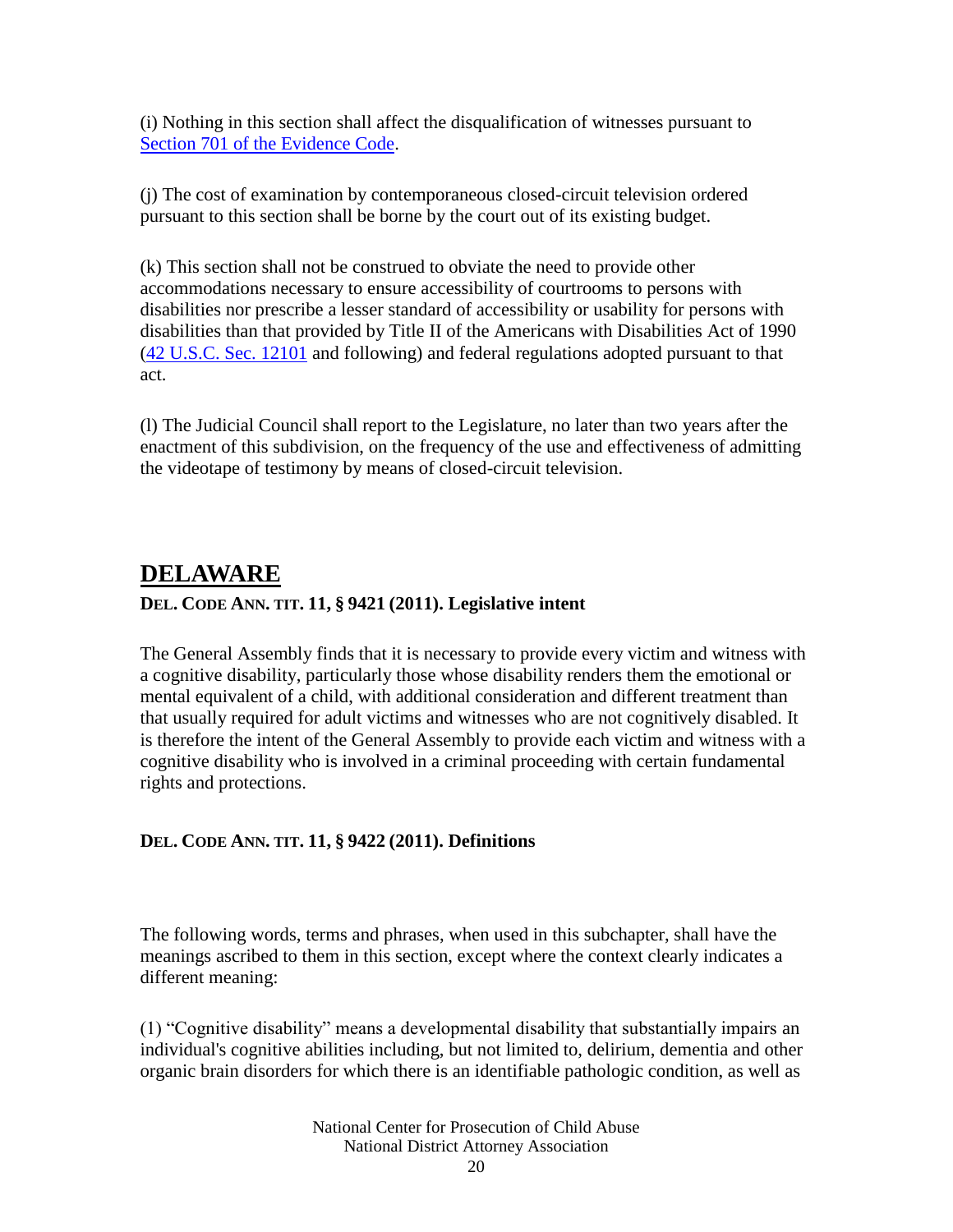(i) Nothing in this section shall affect the disqualification of witnesses pursuant to Section 701 of the Evidence Code.

(j) The cost of examination by contemporaneous closed-circuit television ordered pursuant to this section shall be borne by the court out of its existing budget.

(k) This section shall not be construed to obviate the need to provide other accommodations necessary to ensure accessibility of courtrooms to persons with disabilities nor prescribe a lesser standard of accessibility or usability for persons with disabilities than that provided by Title II of the Americans with Disabilities Act of 1990 (42 U.S.C. Sec. 12101 and following) and federal regulations adopted pursuant to that act.

(l) The Judicial Council shall report to the Legislature, no later than two years after the enactment of this subdivision, on the frequency of the use and effectiveness of admitting the videotape of testimony by means of closed-circuit television.

## DELAWARE

**DEL. CODE ANN. TIT. 11, § 9421 (2011). Legislative intent**

The General Assembly finds that it is necessary to provide every victim and witness with a cognitive disability, particularly those whose disability renders them the emotional or mental equivalent of a child, with additional consideration and different treatment than that usually required for adult victims and witnesses who are not cognitively disabled. It is therefore the intent of the General Assembly to provide each victim and witness with a cognitive disability who is involved in a criminal proceeding with certain fundamental rights and protections.

**DEL. CODE ANN. TIT. 11, § 9422 (2011). Definitions**

The following words, terms and phrases, when used in this subchapter, shall have the meanings ascribed to them in this section, except where the context clearly indicates a different meaning:

(1) "Cognitive disability" means a developmental disability that substantially impairs an individual's cognitive abilities including, but not limited to, delirium, dementia and other organic brain disorders for which there is an identifiable pathologic condition, as well as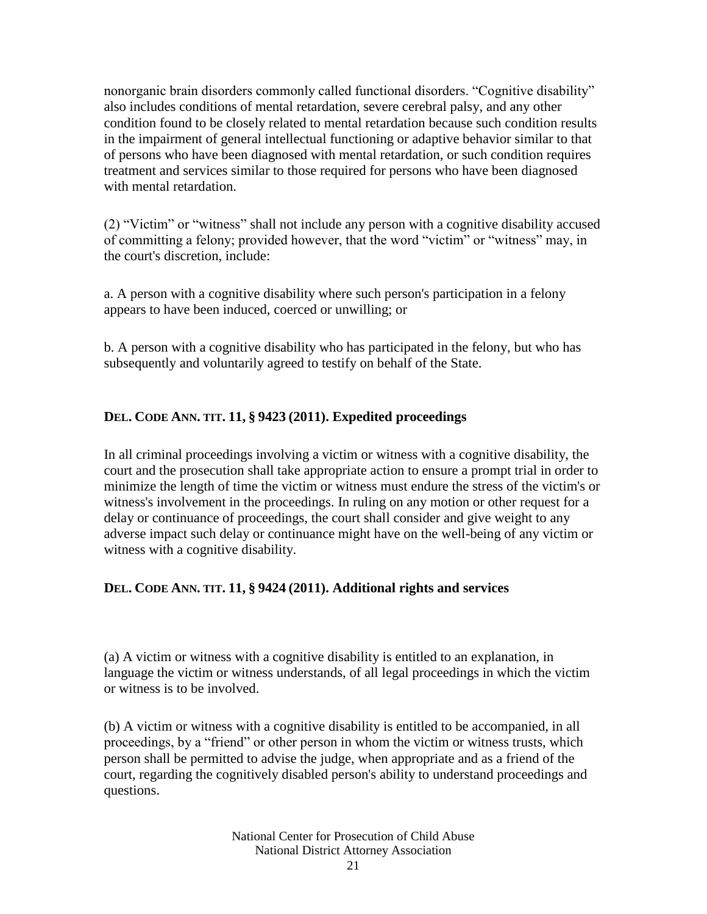nonorganic brain disorders commonly called functional disorders. "Cognitive disability" also includes conditions of mental retardation, severe cerebral palsy, and any other condition found to be closely related to mental retardation because such condition results in the impairment of general intellectual functioning or adaptive behavior similar to that of persons who have been diagnosed with mental retardation, or such condition requires treatment and services similar to those required for persons who have been diagnosed with mental retardation.

(2) "Victim" or "witness" shall not include any person with a cognitive disability accused of committing a felony; provided however, that the word "victim" or "witness" may, in the court's discretion, include:

a. A person with a cognitive disability where such person's participation in a felony appears to have been induced, coerced or unwilling; or

b. A person with a cognitive disability who has participated in the felony, but who has subsequently and voluntarily agreed to testify on behalf of the State.

### DEL. CODE ANN. TIT. 11, § 9423 (2011). Expedited proceedings

In all criminal proceedings involving a victim or witness with a cognitive disability, the court and the prosecution shall take appropriate action to ensure a prompt trial in order to minimize the length of time the victim or witness must endure the stress of the victim's or witness's involvement in the proceedings. In ruling on any motion or other request for a delay or continuance of proceedings, the court shall consider and give weight to any adverse impact such delay or continuance might have on the well-being of any victim or witness with a cognitive disability.

### DEL. CODE ANN. TIT. 11, § 9424 (2011). Additional rights and services

(a) A victim or witness with a cognitive disability is entitled to an explanation, in language the victim or witness understands, of all legal proceedings in which the victim or witness is to be involved.

(b) A victim or witness with a cognitive disability is entitled to be accompanied, in all proceedings, by a "friend" or other person in whom the victim or witness trusts, which person shall be permitted to advise the judge, when appropriate and as a friend of the court, regarding the cognitively disabled person's ability to understand proceedings and questions.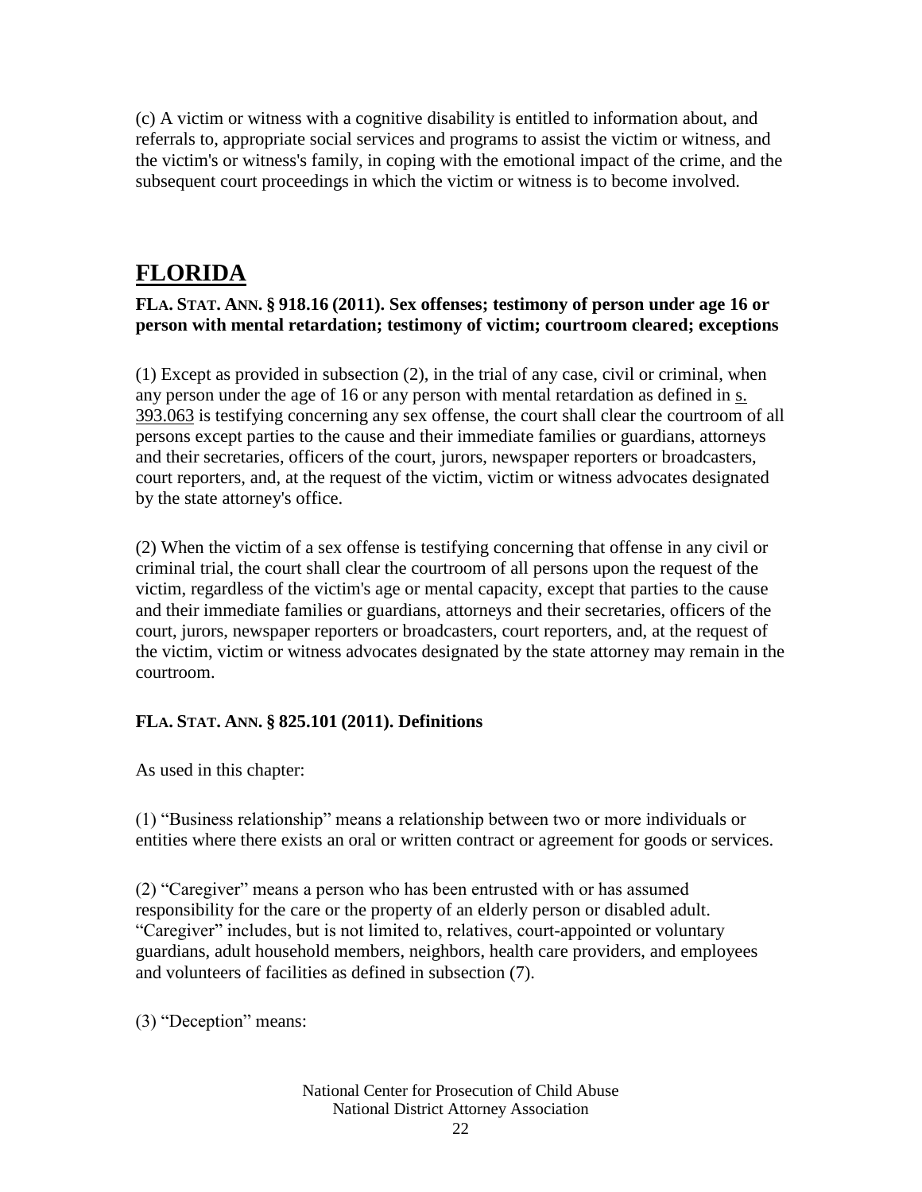(c) A victim or witness with a cognitive disability is entitled to information about, and referrals to, appropriate social services and programs to assist the victim or witness, and the victim's or witness's family, in coping with the emotional impact of the crime, and the subsequent court proceedings in which the victim or witness is to become involved.

# FLORIDA

**FLA. STAT. ANN. § 918.16 (2011). Sex offenses; testimony of person under age 16 or person with mental retardation; testimony of victim; courtroom cleared; exceptions**

(1) Except as provided in subsection (2), in the trial of any case, civil or criminal, when any person under the age of 16 or any person with mental retardation as defined in s. 393.063 is testifying concerning any sex offense, the court shall clear the courtroom of all persons except parties to the cause and their immediate families or guardians, attorneys and their secretaries, officers of the court, jurors, newspaper reporters or broadcasters, court reporters, and, at the request of the victim, victim or witness advocates designated by the state attorney's office.

(2) When the victim of a sex offense is testifying concerning that offense in any civil or criminal trial, the court shall clear the courtroom of all persons upon the request of the victim, regardless of the victim's age or mental capacity, except that parties to the cause and their immediate families or guardians, attorneys and their secretaries, officers of the court, jurors, newspaper reporters or broadcasters, court reporters, and, at the request of the victim, victim or witness advocates designated by the state attorney may remain in the courtroom.

**FLA. STAT. ANN. § 825.101 (2011). Definitions**

As used in this chapter:

(1) "Business relationship" means a relationship between two or more individuals or entities where there exists an oral or written contract or agreement for goods or services.

(2) "Caregiver" means a person who has been entrusted with or has assumed responsibility for the care or the property of an elderly person or disabled adult. "Caregiver" includes, but is not limited to, relatives, court-appointed or voluntary guardians, adult household members, neighbors, health care providers, and employees and volunteers of facilities as defined in subsection (7).

(3) "Deception" means: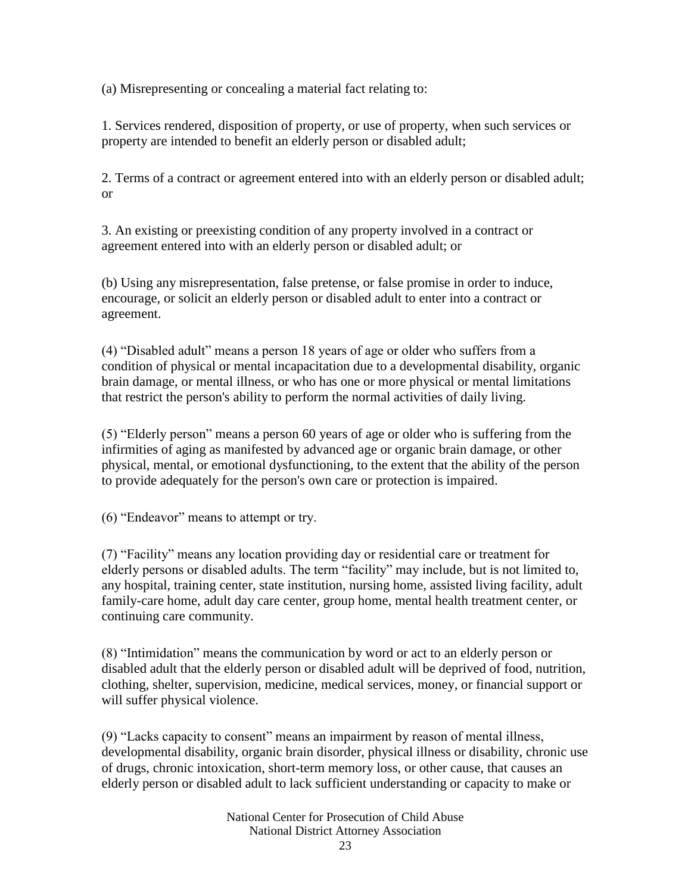(a) Misrepresenting or concealing a material fact relating to:

1. Services rendered, disposition of property, or use of property, when such services or property are intended to benefit an elderly person or disabled adult;

2. Terms of a contract or agreement entered into with an elderly person or disabled adult; or

3. An existing or preexisting condition of any property involved in a contract or agreement entered into with an elderly person or disabled adult; or

(b) Using any misrepresentation, false pretense, or false promise in order to induce, encourage, or solicit an elderly person or disabled adult to enter into a contract or agreement.

(4) “Disabled adult” means a person 18 years of age or older who suffers from a condition of physical or mental incapacitation due to a developmental disability, organic brain damage, or mental illness, or who has one or more physical or mental limitations that restrict the person's ability to perform the normal activities of daily living.

(5) “Elderly person” means a person 60 years of age or older who is suffering from the infirmities of aging as manifested by advanced age or organic brain damage, or other physical, mental, or emotional dysfunctioning, to the extent that the ability of the person to provide adequately for the person's own care or protection is impaired.

(6) “Endeavor” means to attempt or try.

(7) “Facility” means any location providing day or residential care or treatment for elderly persons or disabled adults. The term “facility” may include, but is not limited to, any hospital, training center, state institution, nursing home, assisted living facility, adult family-care home, adult day care center, group home, mental health treatment center, or continuing care community.

(8) “Intimidation” means the communication by word or act to an elderly person or disabled adult that the elderly person or disabled adult will be deprived of food, nutrition, clothing, shelter, supervision, medicine, medical services, money, or financial support or will suffer physical violence.

(9) “Lacks capacity to consent” means an impairment by reason of mental illness, developmental disability, organic brain disorder, physical illness or disability, chronic use of drugs, chronic intoxication, short-term memory loss, or other cause, that causes an elderly person or disabled adult to lack sufficient understanding or capacity to make or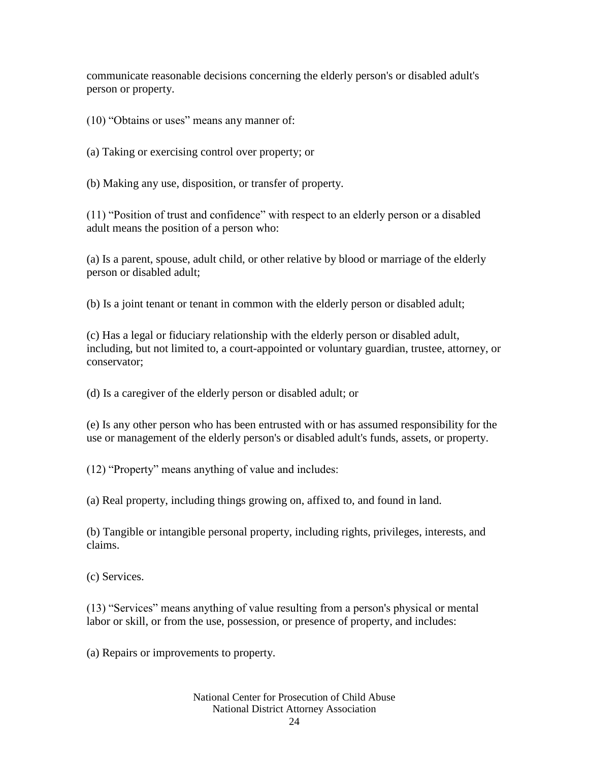communicate reasonable decisions concerning the elderly person's or disabled adult's person or property.

(10) “Obtains or uses” means any manner of:

(a) Taking or exercising control over property; or

(b) Making any use, disposition, or transfer of property.

(11) “Position of trust and confidence” with respect to an elderly person or a disabled adult means the position of a person who:

(a) Is a parent, spouse, adult child, or other relative by blood or marriage of the elderly person or disabled adult;

(b) Is a joint tenant or tenant in common with the elderly person or disabled adult;

(c) Has a legal or fiduciary relationship with the elderly person or disabled adult, including, but not limited to, a court-appointed or voluntary guardian, trustee, attorney, or conservator;

(d) Is a caregiver of the elderly person or disabled adult; or

(e) Is any other person who has been entrusted with or has assumed responsibility for the use or management of the elderly person's or disabled adult's funds, assets, or property.

(12) “Property” means anything of value and includes:

(a) Real property, including things growing on, affixed to, and found in land.

(b) Tangible or intangible personal property, including rights, privileges, interests, and claims.

(c) Services.

(13) “Services” means anything of value resulting from a person's physical or mental labor or skill, or from the use, possession, or presence of property, and includes:

(a) Repairs or improvements to property.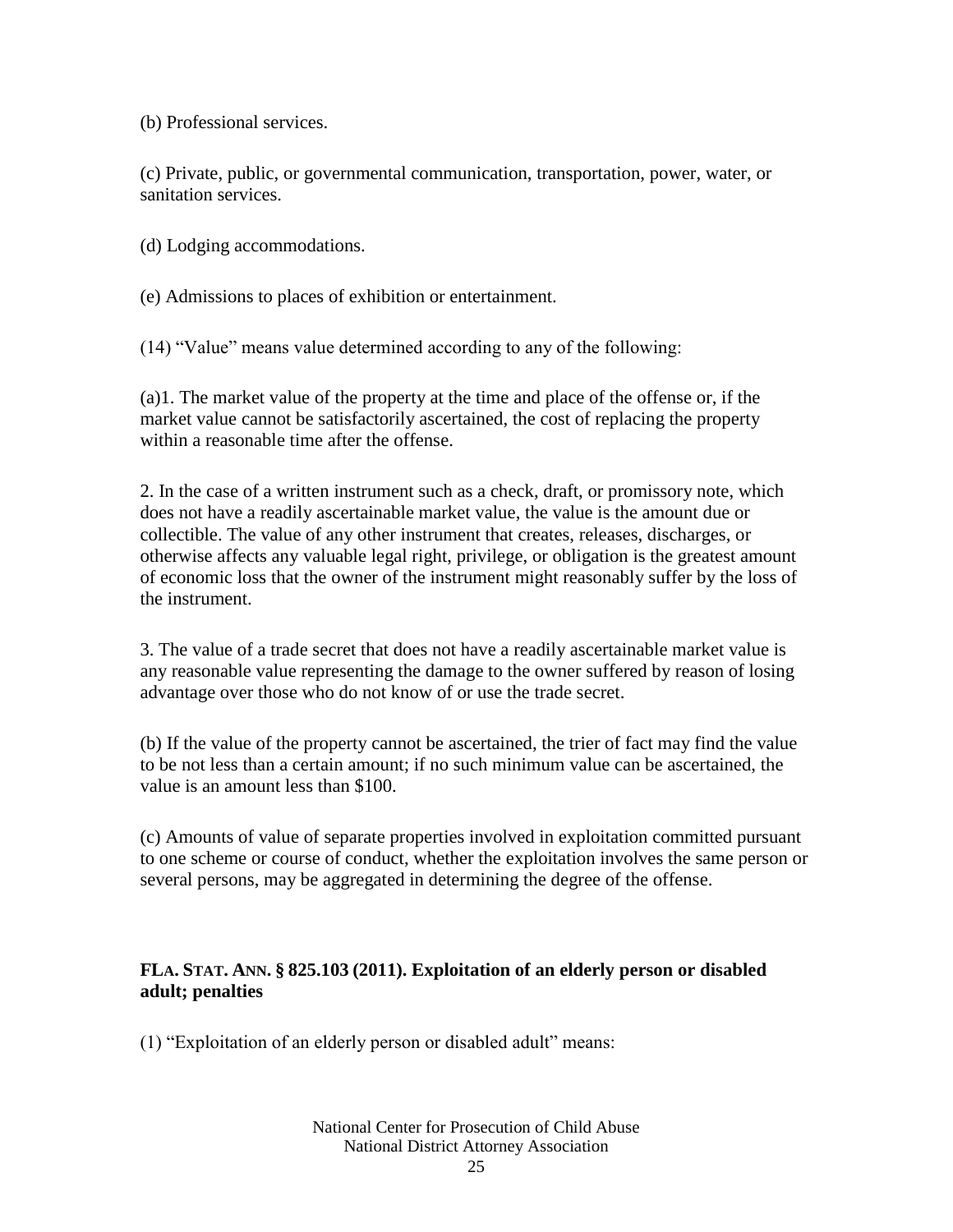(b) Professional services.

(c) Private, public, or governmental communication, transportation, power, water, or sanitation services.

(d) Lodging accommodations.

(e) Admissions to places of exhibition or entertainment.

(14) "Value" means value determined according to any of the following:

(a)1. The market value of the property at the time and place of the offense or, if the market value cannot be satisfactorily ascertained, the cost of replacing the property within a reasonable time after the offense.

2. In the case of a written instrument such as a check, draft, or promissory note, which does not have a readily ascertainable market value, the value is the amount due or collectible. The value of any other instrument that creates, releases, discharges, or otherwise affects any valuable legal right, privilege, or obligation is the greatest amount of economic loss that the owner of the instrument might reasonably suffer by the loss of the instrument.

3. The value of a trade secret that does not have a readily ascertainable market value is any reasonable value representing the damage to the owner suffered by reason of losing advantage over those who do not know of or use the trade secret.

(b) If the value of the property cannot be ascertained, the trier of fact may find the value to be not less than a certain amount; if no such minimum value can be ascertained, the value is an amount less than $100.

(c) Amounts of value of separate properties involved in exploitation committed pursuant to one scheme or course of conduct, whether the exploitation involves the same person or several persons, may be aggregated in determining the degree of the offense.

### FLA. STAT. ANN. § 825.103 (2011). Exploitation of an elderly person or disabled adult; penalties

(1) "Exploitation of an elderly person or disabled adult" means: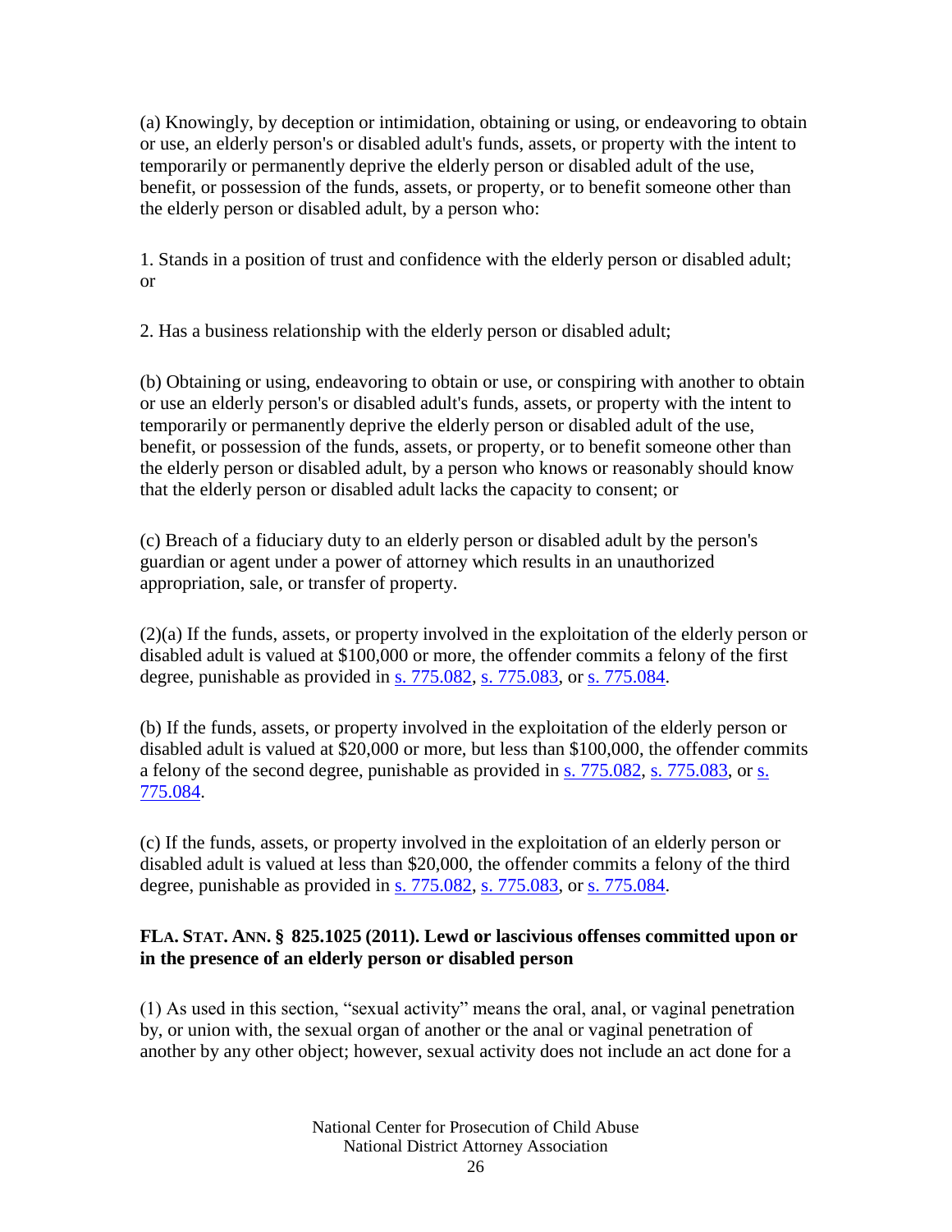(a) Knowingly, by deception or intimidation, obtaining or using, or endeavoring to obtain or use, an elderly person's or disabled adult's funds, assets, or property with the intent to temporarily or permanently deprive the elderly person or disabled adult of the use, benefit, or possession of the funds, assets, or property, or to benefit someone other than the elderly person or disabled adult, by a person who:

1. Stands in a position of trust and confidence with the elderly person or disabled adult; or

2. Has a business relationship with the elderly person or disabled adult;

(b) Obtaining or using, endeavoring to obtain or use, or conspiring with another to obtain or use an elderly person's or disabled adult's funds, assets, or property with the intent to temporarily or permanently deprive the elderly person or disabled adult of the use, benefit, or possession of the funds, assets, or property, or to benefit someone other than the elderly person or disabled adult, by a person who knows or reasonably should know that the elderly person or disabled adult lacks the capacity to consent; or

(c) Breach of a fiduciary duty to an elderly person or disabled adult by the person's guardian or agent under a power of attorney which results in an unauthorized appropriation, sale, or transfer of property.

(2)(a) If the funds, assets, or property involved in the exploitation of the elderly person or disabled adult is valued at $100,000 or more, the offender commits a felony of the first degree, punishable as provided in s. 775.082, s. 775.083, or s. 775.084.

(b) If the funds, assets, or property involved in the exploitation of the elderly person or disabled adult is valued at $20,000 or more, but less than $100,000, the offender commits a felony of the second degree, punishable as provided in s. 775.082, s. 775.083, or s. 775.084.

(c) If the funds, assets, or property involved in the exploitation of an elderly person or disabled adult is valued at less than $20,000, the offender commits a felony of the third degree, punishable as provided in s. 775.082, s. 775.083, or s. 775.084.

**FLA. STAT. ANN. § 825.1025 (2011). Lewd or lascivious offenses committed upon or in the presence of an elderly person or disabled person**

(1) As used in this section, "sexual activity" means the oral, anal, or vaginal penetration by, or union with, the sexual organ of another or the anal or vaginal penetration of another by any other object; however, sexual activity does not include an act done for a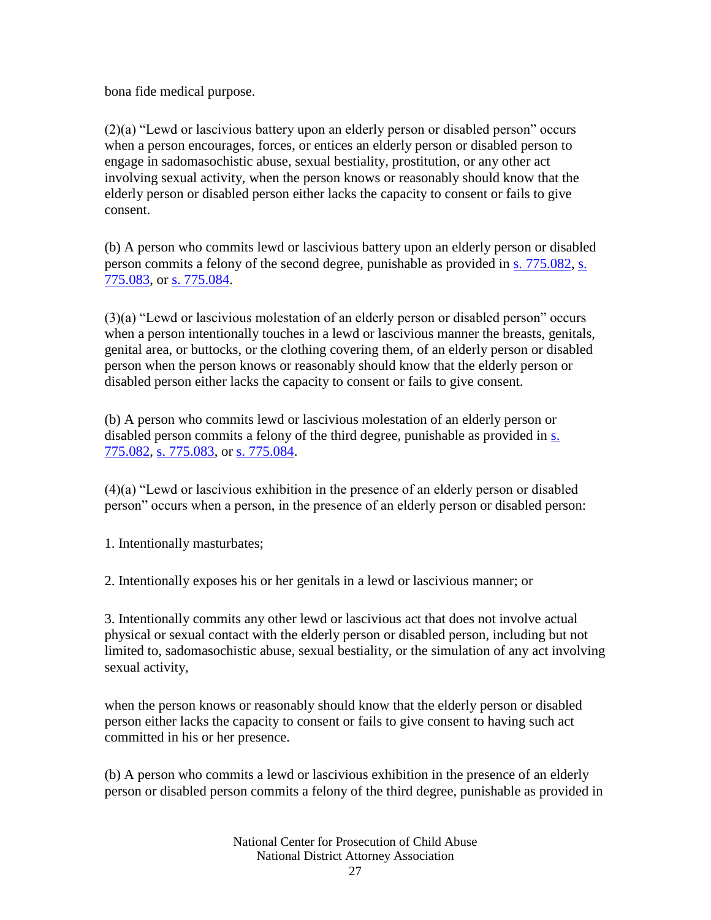bona fide medical purpose.

(2)(a) "Lewd or lascivious battery upon an elderly person or disabled person" occurs when a person encourages, forces, or entices an elderly person or disabled person to engage in sadomasochistic abuse, sexual bestiality, prostitution, or any other act involving sexual activity, when the person knows or reasonably should know that the elderly person or disabled person either lacks the capacity to consent or fails to give consent.

(b) A person who commits lewd or lascivious battery upon an elderly person or disabled person commits a felony of the second degree, punishable as provided in s. 775.082, s. 775.083, or s. 775.084.

(3)(a) "Lewd or lascivious molestation of an elderly person or disabled person" occurs when a person intentionally touches in a lewd or lascivious manner the breasts, genitals, genital area, or buttocks, or the clothing covering them, of an elderly person or disabled person when the person knows or reasonably should know that the elderly person or disabled person either lacks the capacity to consent or fails to give consent.

(b) A person who commits lewd or lascivious molestation of an elderly person or disabled person commits a felony of the third degree, punishable as provided in s. 775.082, s. 775.083, or s. 775.084.

(4)(a) "Lewd or lascivious exhibition in the presence of an elderly person or disabled person" occurs when a person, in the presence of an elderly person or disabled person:

1. Intentionally masturbates;

2. Intentionally exposes his or her genitals in a lewd or lascivious manner; or

3. Intentionally commits any other lewd or lascivious act that does not involve actual physical or sexual contact with the elderly person or disabled person, including but not limited to, sadomasochistic abuse, sexual bestiality, or the simulation of any act involving sexual activity,

when the person knows or reasonably should know that the elderly person or disabled person either lacks the capacity to consent or fails to give consent to having such act committed in his or her presence.

(b) A person who commits a lewd or lascivious exhibition in the presence of an elderly person or disabled person commits a felony of the third degree, punishable as provided in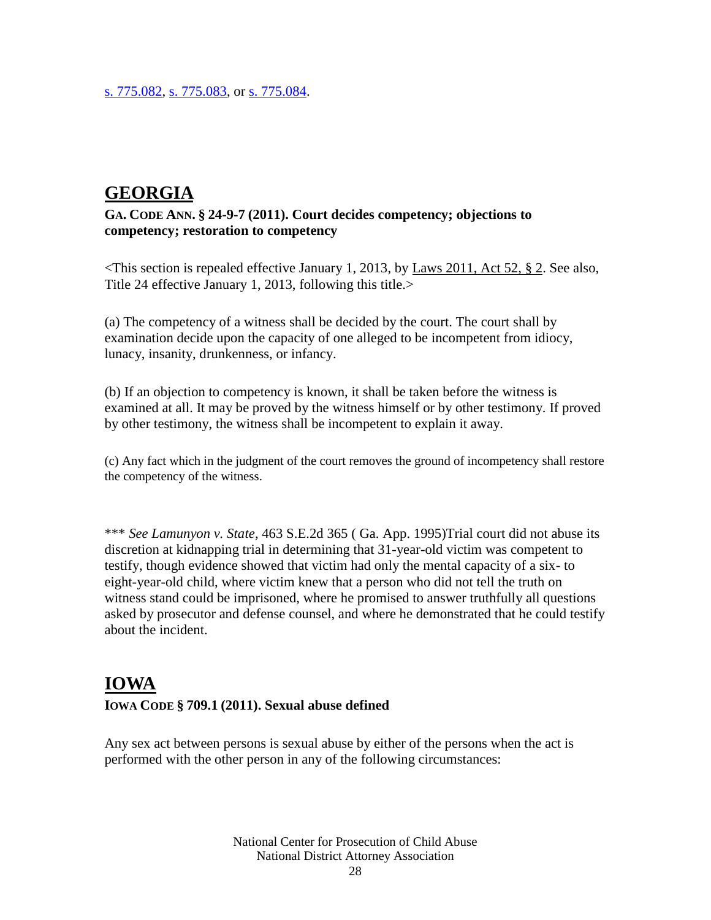s. 775.082, s. 775.083, or s. 775.084.

## GEORGIA

**GA. CODE ANN. § 24-9-7 (2011). Court decides competency; objections to competency; restoration to competency**

<This section is repealed effective January 1, 2013, by Laws 2011, Act 52, § 2. See also, Title 24 effective January 1, 2013, following this title.>

(a) The competency of a witness shall be decided by the court. The court shall by examination decide upon the capacity of one alleged to be incompetent from idiocy, lunacy, insanity, drunkenness, or infancy.

(b) If an objection to competency is known, it shall be taken before the witness is examined at all. It may be proved by the witness himself or by other testimony. If proved by other testimony, the witness shall be incompetent to explain it away.

(c) Any fact which in the judgment of the court removes the ground of incompetency shall restore the competency of the witness.

\*\*\* *See Lamunyon v. State*, 463 S.E.2d 365 ( Ga. App. 1995)Trial court did not abuse its discretion at kidnapping trial in determining that 31-year-old victim was competent to testify, though evidence showed that victim had only the mental capacity of a six- to eight-year-old child, where victim knew that a person who did not tell the truth on witness stand could be imprisoned, where he promised to answer truthfully all questions asked by prosecutor and defense counsel, and where he demonstrated that he could testify about the incident.

## IOWA

**IOWA CODE § 709.1 (2011). Sexual abuse defined**

Any sex act between persons is sexual abuse by either of the persons when the act is performed with the other person in any of the following circumstances: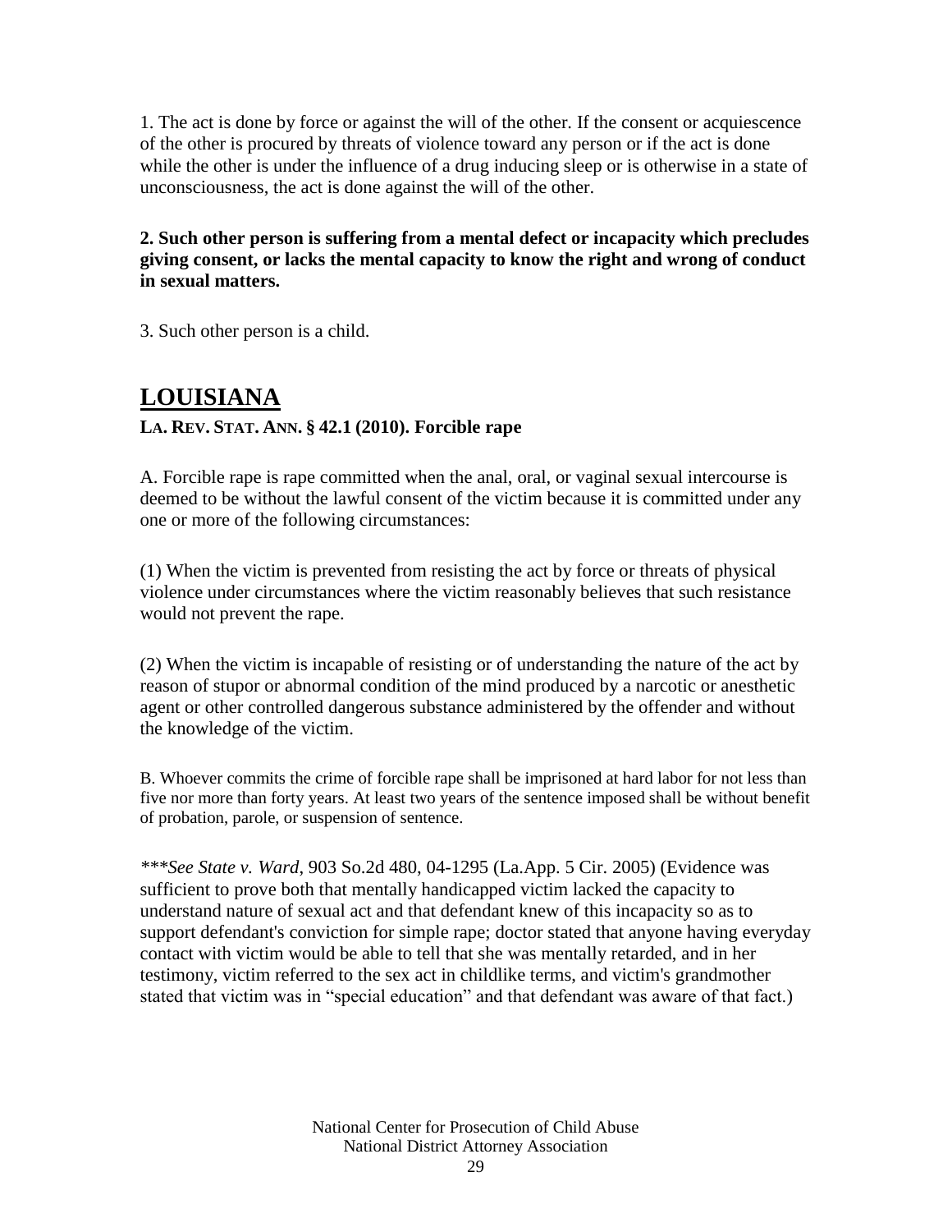1. The act is done by force or against the will of the other. If the consent or acquiescence of the other is procured by threats of violence toward any person or if the act is done while the other is under the influence of a drug inducing sleep or is otherwise in a state of unconsciousness, the act is done against the will of the other.

**2. Such other person is suffering from a mental defect or incapacity which precludes giving consent, or lacks the mental capacity to know the right and wrong of conduct in sexual matters.**

3. Such other person is a child.

## LOUISIANA

**LA. REV. STAT. ANN. § 42.1 (2010). Forcible rape**

A. Forcible rape is rape committed when the anal, oral, or vaginal sexual intercourse is deemed to be without the lawful consent of the victim because it is committed under any one or more of the following circumstances:

(1) When the victim is prevented from resisting the act by force or threats of physical violence under circumstances where the victim reasonably believes that such resistance would not prevent the rape.

(2) When the victim is incapable of resisting or of understanding the nature of the act by reason of stupor or abnormal condition of the mind produced by a narcotic or anesthetic agent or other controlled dangerous substance administered by the offender and without the knowledge of the victim.

B. Whoever commits the crime of forcible rape shall be imprisoned at hard labor for not less than five nor more than forty years. At least two years of the sentence imposed shall be without benefit of probation, parole, or suspension of sentence.

****See State v. Ward*, 903 So.2d 480, 04-1295 (La.App. 5 Cir. 2005) (Evidence was sufficient to prove both that mentally handicapped victim lacked the capacity to understand nature of sexual act and that defendant knew of this incapacity so as to support defendant's conviction for simple rape; doctor stated that anyone having everyday contact with victim would be able to tell that she was mentally retarded, and in her testimony, victim referred to the sex act in childlike terms, and victim's grandmother stated that victim was in "special education" and that defendant was aware of that fact.)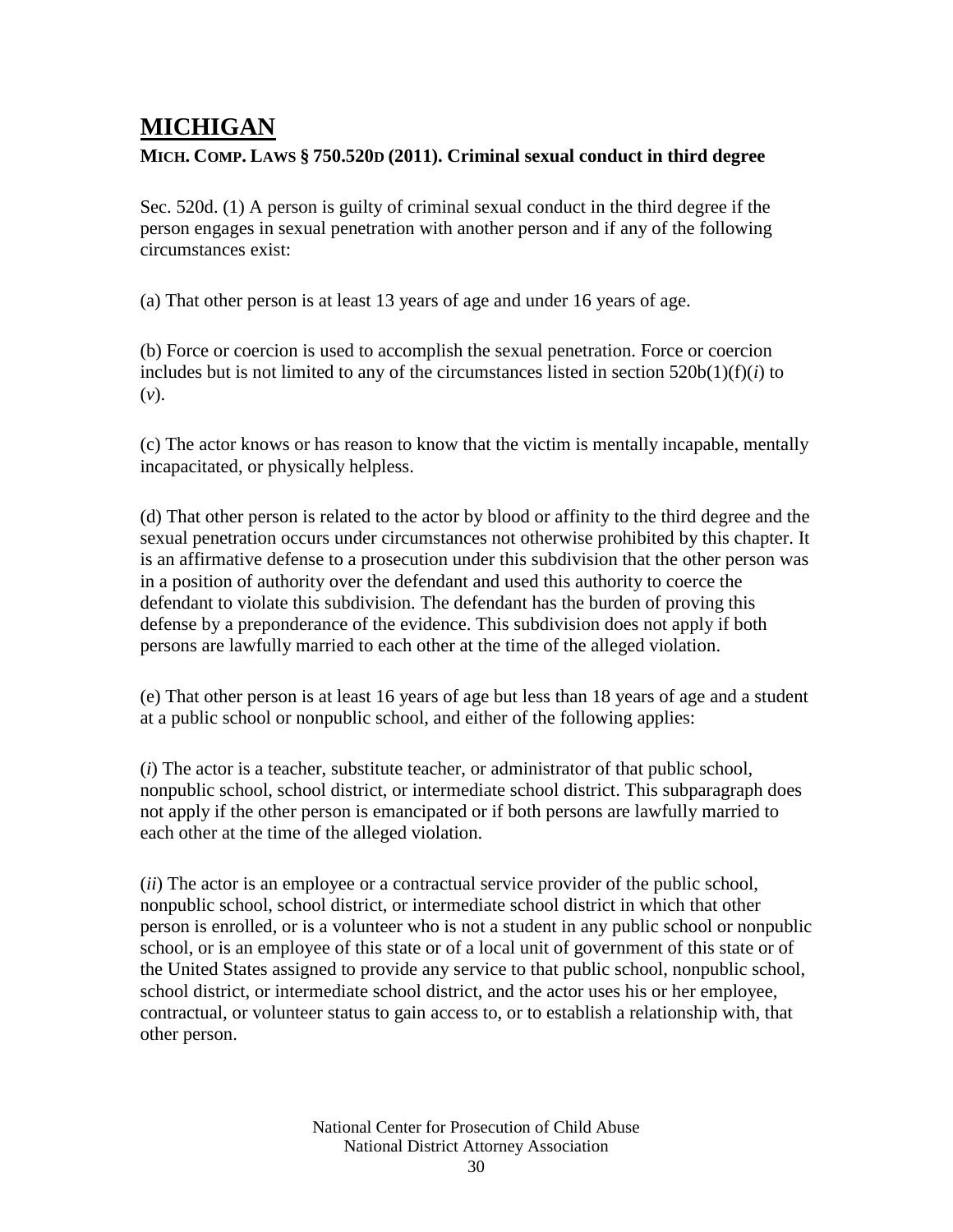# MICHIGAN

**MICH. COMP. LAWS § 750.520D (2011). Criminal sexual conduct in third degree**

Sec. 520d. (1) A person is guilty of criminal sexual conduct in the third degree if the person engages in sexual penetration with another person and if any of the following circumstances exist:

(a) That other person is at least 13 years of age and under 16 years of age.

(b) Force or coercion is used to accomplish the sexual penetration. Force or coercion includes but is not limited to any of the circumstances listed in section 520b(1)(f)(*i*) to (*v*).

(c) The actor knows or has reason to know that the victim is mentally incapable, mentally incapacitated, or physically helpless.

(d) That other person is related to the actor by blood or affinity to the third degree and the sexual penetration occurs under circumstances not otherwise prohibited by this chapter. It is an affirmative defense to a prosecution under this subdivision that the other person was in a position of authority over the defendant and used this authority to coerce the defendant to violate this subdivision. The defendant has the burden of proving this defense by a preponderance of the evidence. This subdivision does not apply if both persons are lawfully married to each other at the time of the alleged violation.

(e) That other person is at least 16 years of age but less than 18 years of age and a student at a public school or nonpublic school, and either of the following applies:

(*i*) The actor is a teacher, substitute teacher, or administrator of that public school, nonpublic school, school district, or intermediate school district. This subparagraph does not apply if the other person is emancipated or if both persons are lawfully married to each other at the time of the alleged violation.

(*ii*) The actor is an employee or a contractual service provider of the public school, nonpublic school, school district, or intermediate school district in which that other person is enrolled, or is a volunteer who is not a student in any public school or nonpublic school, or is an employee of this state or of a local unit of government of this state or of the United States assigned to provide any service to that public school, nonpublic school, school district, or intermediate school district, and the actor uses his or her employee, contractual, or volunteer status to gain access to, or to establish a relationship with, that other person.

National Center for Prosecution of Child Abuse
National District Attorney Association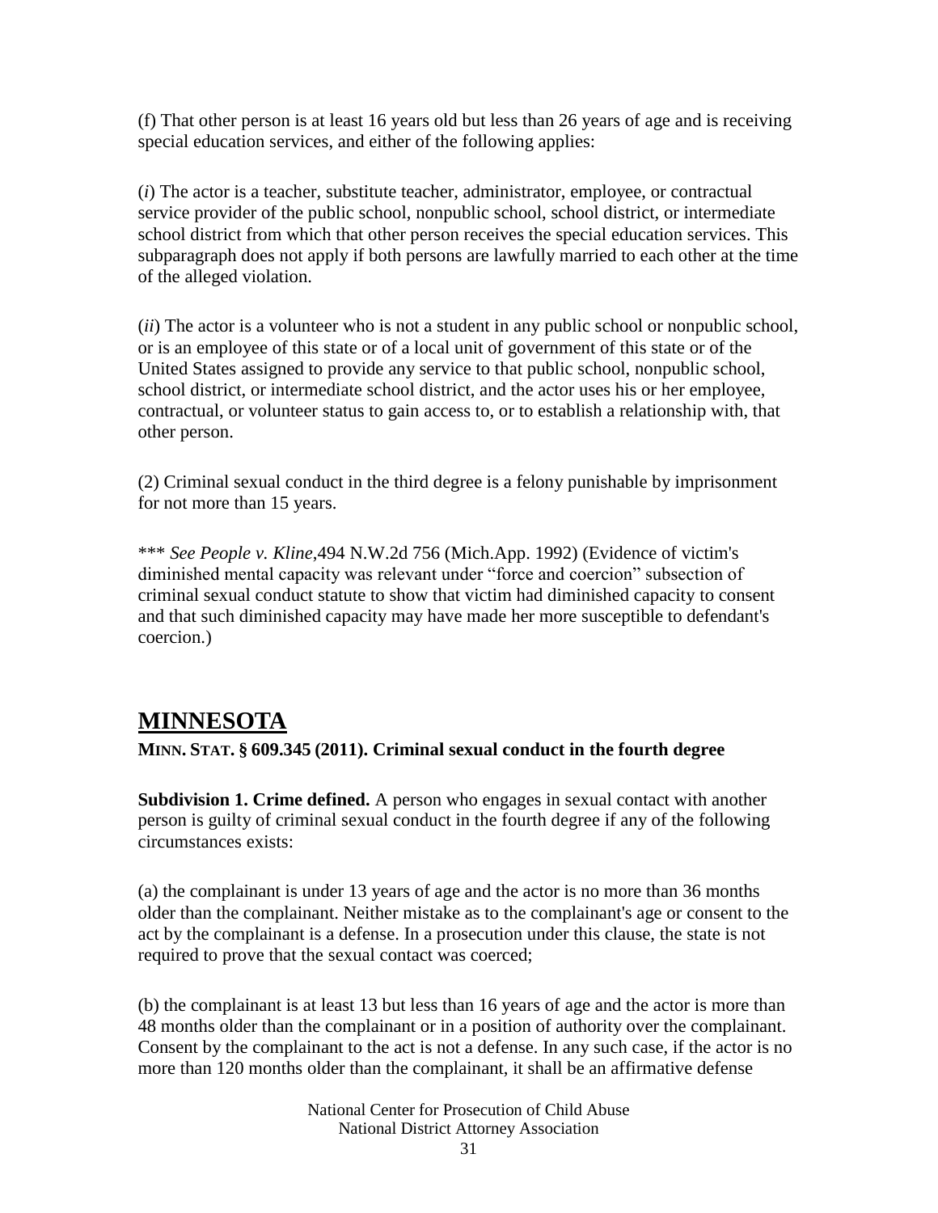(f) That other person is at least 16 years old but less than 26 years of age and is receiving special education services, and either of the following applies:

(*i*) The actor is a teacher, substitute teacher, administrator, employee, or contractual service provider of the public school, nonpublic school, school district, or intermediate school district from which that other person receives the special education services. This subparagraph does not apply if both persons are lawfully married to each other at the time of the alleged violation.

(*ii*) The actor is a volunteer who is not a student in any public school or nonpublic school, or is an employee of this state or of a local unit of government of this state or of the United States assigned to provide any service to that public school, nonpublic school, school district, or intermediate school district, and the actor uses his or her employee, contractual, or volunteer status to gain access to, or to establish a relationship with, that other person.

(2) Criminal sexual conduct in the third degree is a felony punishable by imprisonment for not more than 15 years.

*** *See People v. Kline*,494 N.W.2d 756 (Mich.App. 1992) (Evidence of victim's diminished mental capacity was relevant under "force and coercion" subsection of criminal sexual conduct statute to show that victim had diminished capacity to consent and that such diminished capacity may have made her more susceptible to defendant's coercion.)

## MINNESOTA

**MINN. STAT. § 609.345 (2011). Criminal sexual conduct in the fourth degree**

**Subdivision 1. Crime defined.** A person who engages in sexual contact with another person is guilty of criminal sexual conduct in the fourth degree if any of the following circumstances exists:

(a) the complainant is under 13 years of age and the actor is no more than 36 months older than the complainant. Neither mistake as to the complainant's age or consent to the act by the complainant is a defense. In a prosecution under this clause, the state is not required to prove that the sexual contact was coerced;

(b) the complainant is at least 13 but less than 16 years of age and the actor is more than 48 months older than the complainant or in a position of authority over the complainant. Consent by the complainant to the act is not a defense. In any such case, if the actor is no more than 120 months older than the complainant, it shall be an affirmative defense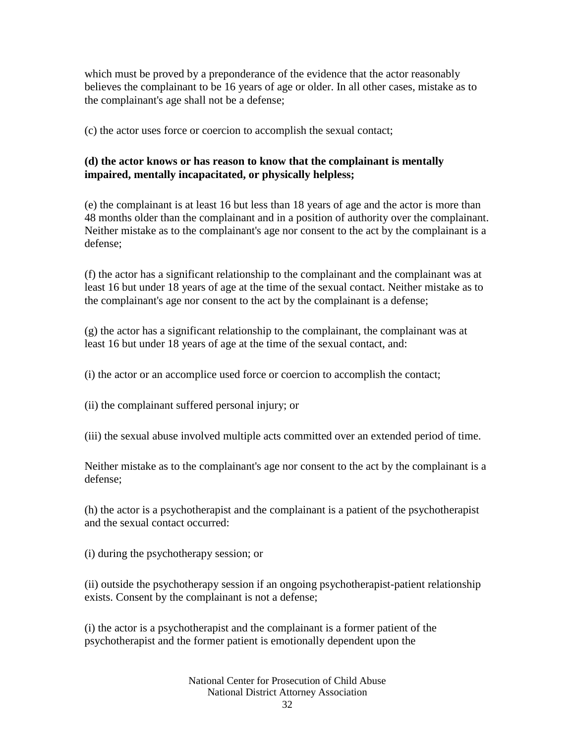which must be proved by a preponderance of the evidence that the actor reasonably believes the complainant to be 16 years of age or older. In all other cases, mistake as to the complainant's age shall not be a defense;

(c) the actor uses force or coercion to accomplish the sexual contact;

**(d) the actor knows or has reason to know that the complainant is mentally impaired, mentally incapacitated, or physically helpless;**

(e) the complainant is at least 16 but less than 18 years of age and the actor is more than 48 months older than the complainant and in a position of authority over the complainant. Neither mistake as to the complainant's age nor consent to the act by the complainant is a defense;

(f) the actor has a significant relationship to the complainant and the complainant was at least 16 but under 18 years of age at the time of the sexual contact. Neither mistake as to the complainant's age nor consent to the act by the complainant is a defense;

(g) the actor has a significant relationship to the complainant, the complainant was at least 16 but under 18 years of age at the time of the sexual contact, and:

(i) the actor or an accomplice used force or coercion to accomplish the contact;

(ii) the complainant suffered personal injury; or

(iii) the sexual abuse involved multiple acts committed over an extended period of time.

Neither mistake as to the complainant's age nor consent to the act by the complainant is a defense;

(h) the actor is a psychotherapist and the complainant is a patient of the psychotherapist and the sexual contact occurred:

(i) during the psychotherapy session; or

(ii) outside the psychotherapy session if an ongoing psychotherapist-patient relationship exists. Consent by the complainant is not a defense;

(i) the actor is a psychotherapist and the complainant is a former patient of the psychotherapist and the former patient is emotionally dependent upon the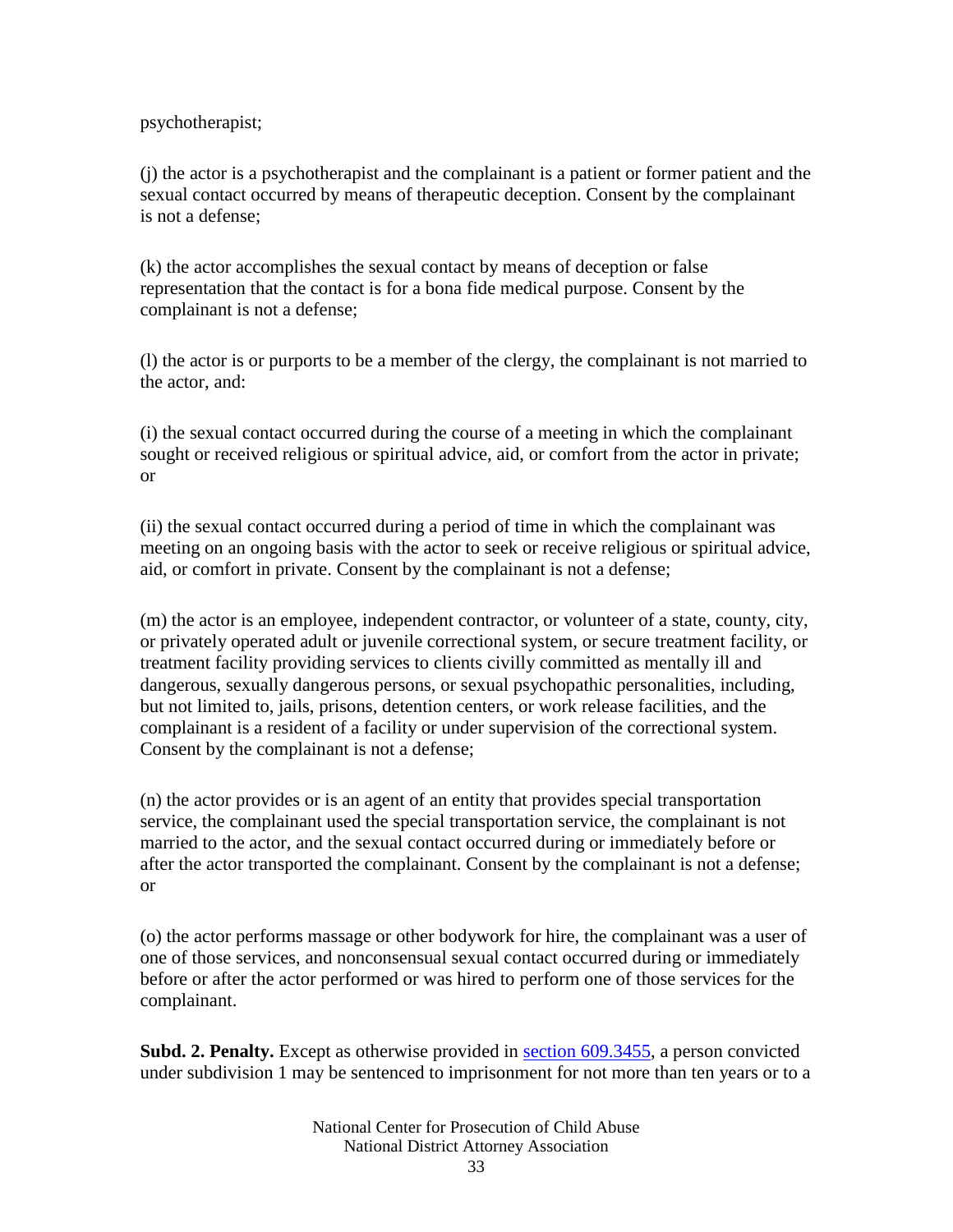psychotherapist;

(j) the actor is a psychotherapist and the complainant is a patient or former patient and the sexual contact occurred by means of therapeutic deception. Consent by the complainant is not a defense;

(k) the actor accomplishes the sexual contact by means of deception or false representation that the contact is for a bona fide medical purpose. Consent by the complainant is not a defense;

(l) the actor is or purports to be a member of the clergy, the complainant is not married to the actor, and:

(i) the sexual contact occurred during the course of a meeting in which the complainant sought or received religious or spiritual advice, aid, or comfort from the actor in private; or

(ii) the sexual contact occurred during a period of time in which the complainant was meeting on an ongoing basis with the actor to seek or receive religious or spiritual advice, aid, or comfort in private. Consent by the complainant is not a defense;

(m) the actor is an employee, independent contractor, or volunteer of a state, county, city, or privately operated adult or juvenile correctional system, or secure treatment facility, or treatment facility providing services to clients civilly committed as mentally ill and dangerous, sexually dangerous persons, or sexual psychopathic personalities, including, but not limited to, jails, prisons, detention centers, or work release facilities, and the complainant is a resident of a facility or under supervision of the correctional system. Consent by the complainant is not a defense;

(n) the actor provides or is an agent of an entity that provides special transportation service, the complainant used the special transportation service, the complainant is not married to the actor, and the sexual contact occurred during or immediately before or after the actor transported the complainant. Consent by the complainant is not a defense; or

(o) the actor performs massage or other bodywork for hire, the complainant was a user of one of those services, and nonconsensual sexual contact occurred during or immediately before or after the actor performed or was hired to perform one of those services for the complainant.

**Subd. 2. Penalty.** Except as otherwise provided in section 609.3455, a person convicted under subdivision 1 may be sentenced to imprisonment for not more than ten years or to a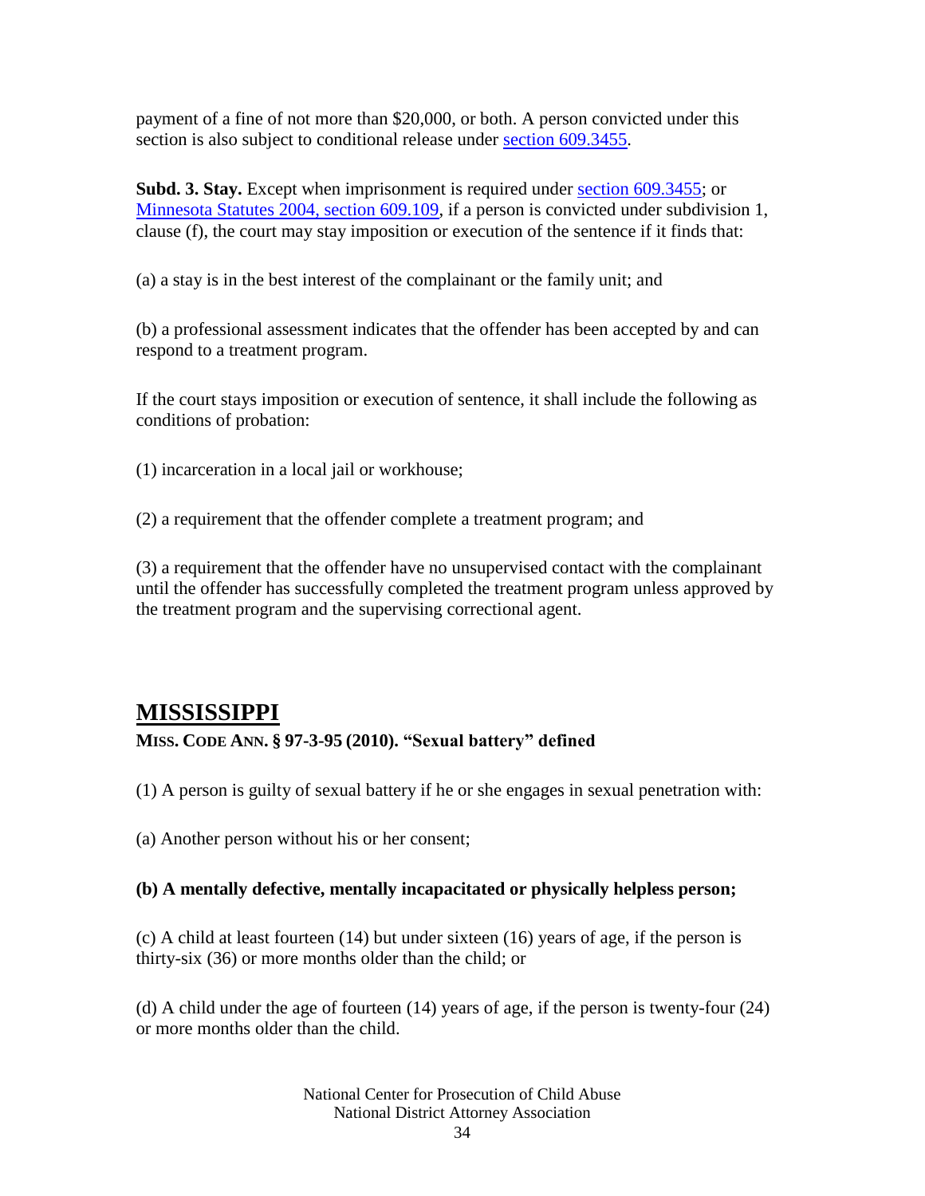payment of a fine of not more than $20,000, or both. A person convicted under this section is also subject to conditional release under [section 609.3455](#).

**Subd. 3. Stay.** Except when imprisonment is required under [section 609.3455](#); or [Minnesota Statutes 2004, section 609.109](#), if a person is convicted under subdivision 1, clause (f), the court may stay imposition or execution of the sentence if it finds that:

(a) a stay is in the best interest of the complainant or the family unit; and

(b) a professional assessment indicates that the offender has been accepted by and can respond to a treatment program.

If the court stays imposition or execution of sentence, it shall include the following as conditions of probation:

(1) incarceration in a local jail or workhouse;

(2) a requirement that the offender complete a treatment program; and

(3) a requirement that the offender have no unsupervised contact with the complainant until the offender has successfully completed the treatment program unless approved by the treatment program and the supervising correctional agent.

## MISSISSIPPI

**MISS. CODE ANN. § 97-3-95 (2010). "Sexual battery" defined**

(1) A person is guilty of sexual battery if he or she engages in sexual penetration with:

(a) Another person without his or her consent;

**(b) A mentally defective, mentally incapacitated or physically helpless person;**

(c) A child at least fourteen (14) but under sixteen (16) years of age, if the person is thirty-six (36) or more months older than the child; or

(d) A child under the age of fourteen (14) years of age, if the person is twenty-four (24) or more months older than the child.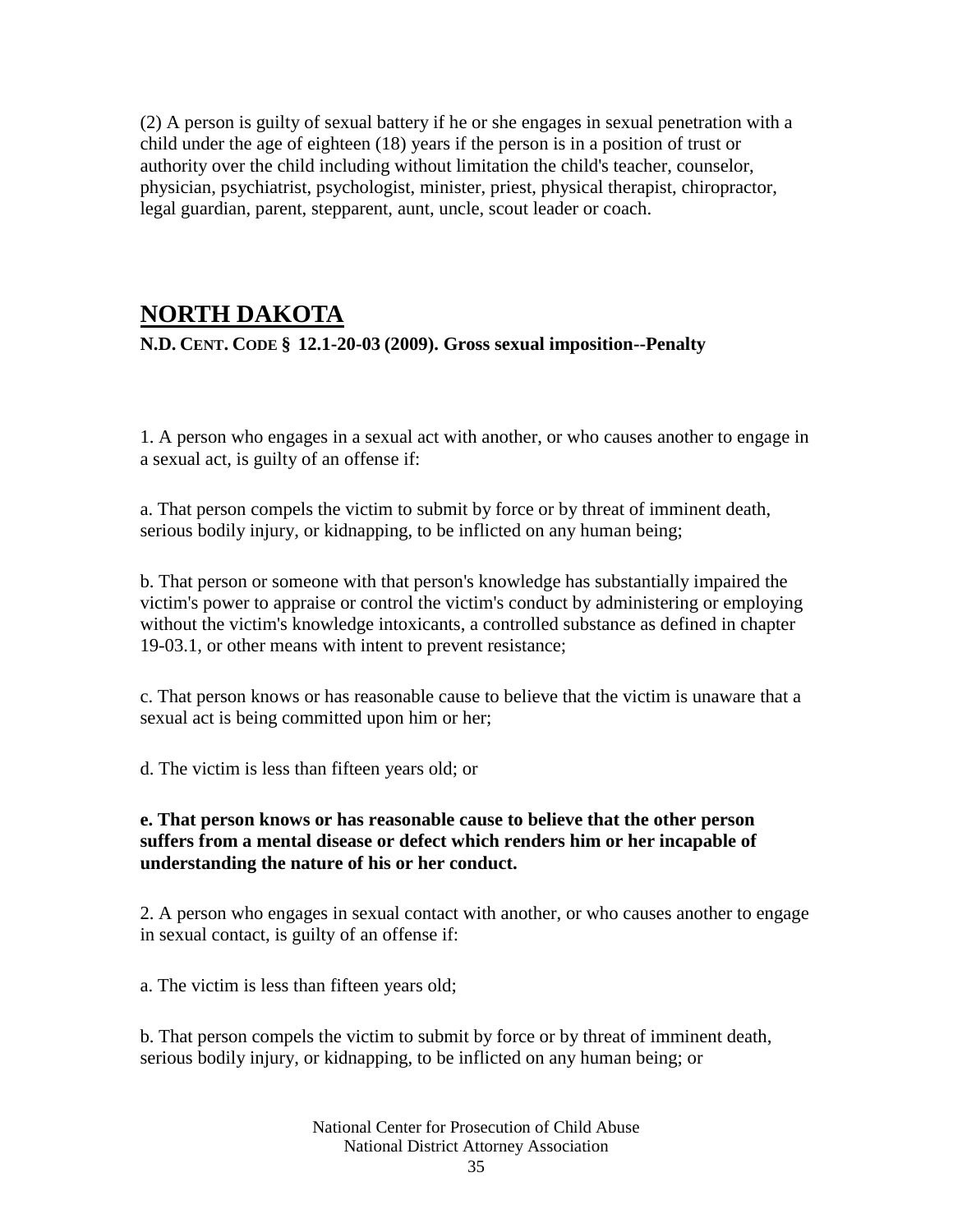(2) A person is guilty of sexual battery if he or she engages in sexual penetration with a child under the age of eighteen (18) years if the person is in a position of trust or authority over the child including without limitation the child's teacher, counselor, physician, psychiatrist, psychologist, minister, priest, physical therapist, chiropractor, legal guardian, parent, stepparent, aunt, uncle, scout leader or coach.

## NORTH DAKOTA

**N.D. CENT. CODE § 12.1-20-03 (2009). Gross sexual imposition--Penalty**

1. A person who engages in a sexual act with another, or who causes another to engage in a sexual act, is guilty of an offense if:

a. That person compels the victim to submit by force or by threat of imminent death, serious bodily injury, or kidnapping, to be inflicted on any human being;

b. That person or someone with that person's knowledge has substantially impaired the victim's power to appraise or control the victim's conduct by administering or employing without the victim's knowledge intoxicants, a controlled substance as defined in chapter 19-03.1, or other means with intent to prevent resistance;

c. That person knows or has reasonable cause to believe that the victim is unaware that a sexual act is being committed upon him or her;

d. The victim is less than fifteen years old; or

**e. That person knows or has reasonable cause to believe that the other person suffers from a mental disease or defect which renders him or her incapable of understanding the nature of his or her conduct.**

2. A person who engages in sexual contact with another, or who causes another to engage in sexual contact, is guilty of an offense if:

a. The victim is less than fifteen years old;

b. That person compels the victim to submit by force or by threat of imminent death, serious bodily injury, or kidnapping, to be inflicted on any human being; or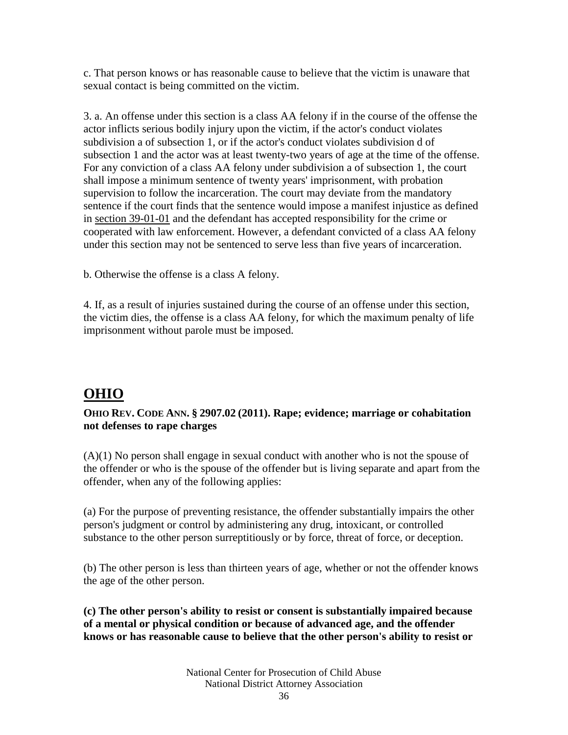c. That person knows or has reasonable cause to believe that the victim is unaware that sexual contact is being committed on the victim.

3. a. An offense under this section is a class AA felony if in the course of the offense the actor inflicts serious bodily injury upon the victim, if the actor's conduct violates subdivision a of subsection 1, or if the actor's conduct violates subdivision d of subsection 1 and the actor was at least twenty-two years of age at the time of the offense. For any conviction of a class AA felony under subdivision a of subsection 1, the court shall impose a minimum sentence of twenty years' imprisonment, with probation supervision to follow the incarceration. The court may deviate from the mandatory sentence if the court finds that the sentence would impose a manifest injustice as defined in section 39-01-01 and the defendant has accepted responsibility for the crime or cooperated with law enforcement. However, a defendant convicted of a class AA felony under this section may not be sentenced to serve less than five years of incarceration.

b. Otherwise the offense is a class A felony.

4. If, as a result of injuries sustained during the course of an offense under this section, the victim dies, the offense is a class AA felony, for which the maximum penalty of life imprisonment without parole must be imposed.

## OHIO

**OHIO REV. CODE ANN. § 2907.02 (2011). Rape; evidence; marriage or cohabitation not defenses to rape charges**

(A)(1) No person shall engage in sexual conduct with another who is not the spouse of the offender or who is the spouse of the offender but is living separate and apart from the offender, when any of the following applies:

(a) For the purpose of preventing resistance, the offender substantially impairs the other person's judgment or control by administering any drug, intoxicant, or controlled substance to the other person surreptitiously or by force, threat of force, or deception.

(b) The other person is less than thirteen years of age, whether or not the offender knows the age of the other person.

**(c) The other person's ability to resist or consent is substantially impaired because of a mental or physical condition or because of advanced age, and the offender knows or has reasonable cause to believe that the other person's ability to resist or**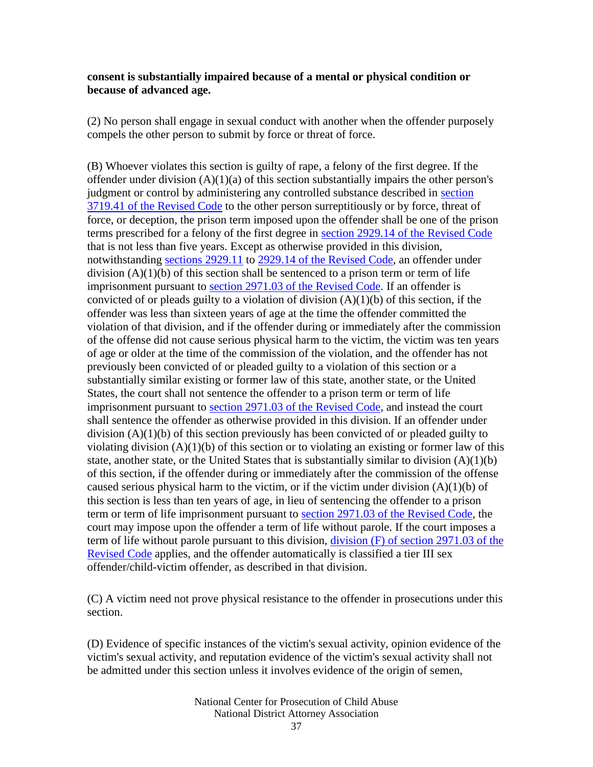**consent is substantially impaired because of a mental or physical condition or because of advanced age.**

(2) No person shall engage in sexual conduct with another when the offender purposely compels the other person to submit by force or threat of force.

(B) Whoever violates this section is guilty of rape, a felony of the first degree. If the offender under division (A)(1)(a) of this section substantially impairs the other person's judgment or control by administering any controlled substance described in section 3719.41 of the Revised Code to the other person surreptitiously or by force, threat of force, or deception, the prison term imposed upon the offender shall be one of the prison terms prescribed for a felony of the first degree in section 2929.14 of the Revised Code that is not less than five years. Except as otherwise provided in this division, notwithstanding sections 2929.11 to 2929.14 of the Revised Code, an offender under division (A)(1)(b) of this section shall be sentenced to a prison term or term of life imprisonment pursuant to section 2971.03 of the Revised Code. If an offender is convicted of or pleads guilty to a violation of division (A)(1)(b) of this section, if the offender was less than sixteen years of age at the time the offender committed the violation of that division, and if the offender during or immediately after the commission of the offense did not cause serious physical harm to the victim, the victim was ten years of age or older at the time of the commission of the violation, and the offender has not previously been convicted of or pleaded guilty to a violation of this section or a substantially similar existing or former law of this state, another state, or the United States, the court shall not sentence the offender to a prison term or term of life imprisonment pursuant to section 2971.03 of the Revised Code, and instead the court shall sentence the offender as otherwise provided in this division. If an offender under division (A)(1)(b) of this section previously has been convicted of or pleaded guilty to violating division (A)(1)(b) of this section or to violating an existing or former law of this state, another state, or the United States that is substantially similar to division (A)(1)(b) of this section, if the offender during or immediately after the commission of the offense caused serious physical harm to the victim, or if the victim under division (A)(1)(b) of this section is less than ten years of age, in lieu of sentencing the offender to a prison term or term of life imprisonment pursuant to section 2971.03 of the Revised Code, the court may impose upon the offender a term of life without parole. If the court imposes a term of life without parole pursuant to this division, division (F) of section 2971.03 of the Revised Code applies, and the offender automatically is classified a tier III sex offender/child-victim offender, as described in that division.

(C) A victim need not prove physical resistance to the offender in prosecutions under this section.

(D) Evidence of specific instances of the victim's sexual activity, opinion evidence of the victim's sexual activity, and reputation evidence of the victim's sexual activity shall not be admitted under this section unless it involves evidence of the origin of semen,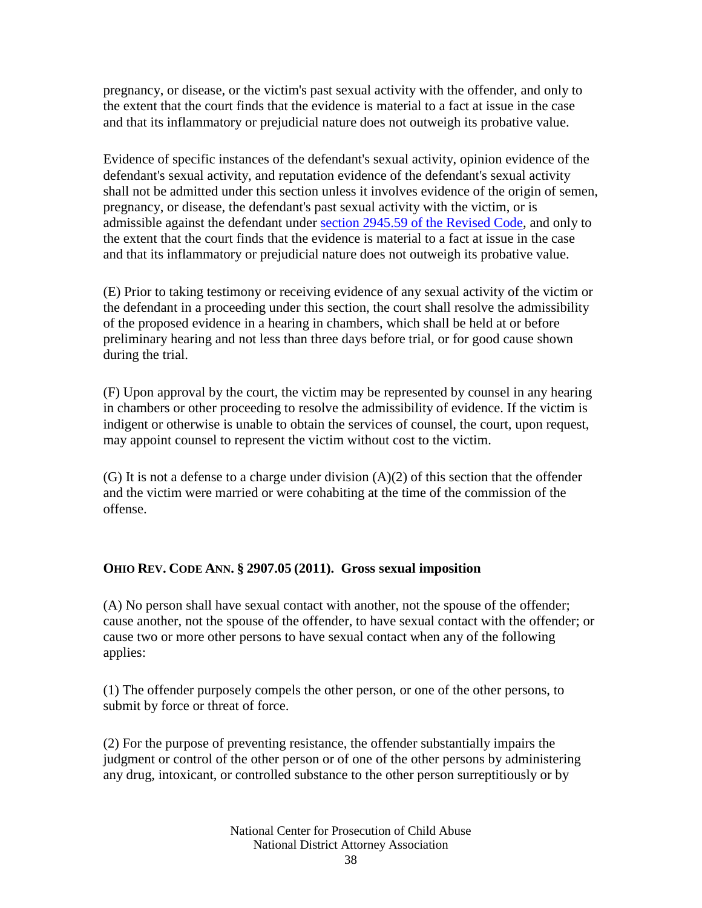pregnancy, or disease, or the victim's past sexual activity with the offender, and only to the extent that the court finds that the evidence is material to a fact at issue in the case and that its inflammatory or prejudicial nature does not outweigh its probative value.

Evidence of specific instances of the defendant's sexual activity, opinion evidence of the defendant's sexual activity, and reputation evidence of the defendant's sexual activity shall not be admitted under this section unless it involves evidence of the origin of semen, pregnancy, or disease, the defendant's past sexual activity with the victim, or is admissible against the defendant under section 2945.59 of the Revised Code, and only to the extent that the court finds that the evidence is material to a fact at issue in the case and that its inflammatory or prejudicial nature does not outweigh its probative value.

(E) Prior to taking testimony or receiving evidence of any sexual activity of the victim or the defendant in a proceeding under this section, the court shall resolve the admissibility of the proposed evidence in a hearing in chambers, which shall be held at or before preliminary hearing and not less than three days before trial, or for good cause shown during the trial.

(F) Upon approval by the court, the victim may be represented by counsel in any hearing in chambers or other proceeding to resolve the admissibility of evidence. If the victim is indigent or otherwise is unable to obtain the services of counsel, the court, upon request, may appoint counsel to represent the victim without cost to the victim.

(G) It is not a defense to a charge under division (A)(2) of this section that the offender and the victim were married or were cohabiting at the time of the commission of the offense.

**OHIO REV. CODE ANN. § 2907.05 (2011). Gross sexual imposition**

(A) No person shall have sexual contact with another, not the spouse of the offender; cause another, not the spouse of the offender, to have sexual contact with the offender; or cause two or more other persons to have sexual contact when any of the following applies:

(1) The offender purposely compels the other person, or one of the other persons, to submit by force or threat of force.

(2) For the purpose of preventing resistance, the offender substantially impairs the judgment or control of the other person or of one of the other persons by administering any drug, intoxicant, or controlled substance to the other person surreptitiously or by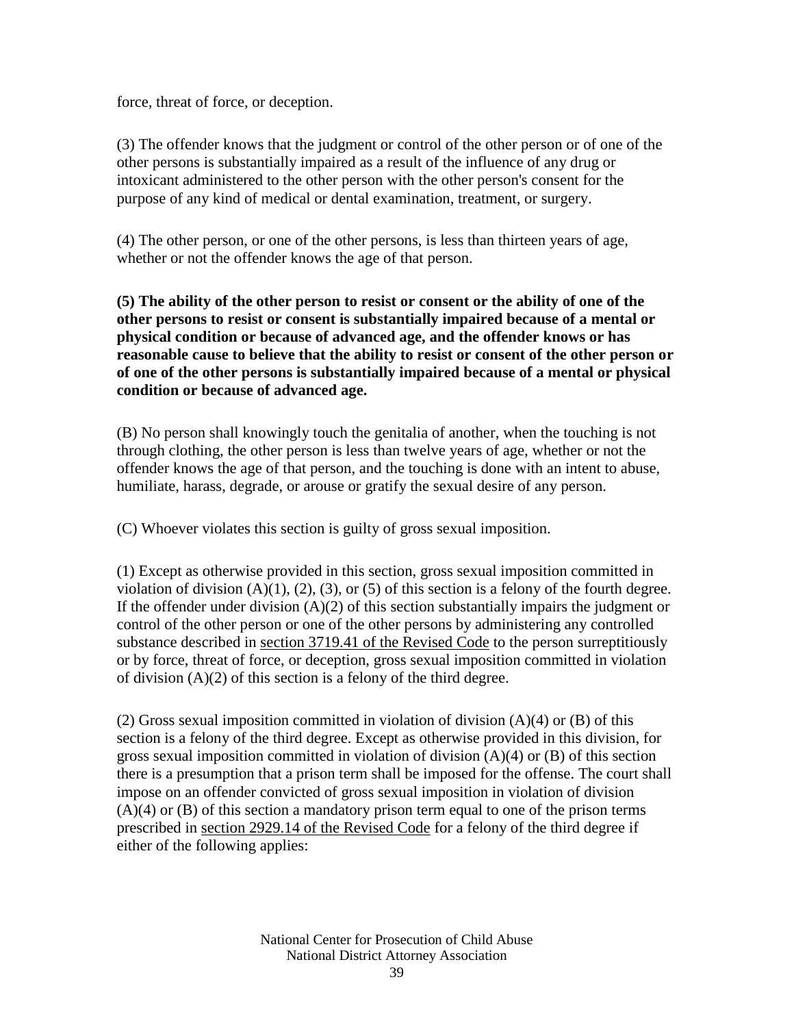force, threat of force, or deception.

(3) The offender knows that the judgment or control of the other person or of one of the other persons is substantially impaired as a result of the influence of any drug or intoxicant administered to the other person with the other person's consent for the purpose of any kind of medical or dental examination, treatment, or surgery.

(4) The other person, or one of the other persons, is less than thirteen years of age, whether or not the offender knows the age of that person.

**(5) The ability of the other person to resist or consent or the ability of one of the other persons to resist or consent is substantially impaired because of a mental or physical condition or because of advanced age, and the offender knows or has reasonable cause to believe that the ability to resist or consent of the other person or of one of the other persons is substantially impaired because of a mental or physical condition or because of advanced age.**

(B) No person shall knowingly touch the genitalia of another, when the touching is not through clothing, the other person is less than twelve years of age, whether or not the offender knows the age of that person, and the touching is done with an intent to abuse, humiliate, harass, degrade, or arouse or gratify the sexual desire of any person.

(C) Whoever violates this section is guilty of gross sexual imposition.

(1) Except as otherwise provided in this section, gross sexual imposition committed in violation of division (A)(1), (2), (3), or (5) of this section is a felony of the fourth degree. If the offender under division (A)(2) of this section substantially impairs the judgment or control of the other person or one of the other persons by administering any controlled substance described in section 3719.41 of the Revised Code to the person surreptitiously or by force, threat of force, or deception, gross sexual imposition committed in violation of division (A)(2) of this section is a felony of the third degree.

(2) Gross sexual imposition committed in violation of division (A)(4) or (B) of this section is a felony of the third degree. Except as otherwise provided in this division, for gross sexual imposition committed in violation of division (A)(4) or (B) of this section there is a presumption that a prison term shall be imposed for the offense. The court shall impose on an offender convicted of gross sexual imposition in violation of division (A)(4) or (B) of this section a mandatory prison term equal to one of the prison terms prescribed in section 2929.14 of the Revised Code for a felony of the third degree if either of the following applies: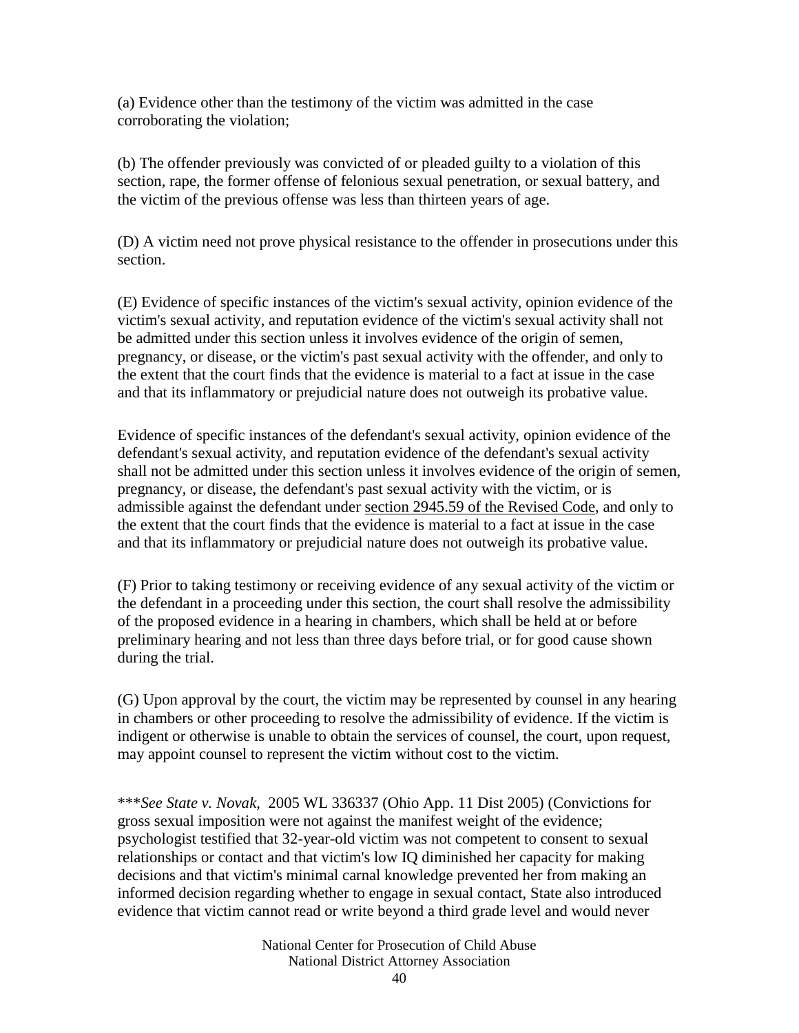(a) Evidence other than the testimony of the victim was admitted in the case corroborating the violation;

(b) The offender previously was convicted of or pleaded guilty to a violation of this section, rape, the former offense of felonious sexual penetration, or sexual battery, and the victim of the previous offense was less than thirteen years of age.

(D) A victim need not prove physical resistance to the offender in prosecutions under this section.

(E) Evidence of specific instances of the victim's sexual activity, opinion evidence of the victim's sexual activity, and reputation evidence of the victim's sexual activity shall not be admitted under this section unless it involves evidence of the origin of semen, pregnancy, or disease, or the victim's past sexual activity with the offender, and only to the extent that the court finds that the evidence is material to a fact at issue in the case and that its inflammatory or prejudicial nature does not outweigh its probative value.

Evidence of specific instances of the defendant's sexual activity, opinion evidence of the defendant's sexual activity, and reputation evidence of the defendant's sexual activity shall not be admitted under this section unless it involves evidence of the origin of semen, pregnancy, or disease, the defendant's past sexual activity with the victim, or is admissible against the defendant under section 2945.59 of the Revised Code, and only to the extent that the court finds that the evidence is material to a fact at issue in the case and that its inflammatory or prejudicial nature does not outweigh its probative value.

(F) Prior to taking testimony or receiving evidence of any sexual activity of the victim or the defendant in a proceeding under this section, the court shall resolve the admissibility of the proposed evidence in a hearing in chambers, which shall be held at or before preliminary hearing and not less than three days before trial, or for good cause shown during the trial.

(G) Upon approval by the court, the victim may be represented by counsel in any hearing in chambers or other proceeding to resolve the admissibility of evidence. If the victim is indigent or otherwise is unable to obtain the services of counsel, the court, upon request, may appoint counsel to represent the victim without cost to the victim.

****See State v. Novak*, 2005 WL 336337 (Ohio App. 11 Dist 2005) (Convictions for gross sexual imposition were not against the manifest weight of the evidence; psychologist testified that 32-year-old victim was not competent to consent to sexual relationships or contact and that victim's low IQ diminished her capacity for making decisions and that victim's minimal carnal knowledge prevented her from making an informed decision regarding whether to engage in sexual contact, State also introduced evidence that victim cannot read or write beyond a third grade level and would never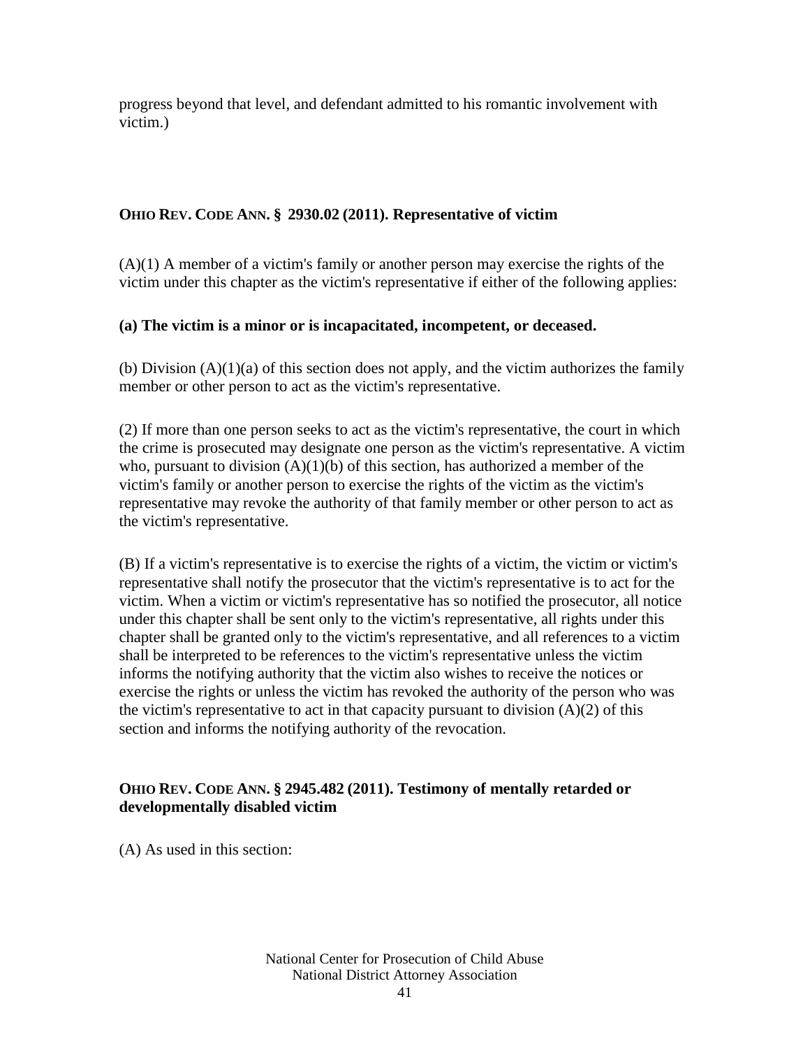progress beyond that level, and defendant admitted to his romantic involvement with victim.)

## OHIO REV. CODE ANN. § 2930.02 (2011). Representative of victim

(A)(1) A member of a victim's family or another person may exercise the rights of the victim under this chapter as the victim's representative if either of the following applies:

**(a) The victim is a minor or is incapacitated, incompetent, or deceased.**

(b) Division (A)(1)(a) of this section does not apply, and the victim authorizes the family member or other person to act as the victim's representative.

(2) If more than one person seeks to act as the victim's representative, the court in which the crime is prosecuted may designate one person as the victim's representative. A victim who, pursuant to division (A)(1)(b) of this section, has authorized a member of the victim's family or another person to exercise the rights of the victim as the victim's representative may revoke the authority of that family member or other person to act as the victim's representative.

(B) If a victim's representative is to exercise the rights of a victim, the victim or victim's representative shall notify the prosecutor that the victim's representative is to act for the victim. When a victim or victim's representative has so notified the prosecutor, all notice under this chapter shall be sent only to the victim's representative, all rights under this chapter shall be granted only to the victim's representative, and all references to a victim shall be interpreted to be references to the victim's representative unless the victim informs the notifying authority that the victim also wishes to receive the notices or exercise the rights or unless the victim has revoked the authority of the person who was the victim's representative to act in that capacity pursuant to division (A)(2) of this section and informs the notifying authority of the revocation.

## OHIO REV. CODE ANN. § 2945.482 (2011). Testimony of mentally retarded or developmentally disabled victim

(A) As used in this section: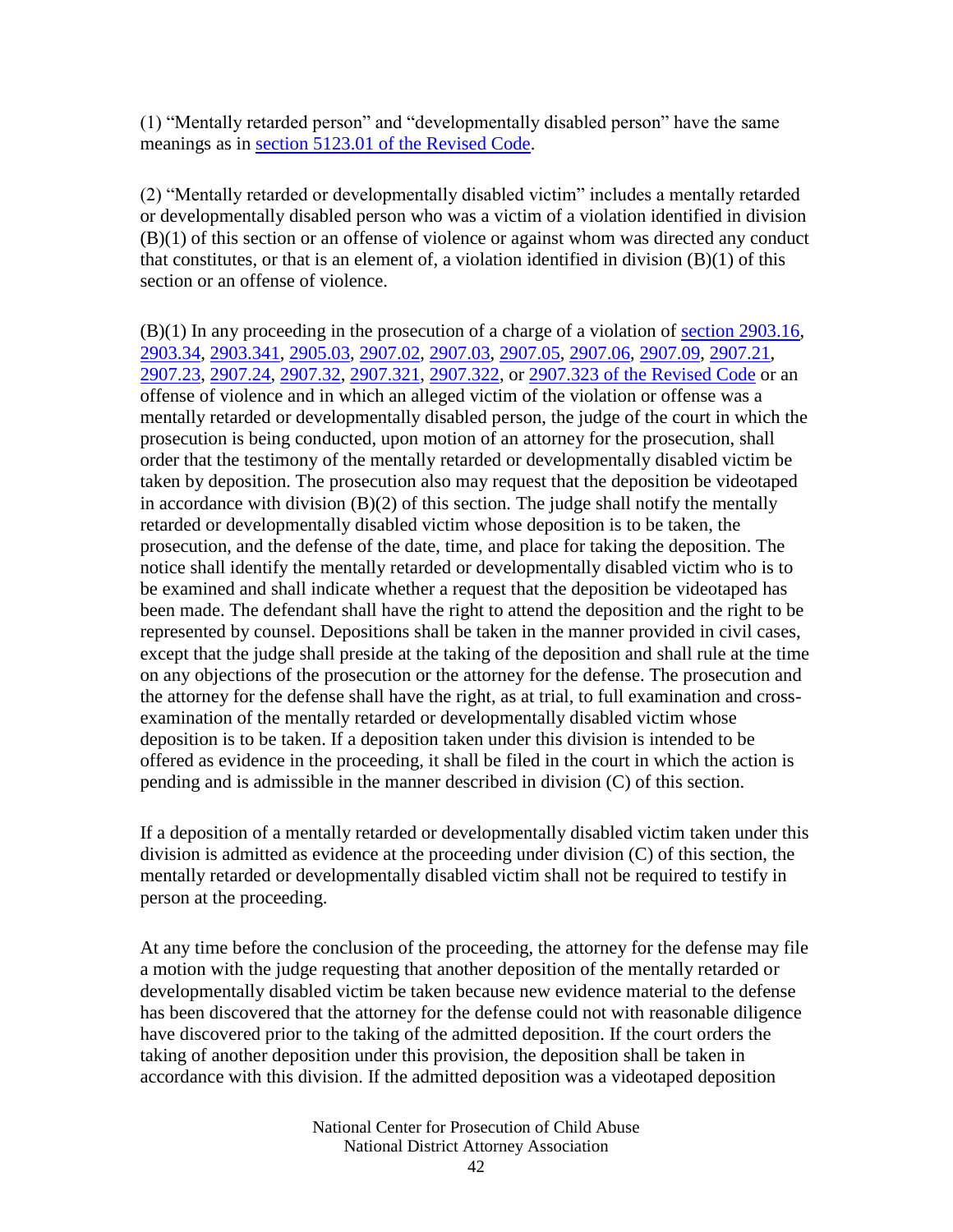(1) "Mentally retarded person" and "developmentally disabled person" have the same meanings as in section 5123.01 of the Revised Code.

(2) "Mentally retarded or developmentally disabled victim" includes a mentally retarded or developmentally disabled person who was a victim of a violation identified in division (B)(1) of this section or an offense of violence or against whom was directed any conduct that constitutes, or that is an element of, a violation identified in division (B)(1) of this section or an offense of violence.

(B)(1) In any proceeding in the prosecution of a charge of a violation of section 2903.16, 2903.34, 2903.341, 2905.03, 2907.02, 2907.03, 2907.05, 2907.06, 2907.09, 2907.21, 2907.23, 2907.24, 2907.32, 2907.321, 2907.322, or 2907.323 of the Revised Code or an offense of violence and in which an alleged victim of the violation or offense was a mentally retarded or developmentally disabled person, the judge of the court in which the prosecution is being conducted, upon motion of an attorney for the prosecution, shall order that the testimony of the mentally retarded or developmentally disabled victim be taken by deposition. The prosecution also may request that the deposition be videotaped in accordance with division (B)(2) of this section. The judge shall notify the mentally retarded or developmentally disabled victim whose deposition is to be taken, the prosecution, and the defense of the date, time, and place for taking the deposition. The notice shall identify the mentally retarded or developmentally disabled victim who is to be examined and shall indicate whether a request that the deposition be videotaped has been made. The defendant shall have the right to attend the deposition and the right to be represented by counsel. Depositions shall be taken in the manner provided in civil cases, except that the judge shall preside at the taking of the deposition and shall rule at the time on any objections of the prosecution or the attorney for the defense. The prosecution and the attorney for the defense shall have the right, as at trial, to full examination and cross-examination of the mentally retarded or developmentally disabled victim whose deposition is to be taken. If a deposition taken under this division is intended to be offered as evidence in the proceeding, it shall be filed in the court in which the action is pending and is admissible in the manner described in division (C) of this section.

If a deposition of a mentally retarded or developmentally disabled victim taken under this division is admitted as evidence at the proceeding under division (C) of this section, the mentally retarded or developmentally disabled victim shall not be required to testify in person at the proceeding.

At any time before the conclusion of the proceeding, the attorney for the defense may file a motion with the judge requesting that another deposition of the mentally retarded or developmentally disabled victim be taken because new evidence material to the defense has been discovered that the attorney for the defense could not with reasonable diligence have discovered prior to the taking of the admitted deposition. If the court orders the taking of another deposition under this provision, the deposition shall be taken in accordance with this division. If the admitted deposition was a videotaped deposition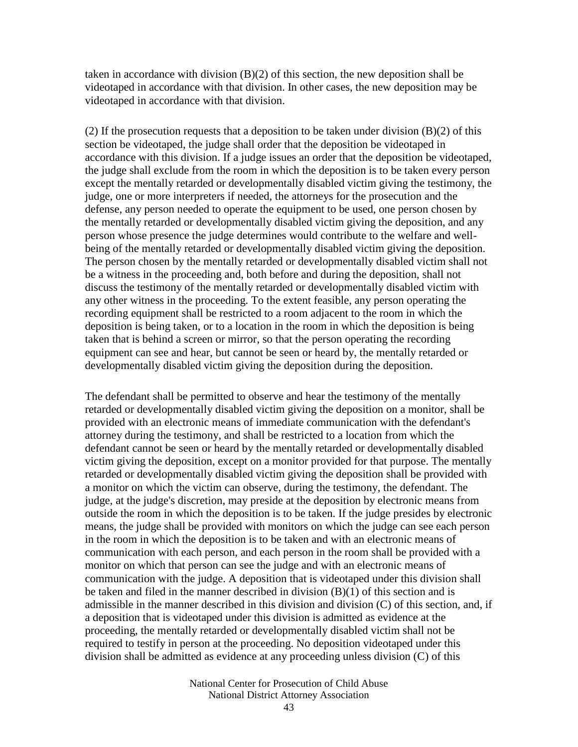taken in accordance with division (B)(2) of this section, the new deposition shall be videotaped in accordance with that division. In other cases, the new deposition may be videotaped in accordance with that division.

(2) If the prosecution requests that a deposition to be taken under division (B)(2) of this section be videotaped, the judge shall order that the deposition be videotaped in accordance with this division. If a judge issues an order that the deposition be videotaped, the judge shall exclude from the room in which the deposition is to be taken every person except the mentally retarded or developmentally disabled victim giving the testimony, the judge, one or more interpreters if needed, the attorneys for the prosecution and the defense, any person needed to operate the equipment to be used, one person chosen by the mentally retarded or developmentally disabled victim giving the deposition, and any person whose presence the judge determines would contribute to the welfare and well-being of the mentally retarded or developmentally disabled victim giving the deposition. The person chosen by the mentally retarded or developmentally disabled victim shall not be a witness in the proceeding and, both before and during the deposition, shall not discuss the testimony of the mentally retarded or developmentally disabled victim with any other witness in the proceeding. To the extent feasible, any person operating the recording equipment shall be restricted to a room adjacent to the room in which the deposition is being taken, or to a location in the room in which the deposition is being taken that is behind a screen or mirror, so that the person operating the recording equipment can see and hear, but cannot be seen or heard by, the mentally retarded or developmentally disabled victim giving the deposition during the deposition.

The defendant shall be permitted to observe and hear the testimony of the mentally retarded or developmentally disabled victim giving the deposition on a monitor, shall be provided with an electronic means of immediate communication with the defendant's attorney during the testimony, and shall be restricted to a location from which the defendant cannot be seen or heard by the mentally retarded or developmentally disabled victim giving the deposition, except on a monitor provided for that purpose. The mentally retarded or developmentally disabled victim giving the deposition shall be provided with a monitor on which the victim can observe, during the testimony, the defendant. The judge, at the judge's discretion, may preside at the deposition by electronic means from outside the room in which the deposition is to be taken. If the judge presides by electronic means, the judge shall be provided with monitors on which the judge can see each person in the room in which the deposition is to be taken and with an electronic means of communication with each person, and each person in the room shall be provided with a monitor on which that person can see the judge and with an electronic means of communication with the judge. A deposition that is videotaped under this division shall be taken and filed in the manner described in division (B)(1) of this section and is admissible in the manner described in this division and division (C) of this section, and, if a deposition that is videotaped under this division is admitted as evidence at the proceeding, the mentally retarded or developmentally disabled victim shall not be required to testify in person at the proceeding. No deposition videotaped under this division shall be admitted as evidence at any proceeding unless division (C) of this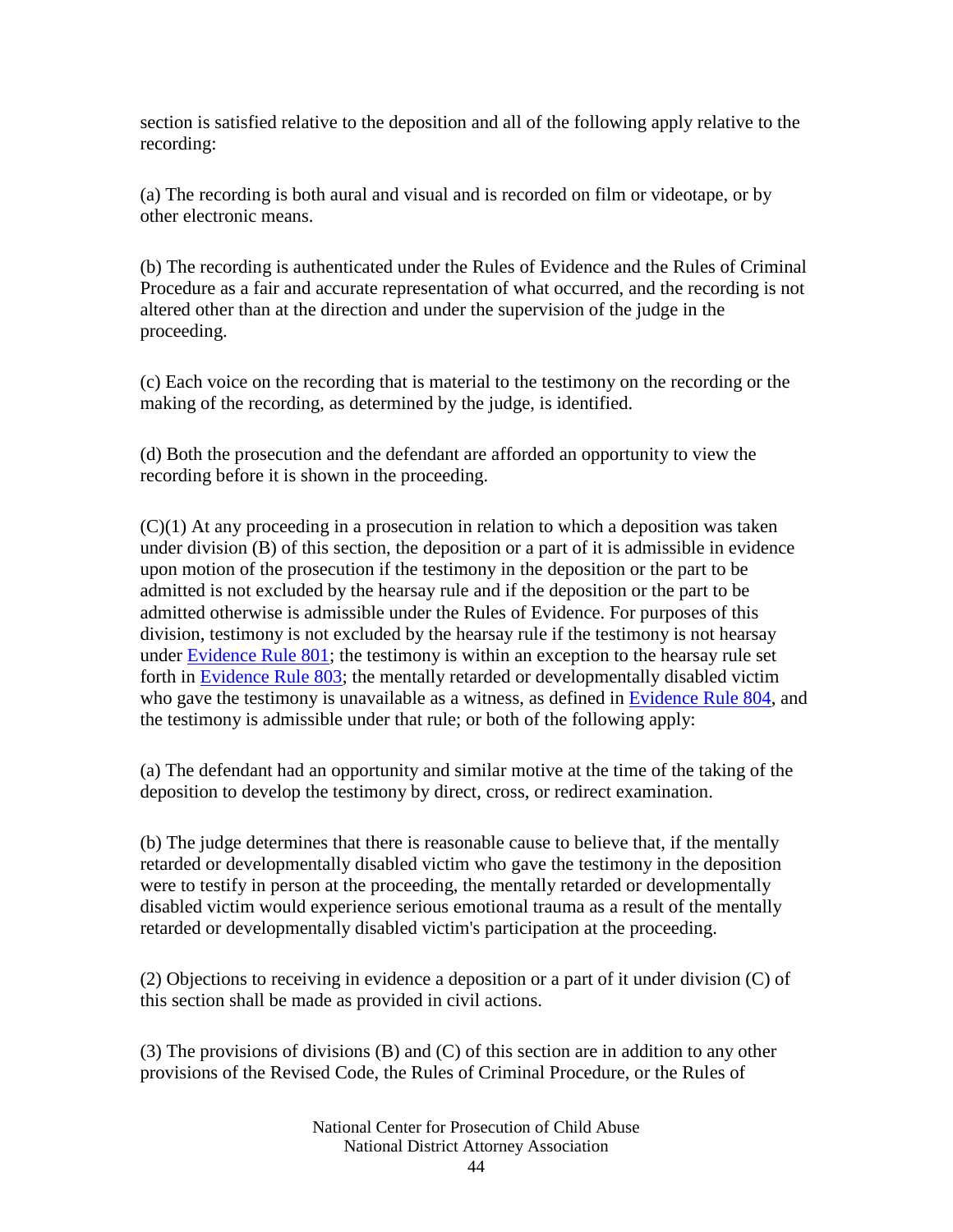section is satisfied relative to the deposition and all of the following apply relative to the recording:

(a) The recording is both aural and visual and is recorded on film or videotape, or by other electronic means.

(b) The recording is authenticated under the Rules of Evidence and the Rules of Criminal Procedure as a fair and accurate representation of what occurred, and the recording is not altered other than at the direction and under the supervision of the judge in the proceeding.

(c) Each voice on the recording that is material to the testimony on the recording or the making of the recording, as determined by the judge, is identified.

(d) Both the prosecution and the defendant are afforded an opportunity to view the recording before it is shown in the proceeding.

(C)(1) At any proceeding in a prosecution in relation to which a deposition was taken under division (B) of this section, the deposition or a part of it is admissible in evidence upon motion of the prosecution if the testimony in the deposition or the part to be admitted is not excluded by the hearsay rule and if the deposition or the part to be admitted otherwise is admissible under the Rules of Evidence. For purposes of this division, testimony is not excluded by the hearsay rule if the testimony is not hearsay under Evidence Rule 801; the testimony is within an exception to the hearsay rule set forth in Evidence Rule 803; the mentally retarded or developmentally disabled victim who gave the testimony is unavailable as a witness, as defined in Evidence Rule 804, and the testimony is admissible under that rule; or both of the following apply:

(a) The defendant had an opportunity and similar motive at the time of the taking of the deposition to develop the testimony by direct, cross, or redirect examination.

(b) The judge determines that there is reasonable cause to believe that, if the mentally retarded or developmentally disabled victim who gave the testimony in the deposition were to testify in person at the proceeding, the mentally retarded or developmentally disabled victim would experience serious emotional trauma as a result of the mentally retarded or developmentally disabled victim's participation at the proceeding.

(2) Objections to receiving in evidence a deposition or a part of it under division (C) of this section shall be made as provided in civil actions.

(3) The provisions of divisions (B) and (C) of this section are in addition to any other provisions of the Revised Code, the Rules of Criminal Procedure, or the Rules of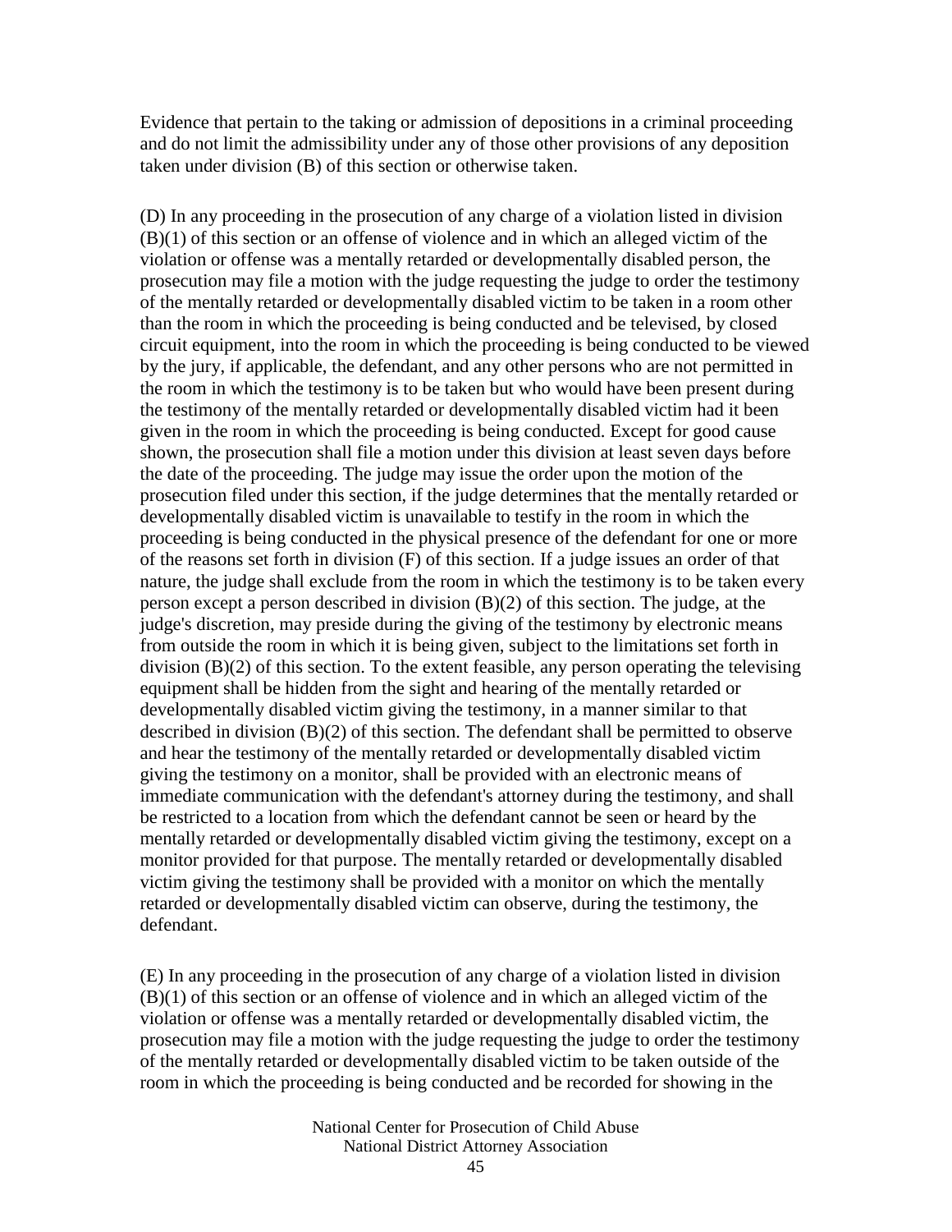Evidence that pertain to the taking or admission of depositions in a criminal proceeding and do not limit the admissibility under any of those other provisions of any deposition taken under division (B) of this section or otherwise taken.

(D) In any proceeding in the prosecution of any charge of a violation listed in division (B)(1) of this section or an offense of violence and in which an alleged victim of the violation or offense was a mentally retarded or developmentally disabled person, the prosecution may file a motion with the judge requesting the judge to order the testimony of the mentally retarded or developmentally disabled victim to be taken in a room other than the room in which the proceeding is being conducted and be televised, by closed circuit equipment, into the room in which the proceeding is being conducted to be viewed by the jury, if applicable, the defendant, and any other persons who are not permitted in the room in which the testimony is to be taken but who would have been present during the testimony of the mentally retarded or developmentally disabled victim had it been given in the room in which the proceeding is being conducted. Except for good cause shown, the prosecution shall file a motion under this division at least seven days before the date of the proceeding. The judge may issue the order upon the motion of the prosecution filed under this section, if the judge determines that the mentally retarded or developmentally disabled victim is unavailable to testify in the room in which the proceeding is being conducted in the physical presence of the defendant for one or more of the reasons set forth in division (F) of this section. If a judge issues an order of that nature, the judge shall exclude from the room in which the testimony is to be taken every person except a person described in division (B)(2) of this section. The judge, at the judge's discretion, may preside during the giving of the testimony by electronic means from outside the room in which it is being given, subject to the limitations set forth in division (B)(2) of this section. To the extent feasible, any person operating the televising equipment shall be hidden from the sight and hearing of the mentally retarded or developmentally disabled victim giving the testimony, in a manner similar to that described in division (B)(2) of this section. The defendant shall be permitted to observe and hear the testimony of the mentally retarded or developmentally disabled victim giving the testimony on a monitor, shall be provided with an electronic means of immediate communication with the defendant's attorney during the testimony, and shall be restricted to a location from which the defendant cannot be seen or heard by the mentally retarded or developmentally disabled victim giving the testimony, except on a monitor provided for that purpose. The mentally retarded or developmentally disabled victim giving the testimony shall be provided with a monitor on which the mentally retarded or developmentally disabled victim can observe, during the testimony, the defendant.

(E) In any proceeding in the prosecution of any charge of a violation listed in division (B)(1) of this section or an offense of violence and in which an alleged victim of the violation or offense was a mentally retarded or developmentally disabled victim, the prosecution may file a motion with the judge requesting the judge to order the testimony of the mentally retarded or developmentally disabled victim to be taken outside of the room in which the proceeding is being conducted and be recorded for showing in the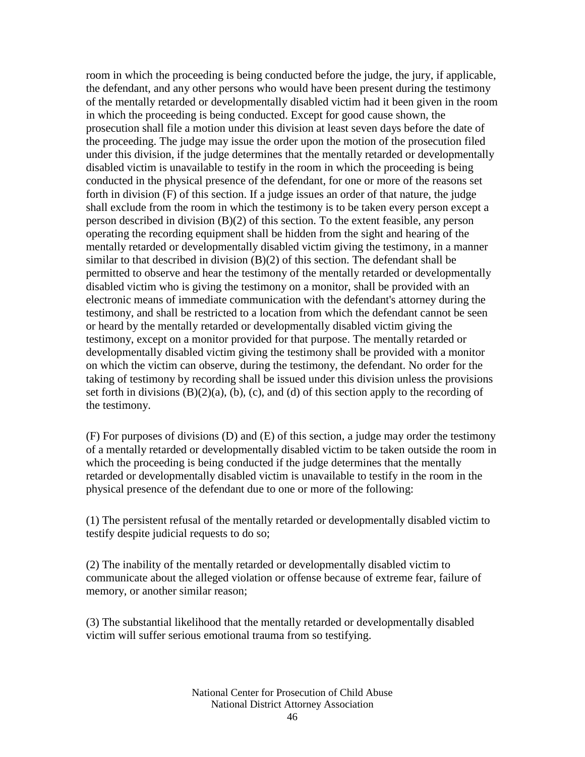room in which the proceeding is being conducted before the judge, the jury, if applicable, the defendant, and any other persons who would have been present during the testimony of the mentally retarded or developmentally disabled victim had it been given in the room in which the proceeding is being conducted. Except for good cause shown, the prosecution shall file a motion under this division at least seven days before the date of the proceeding. The judge may issue the order upon the motion of the prosecution filed under this division, if the judge determines that the mentally retarded or developmentally disabled victim is unavailable to testify in the room in which the proceeding is being conducted in the physical presence of the defendant, for one or more of the reasons set forth in division (F) of this section. If a judge issues an order of that nature, the judge shall exclude from the room in which the testimony is to be taken every person except a person described in division (B)(2) of this section. To the extent feasible, any person operating the recording equipment shall be hidden from the sight and hearing of the mentally retarded or developmentally disabled victim giving the testimony, in a manner similar to that described in division (B)(2) of this section. The defendant shall be permitted to observe and hear the testimony of the mentally retarded or developmentally disabled victim who is giving the testimony on a monitor, shall be provided with an electronic means of immediate communication with the defendant's attorney during the testimony, and shall be restricted to a location from which the defendant cannot be seen or heard by the mentally retarded or developmentally disabled victim giving the testimony, except on a monitor provided for that purpose. The mentally retarded or developmentally disabled victim giving the testimony shall be provided with a monitor on which the victim can observe, during the testimony, the defendant. No order for the taking of testimony by recording shall be issued under this division unless the provisions set forth in divisions (B)(2)(a), (b), (c), and (d) of this section apply to the recording of the testimony.

(F) For purposes of divisions (D) and (E) of this section, a judge may order the testimony of a mentally retarded or developmentally disabled victim to be taken outside the room in which the proceeding is being conducted if the judge determines that the mentally retarded or developmentally disabled victim is unavailable to testify in the room in the physical presence of the defendant due to one or more of the following:

(1) The persistent refusal of the mentally retarded or developmentally disabled victim to testify despite judicial requests to do so;

(2) The inability of the mentally retarded or developmentally disabled victim to communicate about the alleged violation or offense because of extreme fear, failure of memory, or another similar reason;

(3) The substantial likelihood that the mentally retarded or developmentally disabled victim will suffer serious emotional trauma from so testifying.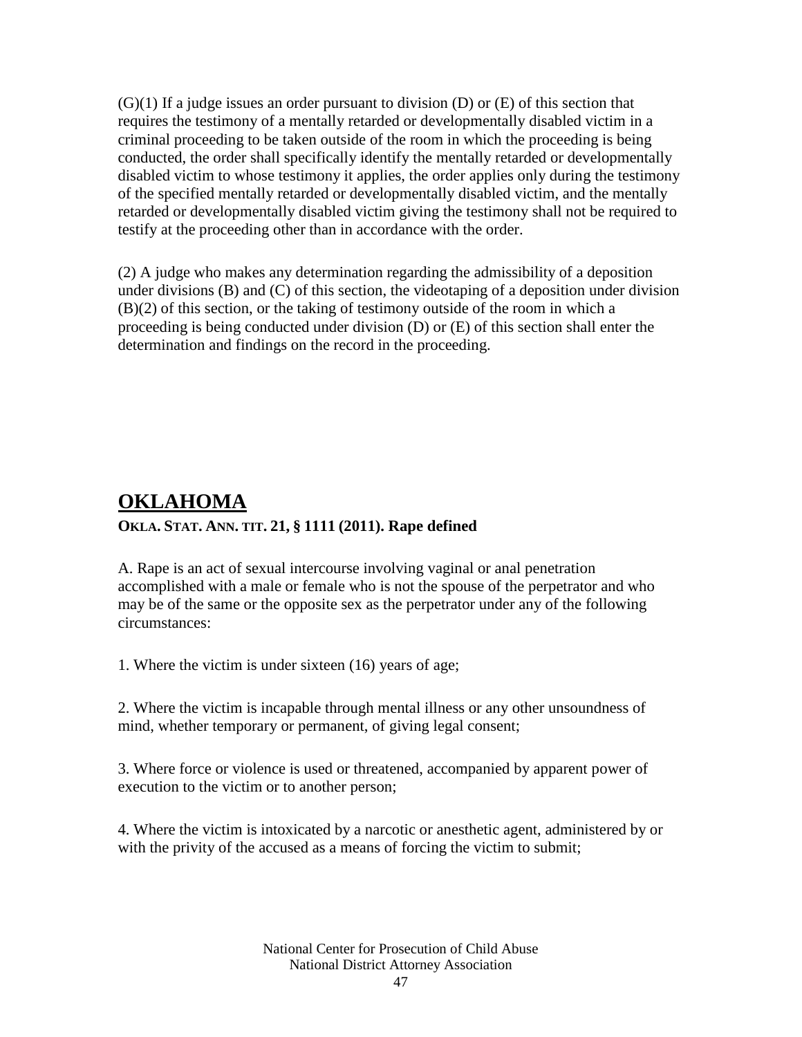(G)(1) If a judge issues an order pursuant to division (D) or (E) of this section that requires the testimony of a mentally retarded or developmentally disabled victim in a criminal proceeding to be taken outside of the room in which the proceeding is being conducted, the order shall specifically identify the mentally retarded or developmentally disabled victim to whose testimony it applies, the order applies only during the testimony of the specified mentally retarded or developmentally disabled victim, and the mentally retarded or developmentally disabled victim giving the testimony shall not be required to testify at the proceeding other than in accordance with the order.

(2) A judge who makes any determination regarding the admissibility of a deposition under divisions (B) and (C) of this section, the videotaping of a deposition under division (B)(2) of this section, or the taking of testimony outside of the room in which a proceeding is being conducted under division (D) or (E) of this section shall enter the determination and findings on the record in the proceeding.

## OKLAHOMA

**OKLA. STAT. ANN. TIT. 21, § 1111 (2011). Rape defined**

A. Rape is an act of sexual intercourse involving vaginal or anal penetration accomplished with a male or female who is not the spouse of the perpetrator and who may be of the same or the opposite sex as the perpetrator under any of the following circumstances:

1. Where the victim is under sixteen (16) years of age;

2. Where the victim is incapable through mental illness or any other unsoundness of mind, whether temporary or permanent, of giving legal consent;

3. Where force or violence is used or threatened, accompanied by apparent power of execution to the victim or to another person;

4. Where the victim is intoxicated by a narcotic or anesthetic agent, administered by or with the privity of the accused as a means of forcing the victim to submit;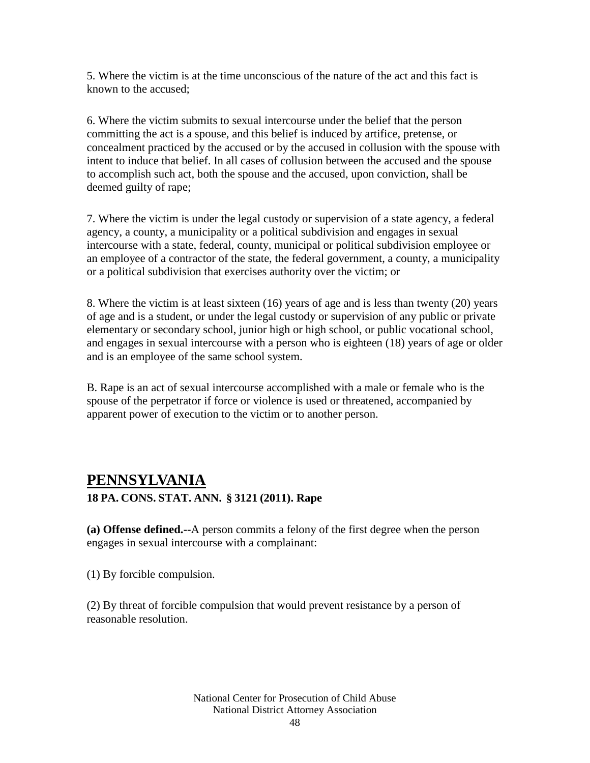5. Where the victim is at the time unconscious of the nature of the act and this fact is known to the accused;

6. Where the victim submits to sexual intercourse under the belief that the person committing the act is a spouse, and this belief is induced by artifice, pretense, or concealment practiced by the accused or by the accused in collusion with the spouse with intent to induce that belief. In all cases of collusion between the accused and the spouse to accomplish such act, both the spouse and the accused, upon conviction, shall be deemed guilty of rape;

7. Where the victim is under the legal custody or supervision of a state agency, a federal agency, a county, a municipality or a political subdivision and engages in sexual intercourse with a state, federal, county, municipal or political subdivision employee or an employee of a contractor of the state, the federal government, a county, a municipality or a political subdivision that exercises authority over the victim; or

8. Where the victim is at least sixteen (16) years of age and is less than twenty (20) years of age and is a student, or under the legal custody or supervision of any public or private elementary or secondary school, junior high or high school, or public vocational school, and engages in sexual intercourse with a person who is eighteen (18) years of age or older and is an employee of the same school system.

B. Rape is an act of sexual intercourse accomplished with a male or female who is the spouse of the perpetrator if force or violence is used or threatened, accompanied by apparent power of execution to the victim or to another person.

## PENNSYLVANIA

**18 PA. CONS. STAT. ANN. § 3121 (2011). Rape**

**(a) Offense defined.--**A person commits a felony of the first degree when the person engages in sexual intercourse with a complainant:

(1) By forcible compulsion.

(2) By threat of forcible compulsion that would prevent resistance by a person of reasonable resolution.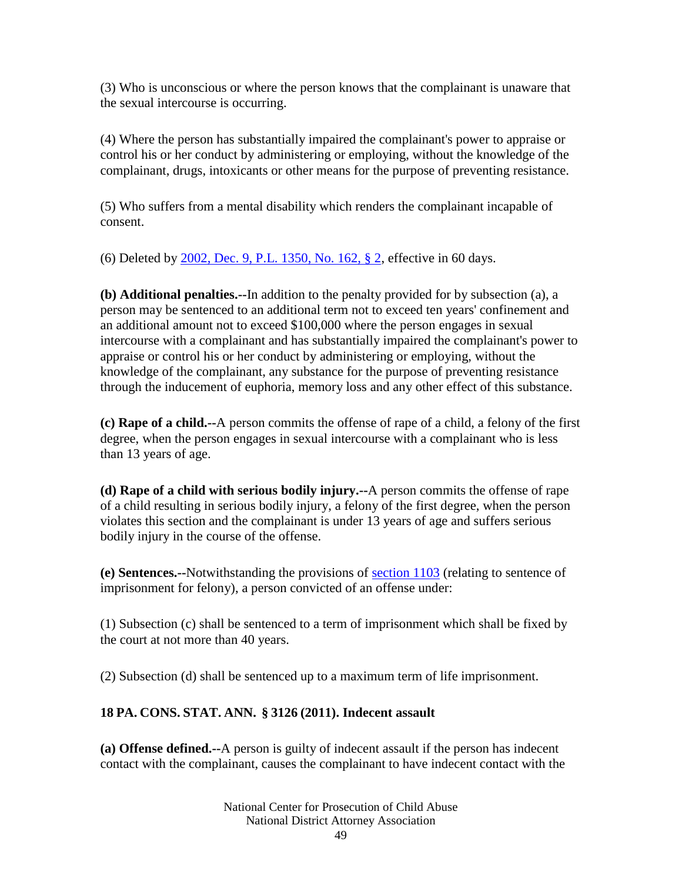(3) Who is unconscious or where the person knows that the complainant is unaware that the sexual intercourse is occurring.

(4) Where the person has substantially impaired the complainant's power to appraise or control his or her conduct by administering or employing, without the knowledge of the complainant, drugs, intoxicants or other means for the purpose of preventing resistance.

(5) Who suffers from a mental disability which renders the complainant incapable of consent.

(6) Deleted by 2002, Dec. 9, P.L. 1350, No. 162, § 2, effective in 60 days.

**(b) Additional penalties.--**In addition to the penalty provided for by subsection (a), a person may be sentenced to an additional term not to exceed ten years' confinement and an additional amount not to exceed $100,000 where the person engages in sexual intercourse with a complainant and has substantially impaired the complainant's power to appraise or control his or her conduct by administering or employing, without the knowledge of the complainant, any substance for the purpose of preventing resistance through the inducement of euphoria, memory loss and any other effect of this substance.

**(c) Rape of a child.--**A person commits the offense of rape of a child, a felony of the first degree, when the person engages in sexual intercourse with a complainant who is less than 13 years of age.

**(d) Rape of a child with serious bodily injury.--**A person commits the offense of rape of a child resulting in serious bodily injury, a felony of the first degree, when the person violates this section and the complainant is under 13 years of age and suffers serious bodily injury in the course of the offense.

**(e) Sentences.--**Notwithstanding the provisions of section 1103 (relating to sentence of imprisonment for felony), a person convicted of an offense under:

(1) Subsection (c) shall be sentenced to a term of imprisonment which shall be fixed by the court at not more than 40 years.

(2) Subsection (d) shall be sentenced up to a maximum term of life imprisonment.

**18 PA. CONS. STAT. ANN. § 3126 (2011). Indecent assault**

**(a) Offense defined.--**A person is guilty of indecent assault if the person has indecent contact with the complainant, causes the complainant to have indecent contact with the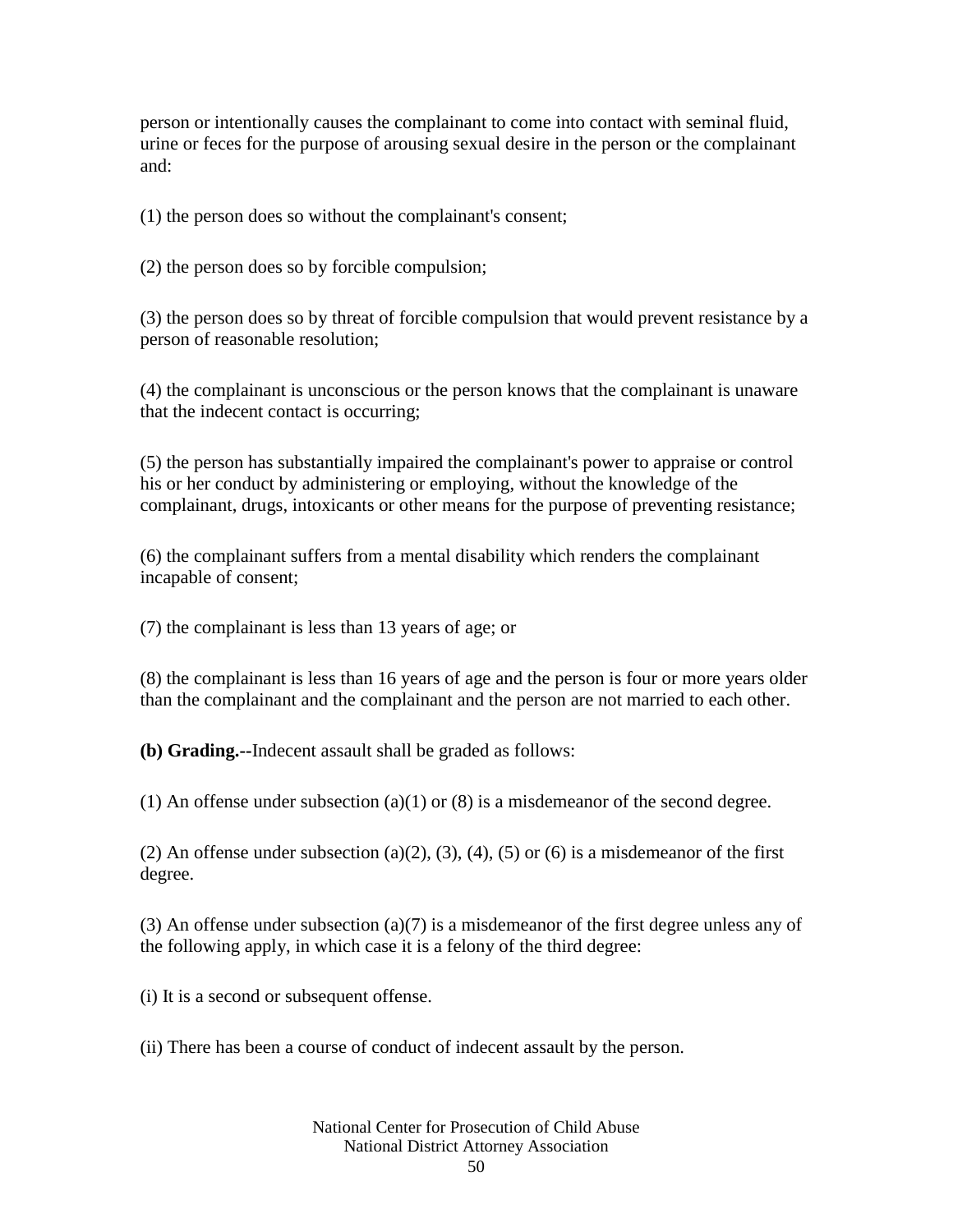person or intentionally causes the complainant to come into contact with seminal fluid, urine or feces for the purpose of arousing sexual desire in the person or the complainant and:

(1) the person does so without the complainant's consent;

(2) the person does so by forcible compulsion;

(3) the person does so by threat of forcible compulsion that would prevent resistance by a person of reasonable resolution;

(4) the complainant is unconscious or the person knows that the complainant is unaware that the indecent contact is occurring;

(5) the person has substantially impaired the complainant's power to appraise or control his or her conduct by administering or employing, without the knowledge of the complainant, drugs, intoxicants or other means for the purpose of preventing resistance;

(6) the complainant suffers from a mental disability which renders the complainant incapable of consent;

(7) the complainant is less than 13 years of age; or

(8) the complainant is less than 16 years of age and the person is four or more years older than the complainant and the complainant and the person are not married to each other.

**(b) Grading.--**Indecent assault shall be graded as follows:

(1) An offense under subsection (a)(1) or (8) is a misdemeanor of the second degree.

(2) An offense under subsection (a)(2), (3), (4), (5) or (6) is a misdemeanor of the first degree.

(3) An offense under subsection (a)(7) is a misdemeanor of the first degree unless any of the following apply, in which case it is a felony of the third degree:

(i) It is a second or subsequent offense.

(ii) There has been a course of conduct of indecent assault by the person.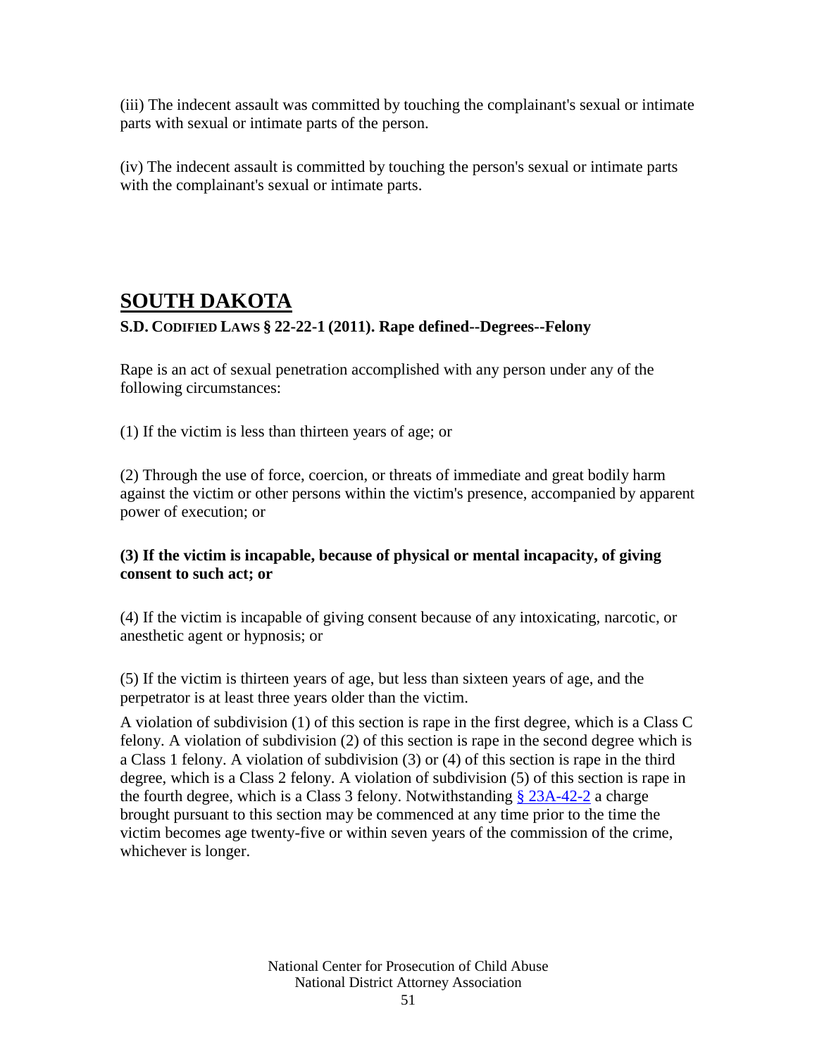(iii) The indecent assault was committed by touching the complainant's sexual or intimate parts with sexual or intimate parts of the person.

(iv) The indecent assault is committed by touching the person's sexual or intimate parts with the complainant's sexual or intimate parts.

## SOUTH DAKOTA

### S.D. CODIFIED LAWS § 22-22-1 (2011). Rape defined--Degrees--Felony

Rape is an act of sexual penetration accomplished with any person under any of the following circumstances:

(1) If the victim is less than thirteen years of age; or

(2) Through the use of force, coercion, or threats of immediate and great bodily harm against the victim or other persons within the victim's presence, accompanied by apparent power of execution; or

**(3) If the victim is incapable, because of physical or mental incapacity, of giving consent to such act; or**

(4) If the victim is incapable of giving consent because of any intoxicating, narcotic, or anesthetic agent or hypnosis; or

(5) If the victim is thirteen years of age, but less than sixteen years of age, and the perpetrator is at least three years older than the victim.

A violation of subdivision (1) of this section is rape in the first degree, which is a Class C felony. A violation of subdivision (2) of this section is rape in the second degree which is a Class 1 felony. A violation of subdivision (3) or (4) of this section is rape in the third degree, which is a Class 2 felony. A violation of subdivision (5) of this section is rape in the fourth degree, which is a Class 3 felony. Notwithstanding § 23A-42-2 a charge brought pursuant to this section may be commenced at any time prior to the time the victim becomes age twenty-five or within seven years of the commission of the crime, whichever is longer.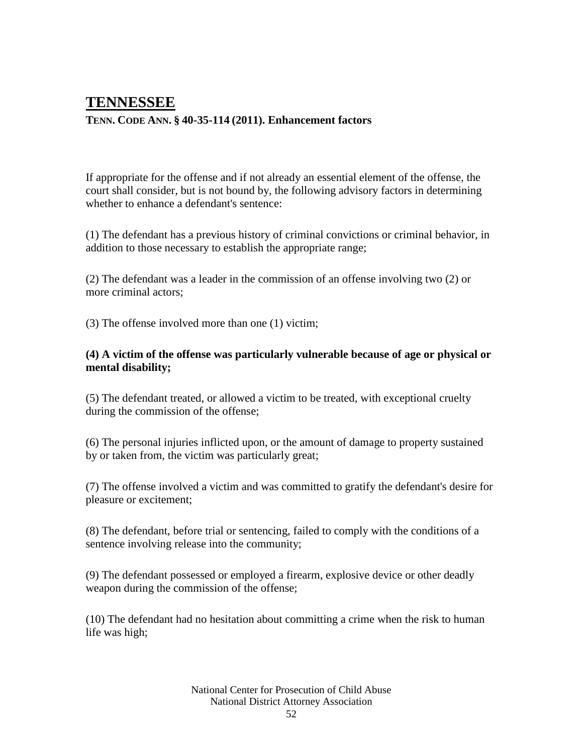# TENNESSEE

**TENN. CODE ANN. § 40-35-114 (2011). Enhancement factors**

If appropriate for the offense and if not already an essential element of the offense, the court shall consider, but is not bound by, the following advisory factors in determining whether to enhance a defendant's sentence:

(1) The defendant has a previous history of criminal convictions or criminal behavior, in addition to those necessary to establish the appropriate range;

(2) The defendant was a leader in the commission of an offense involving two (2) or more criminal actors;

(3) The offense involved more than one (1) victim;

**(4) A victim of the offense was particularly vulnerable because of age or physical or mental disability;**

(5) The defendant treated, or allowed a victim to be treated, with exceptional cruelty during the commission of the offense;

(6) The personal injuries inflicted upon, or the amount of damage to property sustained by or taken from, the victim was particularly great;

(7) The offense involved a victim and was committed to gratify the defendant's desire for pleasure or excitement;

(8) The defendant, before trial or sentencing, failed to comply with the conditions of a sentence involving release into the community;

(9) The defendant possessed or employed a firearm, explosive device or other deadly weapon during the commission of the offense;

(10) The defendant had no hesitation about committing a crime when the risk to human life was high;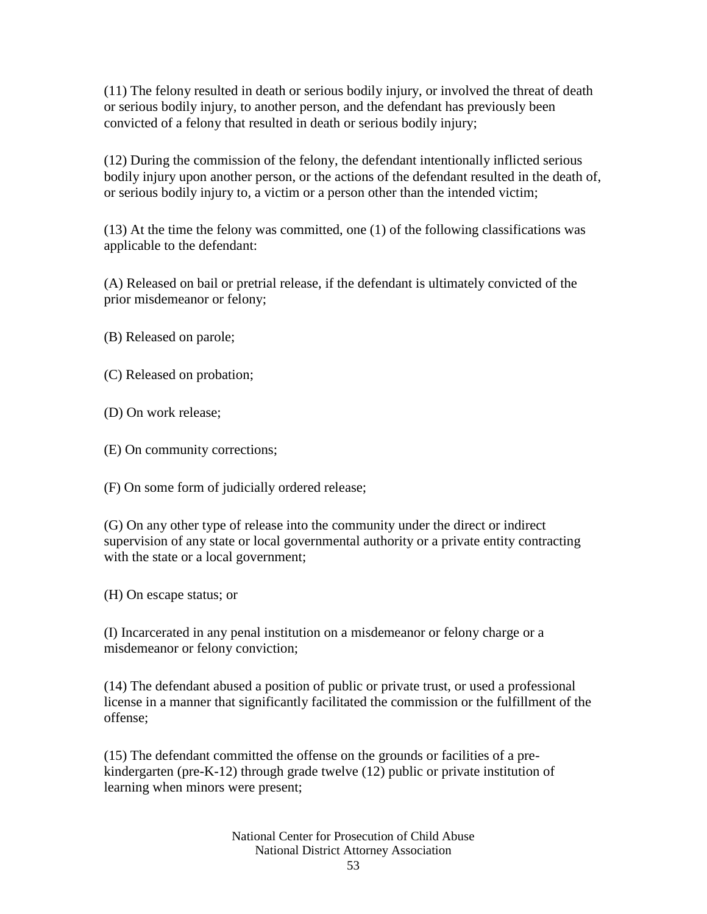(11) The felony resulted in death or serious bodily injury, or involved the threat of death or serious bodily injury, to another person, and the defendant has previously been convicted of a felony that resulted in death or serious bodily injury;

(12) During the commission of the felony, the defendant intentionally inflicted serious bodily injury upon another person, or the actions of the defendant resulted in the death of, or serious bodily injury to, a victim or a person other than the intended victim;

(13) At the time the felony was committed, one (1) of the following classifications was applicable to the defendant:

(A) Released on bail or pretrial release, if the defendant is ultimately convicted of the prior misdemeanor or felony;

(B) Released on parole;

(C) Released on probation;

(D) On work release;

(E) On community corrections;

(F) On some form of judicially ordered release;

(G) On any other type of release into the community under the direct or indirect supervision of any state or local governmental authority or a private entity contracting with the state or a local government;

(H) On escape status; or

(I) Incarcerated in any penal institution on a misdemeanor or felony charge or a misdemeanor or felony conviction;

(14) The defendant abused a position of public or private trust, or used a professional license in a manner that significantly facilitated the commission or the fulfillment of the offense;

(15) The defendant committed the offense on the grounds or facilities of a pre-kindergarten (pre-K-12) through grade twelve (12) public or private institution of learning when minors were present;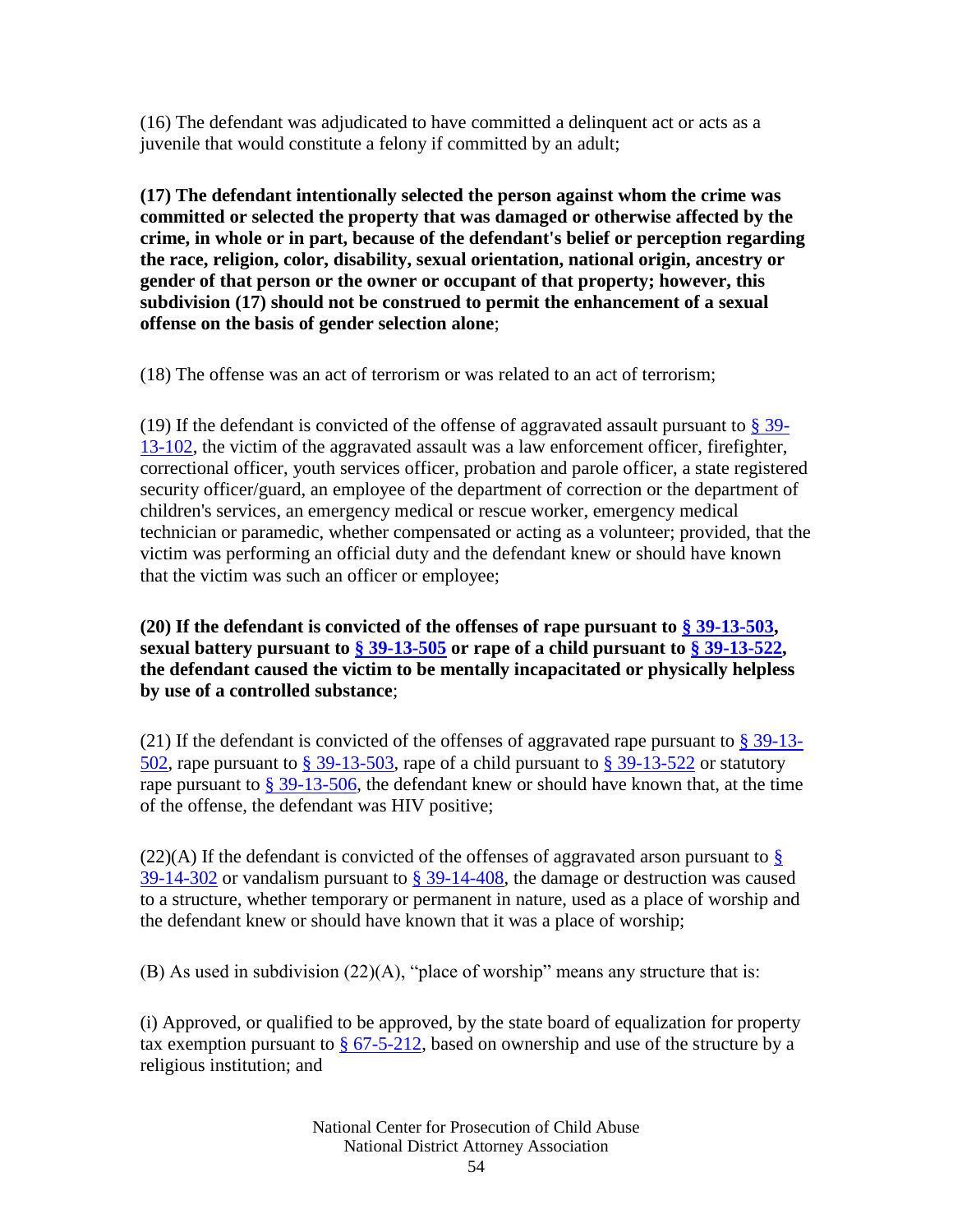(16) The defendant was adjudicated to have committed a delinquent act or acts as a juvenile that would constitute a felony if committed by an adult;

**(17) The defendant intentionally selected the person against whom the crime was committed or selected the property that was damaged or otherwise affected by the crime, in whole or in part, because of the defendant's belief or perception regarding the race, religion, color, disability, sexual orientation, national origin, ancestry or gender of that person or the owner or occupant of that property; however, this subdivision (17) should not be construed to permit the enhancement of a sexual offense on the basis of gender selection alone**;

(18) The offense was an act of terrorism or was related to an act of terrorism;

(19) If the defendant is convicted of the offense of aggravated assault pursuant to § 39-13-102, the victim of the aggravated assault was a law enforcement officer, firefighter, correctional officer, youth services officer, probation and parole officer, a state registered security officer/guard, an employee of the department of correction or the department of children's services, an emergency medical or rescue worker, emergency medical technician or paramedic, whether compensated or acting as a volunteer; provided, that the victim was performing an official duty and the defendant knew or should have known that the victim was such an officer or employee;

**(20) If the defendant is convicted of the offenses of rape pursuant to § 39-13-503, sexual battery pursuant to § 39-13-505 or rape of a child pursuant to § 39-13-522, the defendant caused the victim to be mentally incapacitated or physically helpless by use of a controlled substance**;

(21) If the defendant is convicted of the offenses of aggravated rape pursuant to § 39-13-502, rape pursuant to § 39-13-503, rape of a child pursuant to § 39-13-522 or statutory rape pursuant to § 39-13-506, the defendant knew or should have known that, at the time of the offense, the defendant was HIV positive;

(22)(A) If the defendant is convicted of the offenses of aggravated arson pursuant to § 39-14-302 or vandalism pursuant to § 39-14-408, the damage or destruction was caused to a structure, whether temporary or permanent in nature, used as a place of worship and the defendant knew or should have known that it was a place of worship;

(B) As used in subdivision (22)(A), "place of worship" means any structure that is:

(i) Approved, or qualified to be approved, by the state board of equalization for property tax exemption pursuant to § 67-5-212, based on ownership and use of the structure by a religious institution; and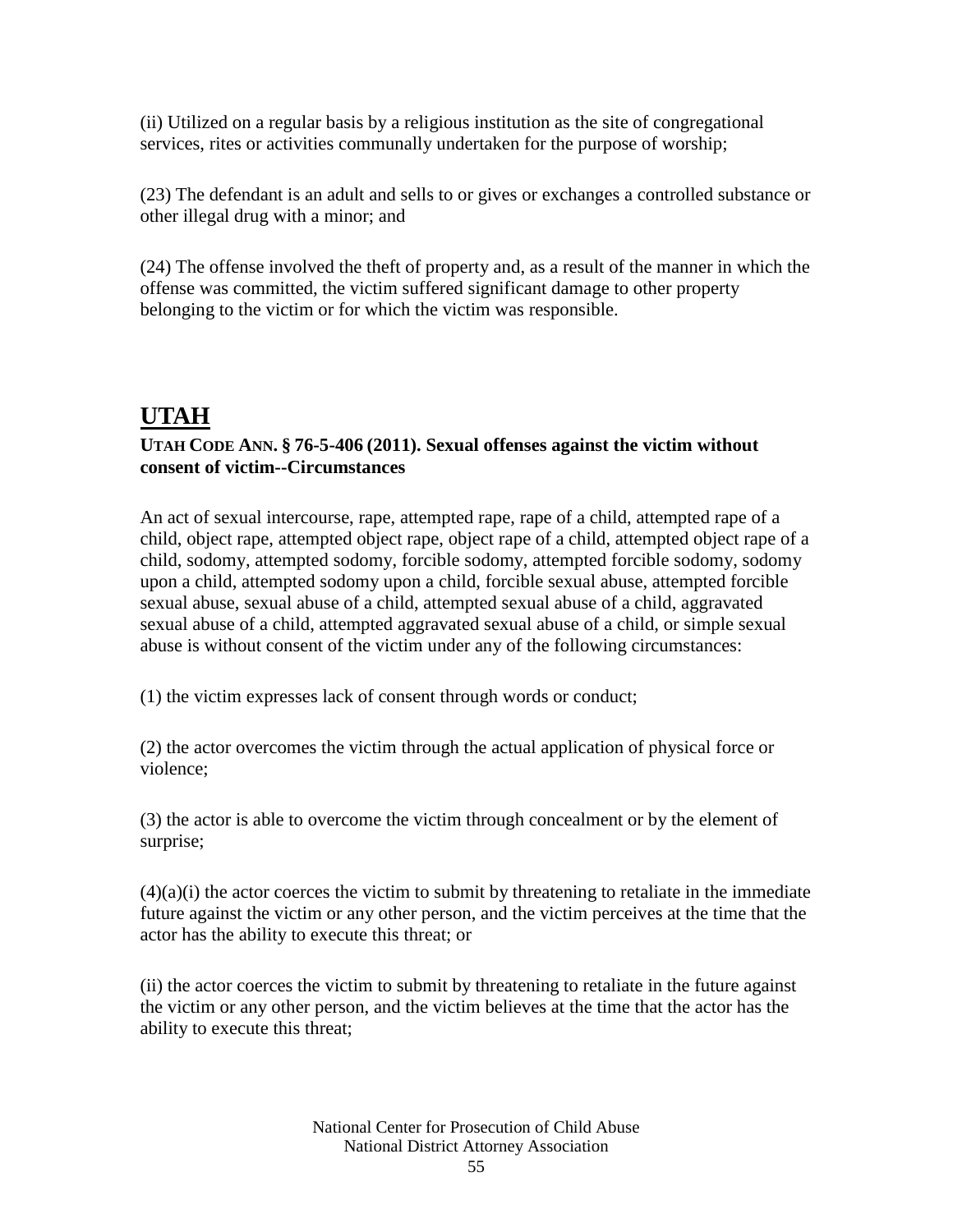(ii) Utilized on a regular basis by a religious institution as the site of congregational services, rites or activities communally undertaken for the purpose of worship;

(23) The defendant is an adult and sells to or gives or exchanges a controlled substance or other illegal drug with a minor; and

(24) The offense involved the theft of property and, as a result of the manner in which the offense was committed, the victim suffered significant damage to other property belonging to the victim or for which the victim was responsible.

# UTAH

### UTAH CODE ANN. § 76-5-406 (2011). Sexual offenses against the victim without consent of victim--Circumstances

An act of sexual intercourse, rape, attempted rape, rape of a child, attempted rape of a child, object rape, attempted object rape, object rape of a child, attempted object rape of a child, sodomy, attempted sodomy, forcible sodomy, attempted forcible sodomy, sodomy upon a child, attempted sodomy upon a child, forcible sexual abuse, attempted forcible sexual abuse, sexual abuse of a child, attempted sexual abuse of a child, aggravated sexual abuse of a child, attempted aggravated sexual abuse of a child, or simple sexual abuse is without consent of the victim under any of the following circumstances:

(1) the victim expresses lack of consent through words or conduct;

(2) the actor overcomes the victim through the actual application of physical force or violence;

(3) the actor is able to overcome the victim through concealment or by the element of surprise;

(4)(a)(i) the actor coerces the victim to submit by threatening to retaliate in the immediate future against the victim or any other person, and the victim perceives at the time that the actor has the ability to execute this threat; or

(ii) the actor coerces the victim to submit by threatening to retaliate in the future against the victim or any other person, and the victim believes at the time that the actor has the ability to execute this threat;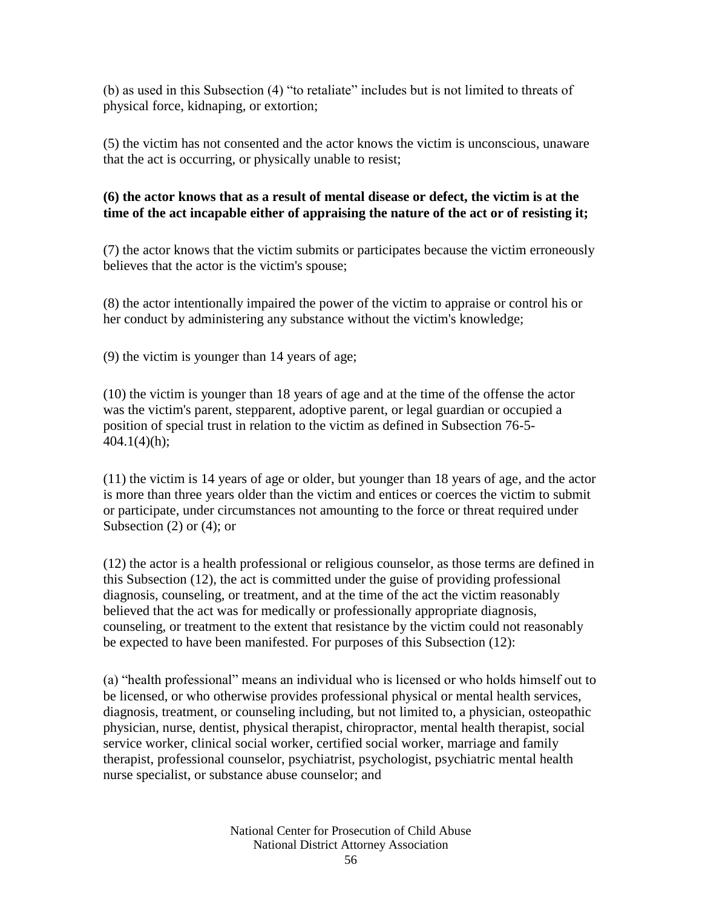(b) as used in this Subsection (4) "to retaliate" includes but is not limited to threats of physical force, kidnaping, or extortion;

(5) the victim has not consented and the actor knows the victim is unconscious, unaware that the act is occurring, or physically unable to resist;

**(6) the actor knows that as a result of mental disease or defect, the victim is at the time of the act incapable either of appraising the nature of the act or of resisting it;**

(7) the actor knows that the victim submits or participates because the victim erroneously believes that the actor is the victim's spouse;

(8) the actor intentionally impaired the power of the victim to appraise or control his or her conduct by administering any substance without the victim's knowledge;

(9) the victim is younger than 14 years of age;

(10) the victim is younger than 18 years of age and at the time of the offense the actor was the victim's parent, stepparent, adoptive parent, or legal guardian or occupied a position of special trust in relation to the victim as defined in Subsection 76-5-404.1(4)(h);

(11) the victim is 14 years of age or older, but younger than 18 years of age, and the actor is more than three years older than the victim and entices or coerces the victim to submit or participate, under circumstances not amounting to the force or threat required under Subsection (2) or (4); or

(12) the actor is a health professional or religious counselor, as those terms are defined in this Subsection (12), the act is committed under the guise of providing professional diagnosis, counseling, or treatment, and at the time of the act the victim reasonably believed that the act was for medically or professionally appropriate diagnosis, counseling, or treatment to the extent that resistance by the victim could not reasonably be expected to have been manifested. For purposes of this Subsection (12):

(a) "health professional" means an individual who is licensed or who holds himself out to be licensed, or who otherwise provides professional physical or mental health services, diagnosis, treatment, or counseling including, but not limited to, a physician, osteopathic physician, nurse, dentist, physical therapist, chiropractor, mental health therapist, social service worker, clinical social worker, certified social worker, marriage and family therapist, professional counselor, psychiatrist, psychologist, psychiatric mental health nurse specialist, or substance abuse counselor; and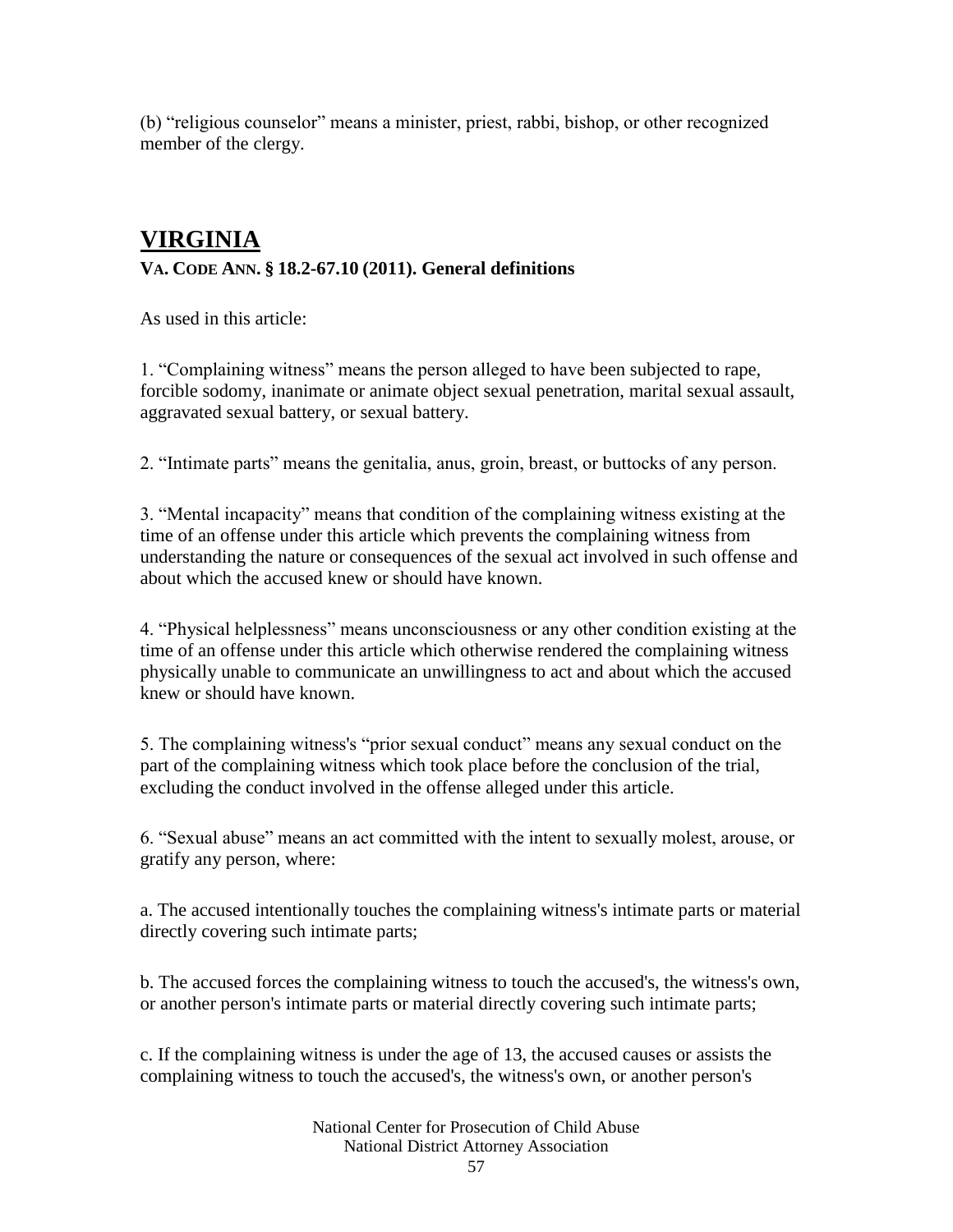(b) “religious counselor” means a minister, priest, rabbi, bishop, or other recognized member of the clergy.

## VIRGINIA

### VA. CODE ANN. § 18.2-67.10 (2011). General definitions

As used in this article:

1. “Complaining witness” means the person alleged to have been subjected to rape, forcible sodomy, inanimate or animate object sexual penetration, marital sexual assault, aggravated sexual battery, or sexual battery.

2. “Intimate parts” means the genitalia, anus, groin, breast, or buttocks of any person.

3. “Mental incapacity” means that condition of the complaining witness existing at the time of an offense under this article which prevents the complaining witness from understanding the nature or consequences of the sexual act involved in such offense and about which the accused knew or should have known.

4. “Physical helplessness” means unconsciousness or any other condition existing at the time of an offense under this article which otherwise rendered the complaining witness physically unable to communicate an unwillingness to act and about which the accused knew or should have known.

5. The complaining witness's “prior sexual conduct” means any sexual conduct on the part of the complaining witness which took place before the conclusion of the trial, excluding the conduct involved in the offense alleged under this article.

6. “Sexual abuse” means an act committed with the intent to sexually molest, arouse, or gratify any person, where:

a. The accused intentionally touches the complaining witness's intimate parts or material directly covering such intimate parts;

b. The accused forces the complaining witness to touch the accused's, the witness's own, or another person's intimate parts or material directly covering such intimate parts;

c. If the complaining witness is under the age of 13, the accused causes or assists the complaining witness to touch the accused's, the witness's own, or another person's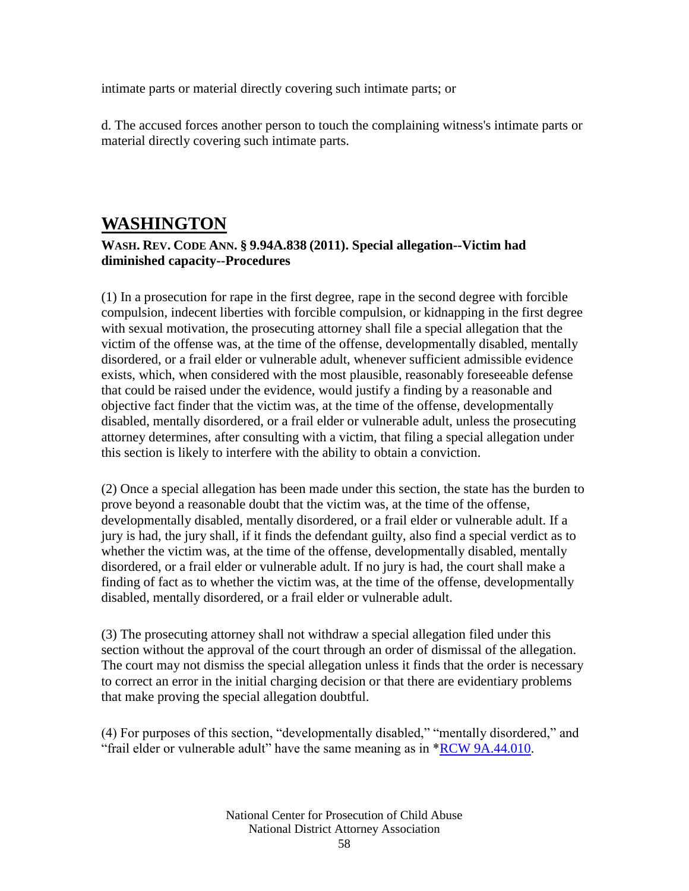intimate parts or material directly covering such intimate parts; or

d. The accused forces another person to touch the complaining witness's intimate parts or material directly covering such intimate parts.

## WASHINGTON

**WASH. REV. CODE ANN. § 9.94A.838 (2011). Special allegation--Victim had diminished capacity--Procedures**

(1) In a prosecution for rape in the first degree, rape in the second degree with forcible compulsion, indecent liberties with forcible compulsion, or kidnapping in the first degree with sexual motivation, the prosecuting attorney shall file a special allegation that the victim of the offense was, at the time of the offense, developmentally disabled, mentally disordered, or a frail elder or vulnerable adult, whenever sufficient admissible evidence exists, which, when considered with the most plausible, reasonably foreseeable defense that could be raised under the evidence, would justify a finding by a reasonable and objective fact finder that the victim was, at the time of the offense, developmentally disabled, mentally disordered, or a frail elder or vulnerable adult, unless the prosecuting attorney determines, after consulting with a victim, that filing a special allegation under this section is likely to interfere with the ability to obtain a conviction.

(2) Once a special allegation has been made under this section, the state has the burden to prove beyond a reasonable doubt that the victim was, at the time of the offense, developmentally disabled, mentally disordered, or a frail elder or vulnerable adult. If a jury is had, the jury shall, if it finds the defendant guilty, also find a special verdict as to whether the victim was, at the time of the offense, developmentally disabled, mentally disordered, or a frail elder or vulnerable adult. If no jury is had, the court shall make a finding of fact as to whether the victim was, at the time of the offense, developmentally disabled, mentally disordered, or a frail elder or vulnerable adult.

(3) The prosecuting attorney shall not withdraw a special allegation filed under this section without the approval of the court through an order of dismissal of the allegation. The court may not dismiss the special allegation unless it finds that the order is necessary to correct an error in the initial charging decision or that there are evidentiary problems that make proving the special allegation doubtful.

(4) For purposes of this section, "developmentally disabled," "mentally disordered," and "frail elder or vulnerable adult" have the same meaning as in *RCW 9A.44.010.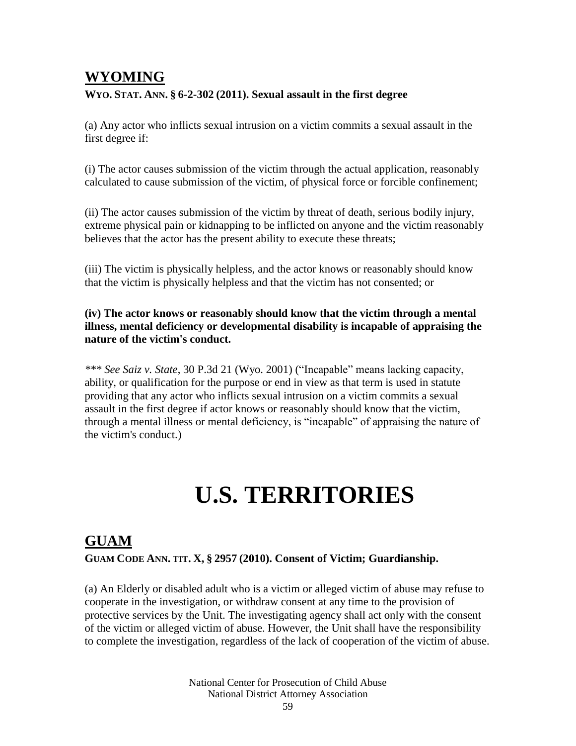## WYOMING

**WYO. STAT. ANN. § 6-2-302 (2011). Sexual assault in the first degree**

(a) Any actor who inflicts sexual intrusion on a victim commits a sexual assault in the first degree if:

(i) The actor causes submission of the victim through the actual application, reasonably calculated to cause submission of the victim, of physical force or forcible confinement;

(ii) The actor causes submission of the victim by threat of death, serious bodily injury, extreme physical pain or kidnapping to be inflicted on anyone and the victim reasonably believes that the actor has the present ability to execute these threats;

(iii) The victim is physically helpless, and the actor knows or reasonably should know that the victim is physically helpless and that the victim has not consented; or

**(iv) The actor knows or reasonably should know that the victim through a mental illness, mental deficiency or developmental disability is incapable of appraising the nature of the victim's conduct.**

*** *See Saiz v. State*, 30 P.3d 21 (Wyo. 2001) ("Incapable" means lacking capacity, ability, or qualification for the purpose or end in view as that term is used in statute providing that any actor who inflicts sexual intrusion on a victim commits a sexual assault in the first degree if actor knows or reasonably should know that the victim, through a mental illness or mental deficiency, is "incapable" of appraising the nature of the victim's conduct.)

# U.S. TERRITORIES

## GUAM

**GUAM CODE ANN. TIT. X, § 2957 (2010). Consent of Victim; Guardianship.**

(a) An Elderly or disabled adult who is a victim or alleged victim of abuse may refuse to cooperate in the investigation, or withdraw consent at any time to the provision of protective services by the Unit. The investigating agency shall act only with the consent of the victim or alleged victim of abuse. However, the Unit shall have the responsibility to complete the investigation, regardless of the lack of cooperation of the victim of abuse.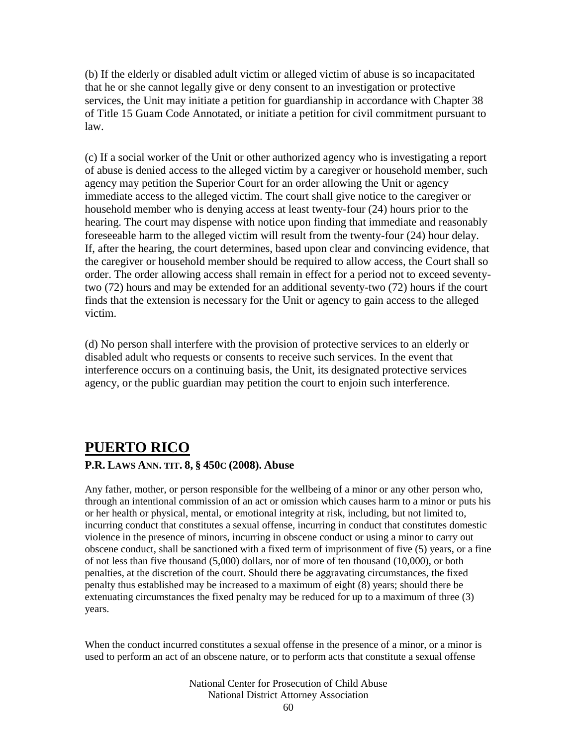(b) If the elderly or disabled adult victim or alleged victim of abuse is so incapacitated that he or she cannot legally give or deny consent to an investigation or protective services, the Unit may initiate a petition for guardianship in accordance with Chapter 38 of Title 15 Guam Code Annotated, or initiate a petition for civil commitment pursuant to law.

(c) If a social worker of the Unit or other authorized agency who is investigating a report of abuse is denied access to the alleged victim by a caregiver or household member, such agency may petition the Superior Court for an order allowing the Unit or agency immediate access to the alleged victim. The court shall give notice to the caregiver or household member who is denying access at least twenty-four (24) hours prior to the hearing. The court may dispense with notice upon finding that immediate and reasonably foreseeable harm to the alleged victim will result from the twenty-four (24) hour delay. If, after the hearing, the court determines, based upon clear and convincing evidence, that the caregiver or household member should be required to allow access, the Court shall so order. The order allowing access shall remain in effect for a period not to exceed seventy-two (72) hours and may be extended for an additional seventy-two (72) hours if the court finds that the extension is necessary for the Unit or agency to gain access to the alleged victim.

(d) No person shall interfere with the provision of protective services to an elderly or disabled adult who requests or consents to receive such services. In the event that interference occurs on a continuing basis, the Unit, its designated protective services agency, or the public guardian may petition the court to enjoin such interference.

## PUERTO RICO

### P.R. LAWS ANN. TIT. 8, § 450C (2008). Abuse

Any father, mother, or person responsible for the wellbeing of a minor or any other person who, through an intentional commission of an act or omission which causes harm to a minor or puts his or her health or physical, mental, or emotional integrity at risk, including, but not limited to, incurring conduct that constitutes a sexual offense, incurring in conduct that constitutes domestic violence in the presence of minors, incurring in obscene conduct or using a minor to carry out obscene conduct, shall be sanctioned with a fixed term of imprisonment of five (5) years, or a fine of not less than five thousand (5,000) dollars, nor of more of ten thousand (10,000), or both penalties, at the discretion of the court. Should there be aggravating circumstances, the fixed penalty thus established may be increased to a maximum of eight (8) years; should there be extenuating circumstances the fixed penalty may be reduced for up to a maximum of three (3) years.

When the conduct incurred constitutes a sexual offense in the presence of a minor, or a minor is used to perform an act of an obscene nature, or to perform acts that constitute a sexual offense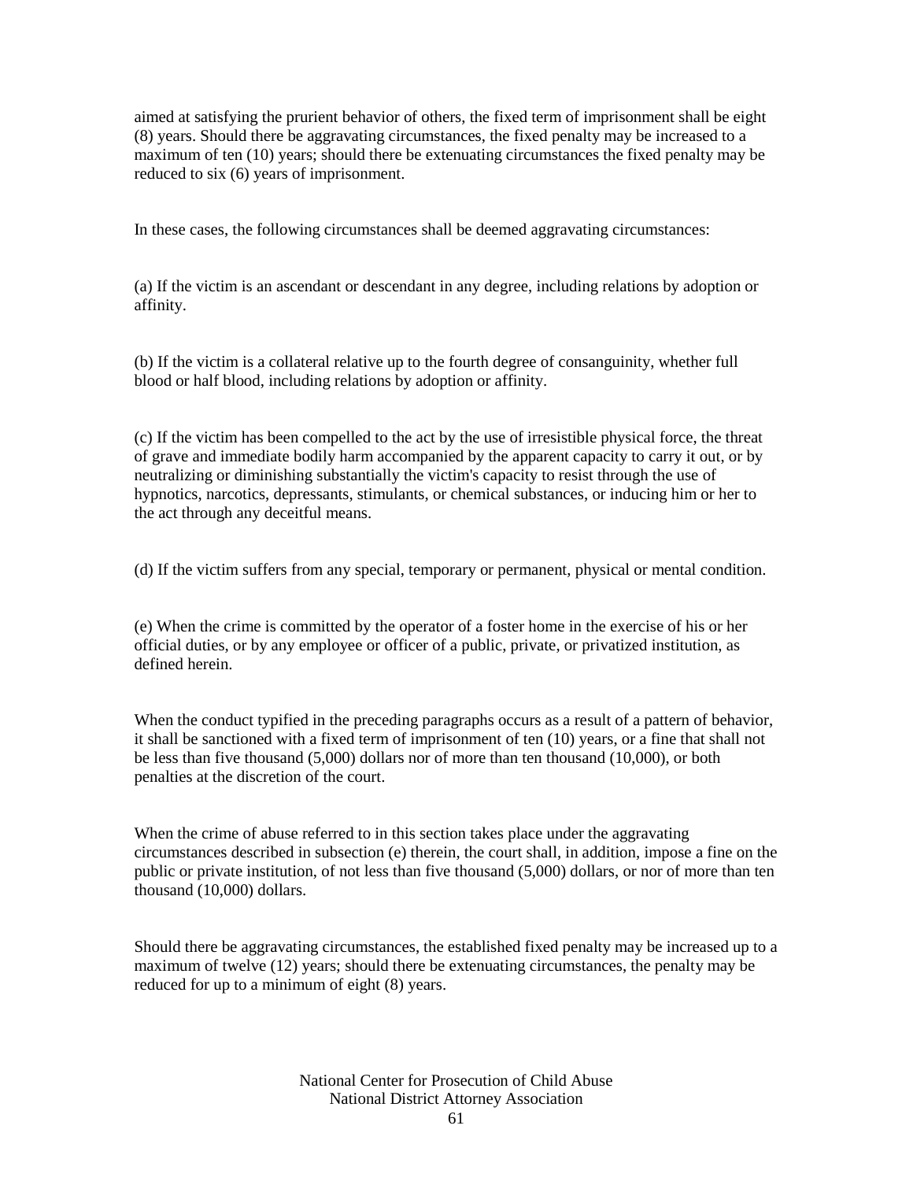aimed at satisfying the prurient behavior of others, the fixed term of imprisonment shall be eight (8) years. Should there be aggravating circumstances, the fixed penalty may be increased to a maximum of ten (10) years; should there be extenuating circumstances the fixed penalty may be reduced to six (6) years of imprisonment.

In these cases, the following circumstances shall be deemed aggravating circumstances:

(a) If the victim is an ascendant or descendant in any degree, including relations by adoption or affinity.

(b) If the victim is a collateral relative up to the fourth degree of consanguinity, whether full blood or half blood, including relations by adoption or affinity.

(c) If the victim has been compelled to the act by the use of irresistible physical force, the threat of grave and immediate bodily harm accompanied by the apparent capacity to carry it out, or by neutralizing or diminishing substantially the victim's capacity to resist through the use of hypnotics, narcotics, depressants, stimulants, or chemical substances, or inducing him or her to the act through any deceitful means.

(d) If the victim suffers from any special, temporary or permanent, physical or mental condition.

(e) When the crime is committed by the operator of a foster home in the exercise of his or her official duties, or by any employee or officer of a public, private, or privatized institution, as defined herein.

When the conduct typified in the preceding paragraphs occurs as a result of a pattern of behavior, it shall be sanctioned with a fixed term of imprisonment of ten (10) years, or a fine that shall not be less than five thousand (5,000) dollars nor of more than ten thousand (10,000), or both penalties at the discretion of the court.

When the crime of abuse referred to in this section takes place under the aggravating circumstances described in subsection (e) therein, the court shall, in addition, impose a fine on the public or private institution, of not less than five thousand (5,000) dollars, or nor of more than ten thousand (10,000) dollars.

Should there be aggravating circumstances, the established fixed penalty may be increased up to a maximum of twelve (12) years; should there be extenuating circumstances, the penalty may be reduced for up to a minimum of eight (8) years.